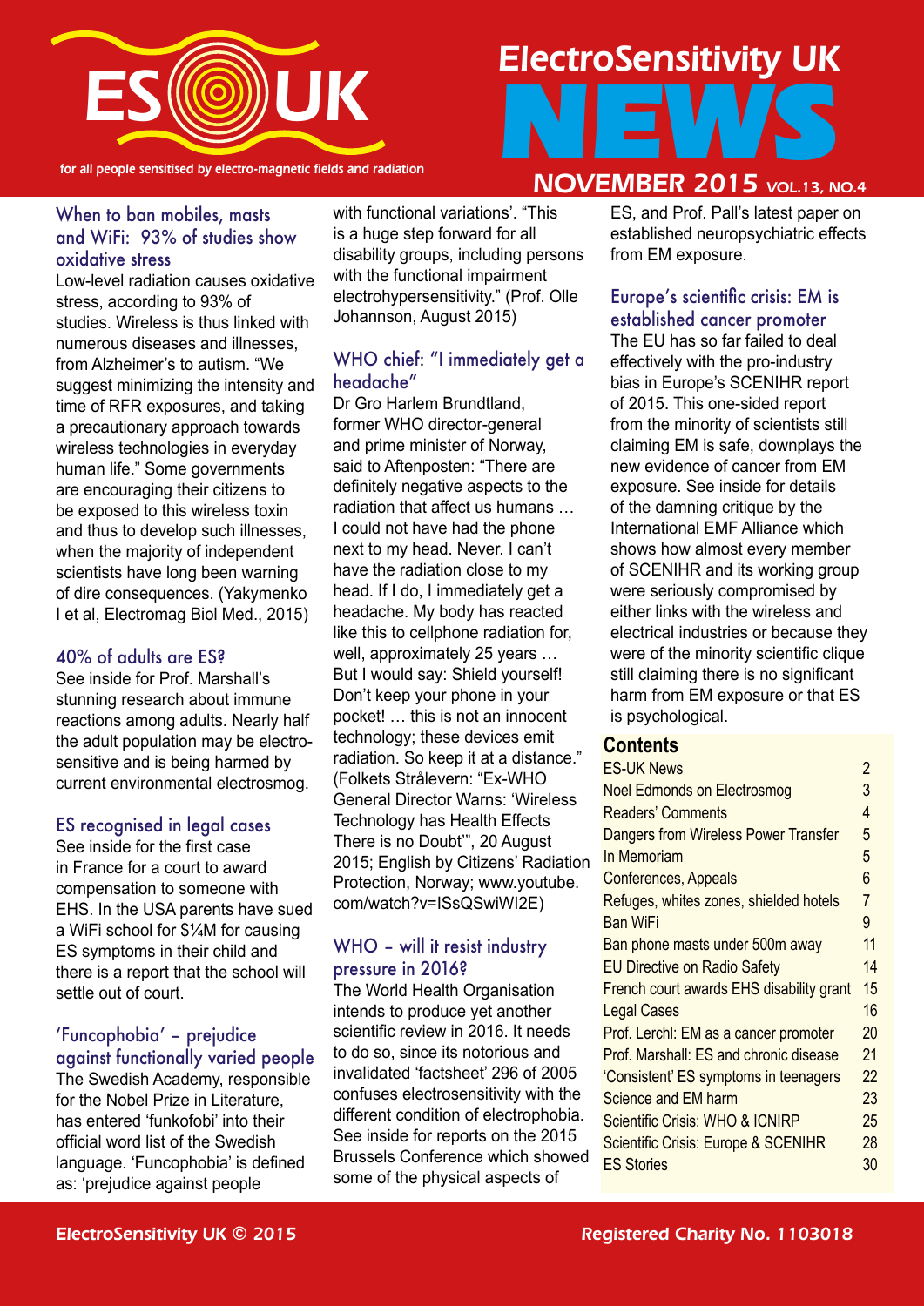# ES UK — ElectroSensitivity UK NEWS

for all people sensitised by electro-magnetic fields and radiation

NOVEMBER 2015 VOL.13, NO.4

## When to ban mobiles, masts and WiFi: 93% of studies show oxidative stress

Low-level radiation causes oxidative stress, according to 93% of studies. Wireless is thus linked with numerous diseases and illnesses, from Alzheimer's to autism. "We suggest minimizing the intensity and time of RFR exposures, and taking a precautionary approach towards wireless technologies in everyday human life." Some governments are encouraging their citizens to be exposed to this wireless toxin and thus to develop such illnesses, when the majority of independent scientists have long been warning of dire consequences. (Yakymenko I et al, Electromag Biol Med., 2015)

## 40% of adults are ES?

See inside for Prof. Marshall's stunning research about immune reactions among adults. Nearly half the adult population may be electro-sensitive and is being harmed by current environmental electrosmog.

## ES recognised in legal cases

See inside for the first case in France for a court to award compensation to someone with EHS. In the USA parents have sued a WiFi school for $¼M for causing ES symptoms in their child and there is a report that the school will settle out of court.

## 'Funcophobia' – prejudice against functionally varied people

The Swedish Academy, responsible for the Nobel Prize in Literature, has entered 'funkofobi' into their official word list of the Swedish language. 'Funcophobia' is defined as: 'prejudice against people with functional variations'. "This is a huge step forward for all disability groups, including persons with the functional impairment electrohypersensitivity." (Prof. Olle Johannson, August 2015)

## WHO chief: "I immediately get a headache"

Dr Gro Harlem Brundtland, former WHO director-general and prime minister of Norway, said to Aftenposten: "There are definitely negative aspects to the radiation that affect us humans … I could not have had the phone next to my head. Never. I can't have the radiation close to my head. If I do, I immediately get a headache. My body has reacted like this to cellphone radiation for, well, approximately 25 years … But I would say: Shield yourself! Don't keep your phone in your pocket! … this is not an innocent technology; these devices emit radiation. So keep it at a distance." (Folkets Strålevern: "Ex-WHO General Director Warns: 'Wireless Technology has Health Effects There is no Doubt'", 20 August 2015; English by Citizens' Radiation Protection, Norway; www.youtube.com/watch?v=ISsQSwiWI2E)

## WHO – will it resist industry pressure in 2016?

The World Health Organisation intends to produce yet another scientific review in 2016. It needs to do so, since its notorious and invalidated 'factsheet' 296 of 2005 confuses electrosensitivity with the different condition of electrophobia. See inside for reports on the 2015 Brussels Conference which showed some of the physical aspects of ES, and Prof. Pall's latest paper on established neuropsychiatric effects from EM exposure.

## Europe's scientific crisis: EM is established cancer promoter

The EU has so far failed to deal effectively with the pro-industry bias in Europe's SCENIHR report of 2015. This one-sided report from the minority of scientists still claiming EM is safe, downplays the new evidence of cancer from EM exposure. See inside for details of the damning critique by the International EMF Alliance which shows how almost every member of SCENIHR and its working group were seriously compromised by either links with the wireless and electrical industries or because they were of the minority scientific clique still claiming there is no significant harm from EM exposure or that ES is psychological.

## Contents

| | |
|---|---|
| ES-UK News | 2 |
| Noel Edmonds on Electrosmog | 3 |
| Readers' Comments | 4 |
| Dangers from Wireless Power Transfer | 5 |
| In Memoriam | 5 |
| Conferences, Appeals | 6 |
| Refuges, whites zones, shielded hotels | 7 |
| Ban WiFi | 9 |
| Ban phone masts under 500m away | 11 |
| EU Directive on Radio Safety | 14 |
| French court awards EHS disability grant | 15 |
| Legal Cases | 16 |
| Prof. Lerchl: EM as a cancer promoter | 20 |
| Prof. Marshall: ES and chronic disease | 21 |
| 'Consistent' ES symptoms in teenagers | 22 |
| Science and EM harm | 23 |
| Scientific Crisis: WHO & ICNIRP | 25 |
| Scientific Crisis: Europe & SCENIHR | 28 |
| ES Stories | 30 |

ElectroSensitivity UK © 2015

Registered Charity No. 1103018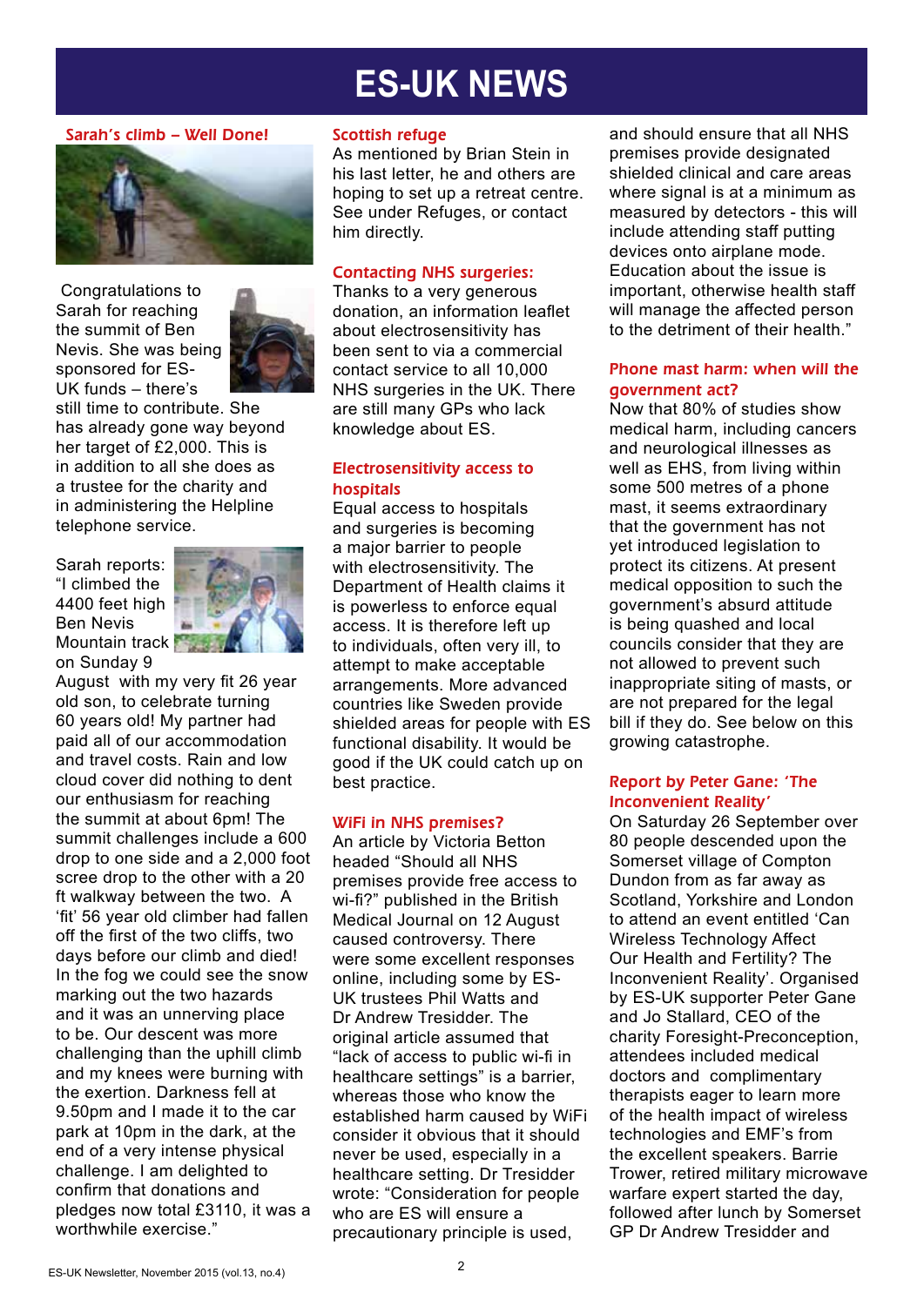# ES-UK NEWS

### Sarah's climb – Well Done!

Congratulations to Sarah for reaching the summit of Ben Nevis. She was being sponsored for ES-UK funds – there's still time to contribute. She has already gone way beyond her target of £2,000. This is in addition to all she does as a trustee for the charity and in administering the Helpline telephone service.

Sarah reports: "I climbed the 4400 feet high Ben Nevis Mountain track on Sunday 9 August with my very fit 26 year old son, to celebrate turning 60 years old! My partner had paid all of our accommodation and travel costs. Rain and low cloud cover did nothing to dent our enthusiasm for reaching the summit at about 6pm! The summit challenges include a 600 drop to one side and a 2,000 foot scree drop to the other with a 20 ft walkway between the two. A 'fit' 56 year old climber had fallen off the first of the two cliffs, two days before our climb and died! In the fog we could see the snow marking out the two hazards and it was an unnerving place to be. Our descent was more challenging than the uphill climb and my knees were burning with the exertion. Darkness fell at 9.50pm and I made it to the car park at 10pm in the dark, at the end of a very intense physical challenge. I am delighted to confirm that donations and pledges now total £3110, it was a worthwhile exercise."

### Scottish refuge

As mentioned by Brian Stein in his last letter, he and others are hoping to set up a retreat centre. See under Refuges, or contact him directly.

### Contacting NHS surgeries:

Thanks to a very generous donation, an information leaflet about electrosensitivity has been sent to via a commercial contact service to all 10,000 NHS surgeries in the UK. There are still many GPs who lack knowledge about ES.

### Electrosensitivity access to hospitals

Equal access to hospitals and surgeries is becoming a major barrier to people with electrosensitivity. The Department of Health claims it is powerless to enforce equal access. It is therefore left up to individuals, often very ill, to attempt to make acceptable arrangements. More advanced countries like Sweden provide shielded areas for people with ES functional disability. It would be good if the UK could catch up on best practice.

### WiFi in NHS premises?

An article by Victoria Betton headed "Should all NHS premises provide free access to wi-fi?" published in the British Medical Journal on 12 August caused controversy. There were some excellent responses online, including some by ES-UK trustees Phil Watts and Dr Andrew Tresidder. The original article assumed that "lack of access to public wi-fi in healthcare settings" is a barrier, whereas those who know the established harm caused by WiFi consider it obvious that it should never be used, especially in a healthcare setting. Dr Tresidder wrote: "Consideration for people who are ES will ensure a precautionary principle is used, and should ensure that all NHS premises provide designated shielded clinical and care areas where signal is at a minimum as measured by detectors - this will include attending staff putting devices onto airplane mode. Education about the issue is important, otherwise health staff will manage the affected person to the detriment of their health."

### Phone mast harm: when will the government act?

Now that 80% of studies show medical harm, including cancers and neurological illnesses as well as EHS, from living within some 500 metres of a phone mast, it seems extraordinary that the government has not yet introduced legislation to protect its citizens. At present medical opposition to such the government's absurd attitude is being quashed and local councils consider that they are not allowed to prevent such inappropriate siting of masts, or are not prepared for the legal bill if they do. See below on this growing catastrophe.

### Report by Peter Gane: 'The Inconvenient Reality'

On Saturday 26 September over 80 people descended upon the Somerset village of Compton Dundon from as far away as Scotland, Yorkshire and London to attend an event entitled 'Can Wireless Technology Affect Our Health and Fertility? The Inconvenient Reality'. Organised by ES-UK supporter Peter Gane and Jo Stallard, CEO of the charity Foresight-Preconception, attendees included medical doctors and complimentary therapists eager to learn more of the health impact of wireless technologies and EMF's from the excellent speakers. Barrie Trower, retired military microwave warfare expert started the day, followed after lunch by Somerset GP Dr Andrew Tresidder and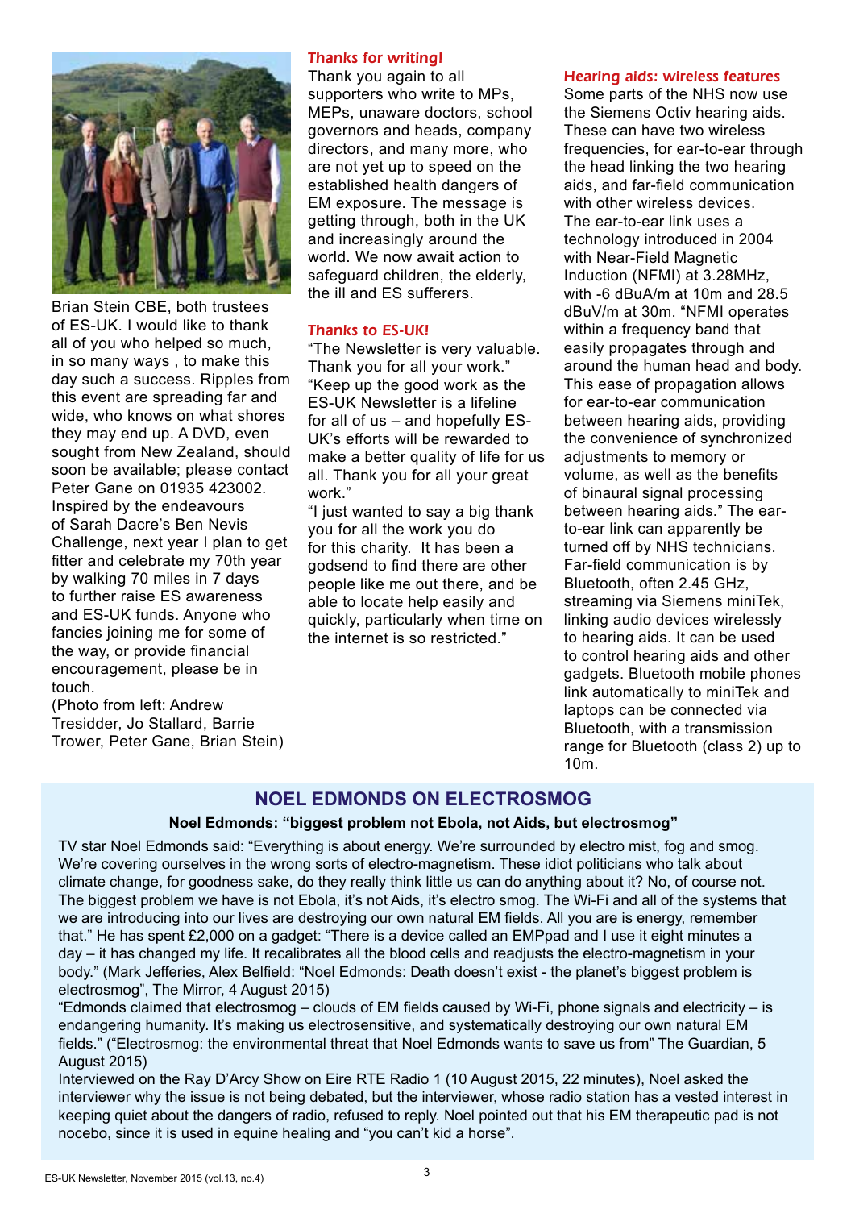Brian Stein CBE, both trustees of ES-UK. I would like to thank all of you who helped so much, in so many ways , to make this day such a success. Ripples from this event are spreading far and wide, who knows on what shores they may end up. A DVD, even sought from New Zealand, should soon be available; please contact Peter Gane on 01935 423002.

Inspired by the endeavours of Sarah Dacre's Ben Nevis Challenge, next year I plan to get fitter and celebrate my 70th year by walking 70 miles in 7 days to further raise ES awareness and ES-UK funds. Anyone who fancies joining me for some of the way, or provide financial encouragement, please be in touch.

(Photo from left: Andrew Tresidder, Jo Stallard, Barrie Trower, Peter Gane, Brian Stein)

### Thanks for writing!

Thank you again to all supporters who write to MPs, MEPs, unaware doctors, school governors and heads, company directors, and many more, who are not yet up to speed on the established health dangers of EM exposure. The message is getting through, both in the UK and increasingly around the world. We now await action to safeguard children, the elderly, the ill and ES sufferers.

### Thanks to ES-UK!

"The Newsletter is very valuable. Thank you for all your work."

"Keep up the good work as the ES-UK Newsletter is a lifeline for all of us – and hopefully ES-UK's efforts will be rewarded to make a better quality of life for us all. Thank you for all your great work."

"I just wanted to say a big thank you for all the work you do for this charity. It has been a godsend to find there are other people like me out there, and be able to locate help easily and quickly, particularly when time on the internet is so restricted."

### Hearing aids: wireless features

Some parts of the NHS now use the Siemens Octiv hearing aids. These can have two wireless frequencies, for ear-to-ear through the head linking the two hearing aids, and far-field communication with other wireless devices.

The ear-to-ear link uses a technology introduced in 2004 with Near-Field Magnetic Induction (NFMI) at 3.28MHz, with -6 dBuA/m at 10m and 28.5 dBuV/m at 30m. "NFMI operates within a frequency band that easily propagates through and around the human head and body. This ease of propagation allows for ear-to-ear communication between hearing aids, providing the convenience of synchronized adjustments to memory or volume, as well as the benefits of binaural signal processing between hearing aids." The ear-to-ear link can apparently be turned off by NHS technicians.

Far-field communication is by Bluetooth, often 2.45 GHz, streaming via Siemens miniTek, linking audio devices wirelessly to hearing aids. It can be used to control hearing aids and other gadgets. Bluetooth mobile phones link automatically to miniTek and laptops can be connected via Bluetooth, with a transmission range for Bluetooth (class 2) up to 10m.

## NOEL EDMONDS ON ELECTROSMOG

**Noel Edmonds: "biggest problem not Ebola, not Aids, but electrosmog"**

TV star Noel Edmonds said: "Everything is about energy. We're surrounded by electro mist, fog and smog. We're covering ourselves in the wrong sorts of electro-magnetism. These idiot politicians who talk about climate change, for goodness sake, do they really think little us can do anything about it? No, of course not. The biggest problem we have is not Ebola, it's not Aids, it's electro smog. The Wi-Fi and all of the systems that we are introducing into our lives are destroying our own natural EM fields. All you are is energy, remember that." He has spent £2,000 on a gadget: "There is a device called an EMPpad and I use it eight minutes a day – it has changed my life. It recalibrates all the blood cells and readjusts the electro-magnetism in your body." (Mark Jefferies, Alex Belfield: "Noel Edmonds: Death doesn't exist - the planet's biggest problem is electrosmog", The Mirror, 4 August 2015)

"Edmonds claimed that electrosmog – clouds of EM fields caused by Wi-Fi, phone signals and electricity – is endangering humanity. It's making us electrosensitive, and systematically destroying our own natural EM fields." ("Electrosmog: the environmental threat that Noel Edmonds wants to save us from" The Guardian, 5 August 2015)

Interviewed on the Ray D'Arcy Show on Eire RTE Radio 1 (10 August 2015, 22 minutes), Noel asked the interviewer why the issue is not being debated, but the interviewer, whose radio station has a vested interest in keeping quiet about the dangers of radio, refused to reply. Noel pointed out that his EM therapeutic pad is not nocebo, since it is used in equine healing and "you can't kid a horse".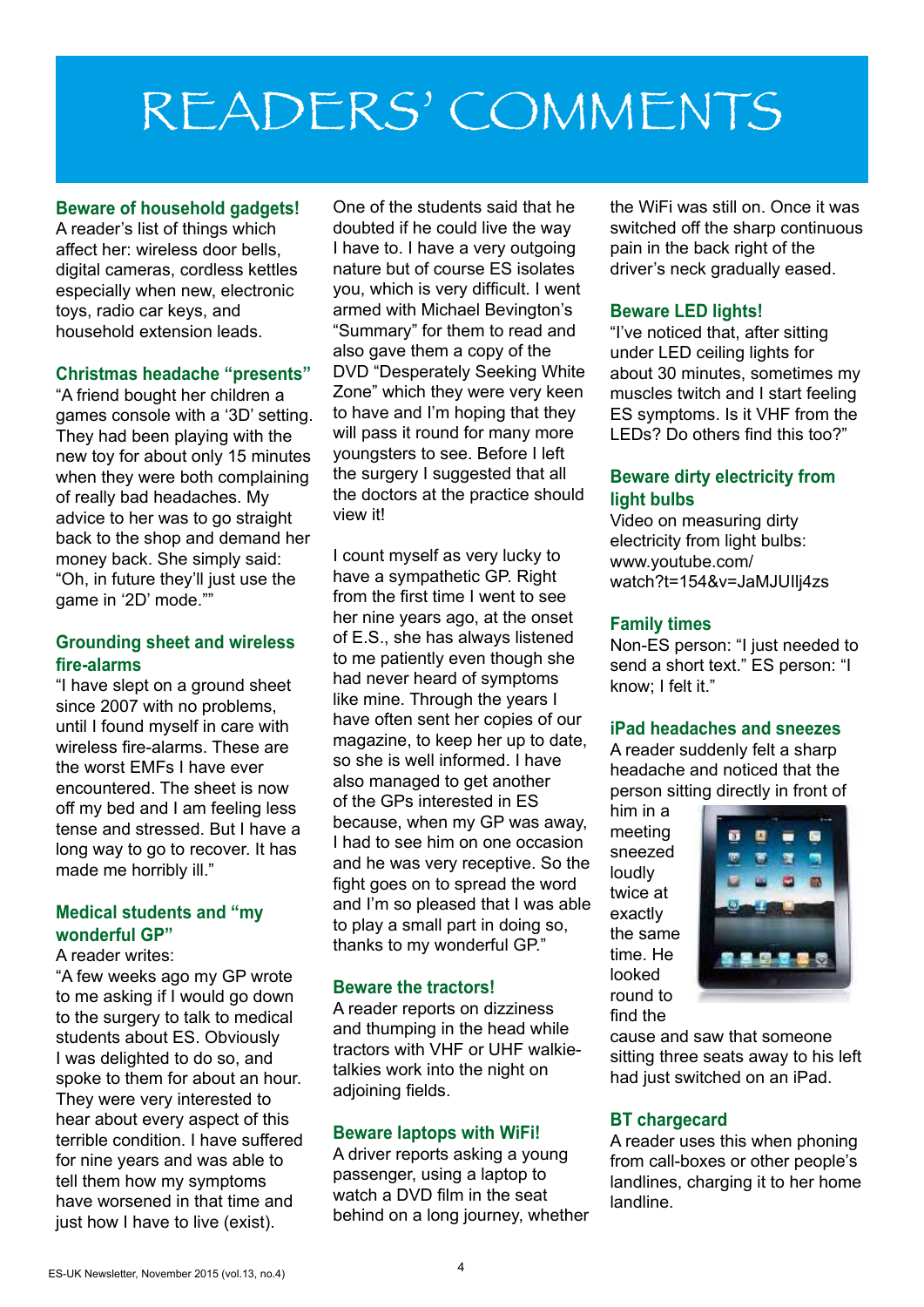# READERS' COMMENTS

### Beware of household gadgets!

A reader's list of things which affect her: wireless door bells, digital cameras, cordless kettles especially when new, electronic toys, radio car keys, and household extension leads.

### Christmas headache "presents"

"A friend bought her children a games console with a '3D' setting. They had been playing with the new toy for about only 15 minutes when they were both complaining of really bad headaches. My advice to her was to go straight back to the shop and demand her money back. She simply said: "Oh, in future they'll just use the game in '2D' mode.""

### Grounding sheet and wireless fire-alarms

"I have slept on a ground sheet since 2007 with no problems, until I found myself in care with wireless fire-alarms. These are the worst EMFs I have ever encountered. The sheet is now off my bed and I am feeling less tense and stressed. But I have a long way to go to recover. It has made me horribly ill."

### Medical students and "my wonderful GP"

A reader writes:

"A few weeks ago my GP wrote to me asking if I would go down to the surgery to talk to medical students about ES. Obviously I was delighted to do so, and spoke to them for about an hour. They were very interested to hear about every aspect of this terrible condition. I have suffered for nine years and was able to tell them how my symptoms have worsened in that time and just how I have to live (exist).

One of the students said that he doubted if he could live the way I have to. I have a very outgoing nature but of course ES isolates you, which is very difficult. I went armed with Michael Bevington's "Summary" for them to read and also gave them a copy of the DVD "Desperately Seeking White Zone" which they were very keen to have and I'm hoping that they will pass it round for many more youngsters to see. Before I left the surgery I suggested that all the doctors at the practice should view it!

I count myself as very lucky to have a sympathetic GP. Right from the first time I went to see her nine years ago, at the onset of E.S., she has always listened to me patiently even though she had never heard of symptoms like mine. Through the years I have often sent her copies of our magazine, to keep her up to date, so she is well informed. I have also managed to get another of the GPs interested in ES because, when my GP was away, I had to see him on one occasion and he was very receptive. So the fight goes on to spread the word and I'm so pleased that I was able to play a small part in doing so, thanks to my wonderful GP."

### Beware the tractors!

A reader reports on dizziness and thumping in the head while tractors with VHF or UHF walkie-talkies work into the night on adjoining fields.

### Beware laptops with WiFi!

A driver reports asking a young passenger, using a laptop to watch a DVD film in the seat behind on a long journey, whether the WiFi was still on. Once it was switched off the sharp continuous pain in the back right of the driver's neck gradually eased.

### Beware LED lights!

"I've noticed that, after sitting under LED ceiling lights for about 30 minutes, sometimes my muscles twitch and I start feeling ES symptoms. Is it VHF from the LEDs? Do others find this too?"

### Beware dirty electricity from light bulbs

Video on measuring dirty electricity from light bulbs: www.youtube.com/watch?t=154&v=JaMJUIlj4zs

### Family times

Non-ES person: "I just needed to send a short text." ES person: "I know; I felt it."

### iPad headaches and sneezes

A reader suddenly felt a sharp headache and noticed that the person sitting directly in front of him in a meeting sneezed loudly twice at exactly the same time. He looked round to find the cause and saw that someone sitting three seats away to his left had just switched on an iPad.

### BT chargecard

A reader uses this when phoning from call-boxes or other people's landlines, charging it to her home landline.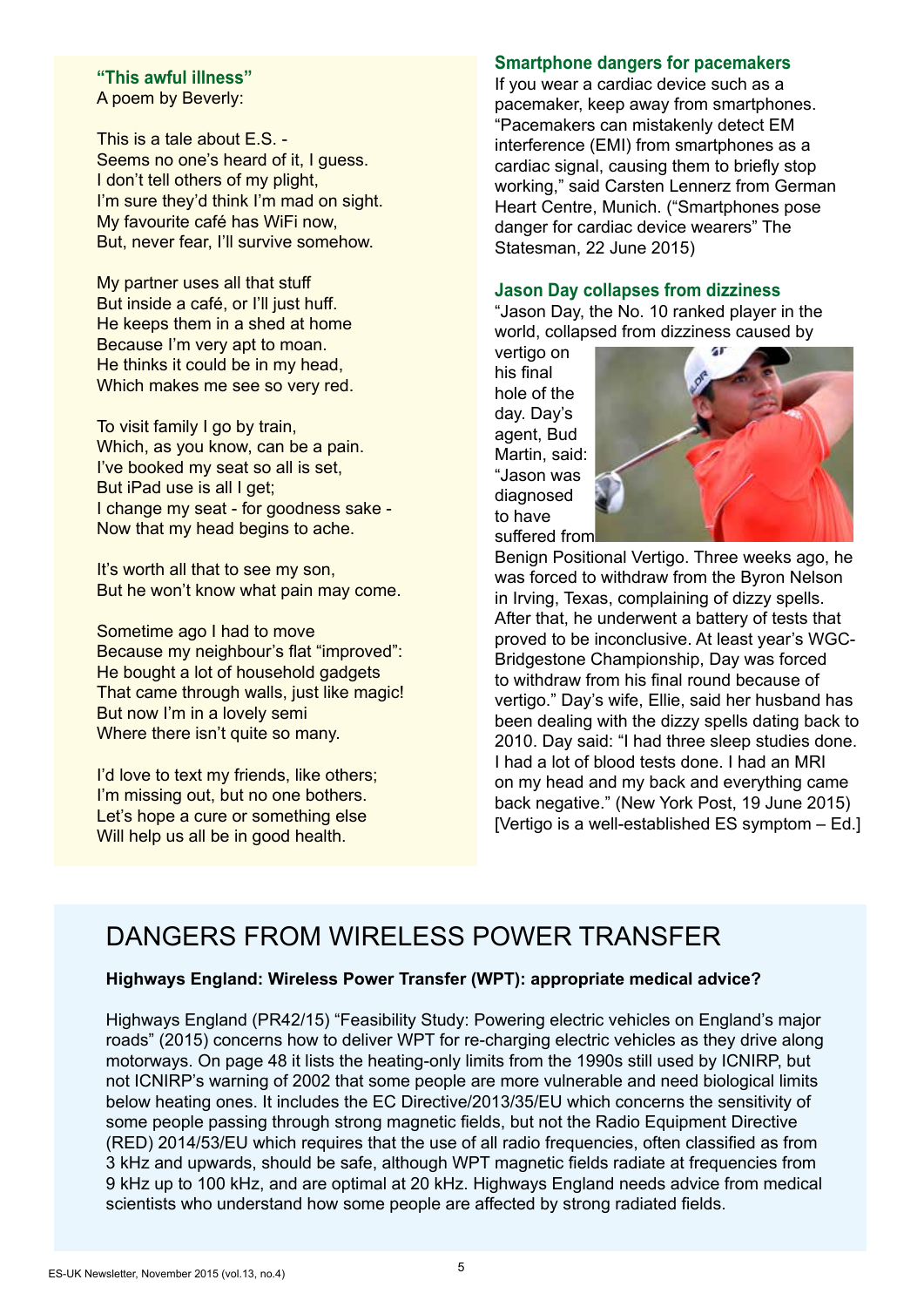### "This awful illness"

A poem by Beverly:

This is a tale about E.S. -
Seems no one's heard of it, I guess.
I don't tell others of my plight,
I'm sure they'd think I'm mad on sight.
My favourite café has WiFi now,
But, never fear, I'll survive somehow.

My partner uses all that stuff
But inside a café, or I'll just huff.
He keeps them in a shed at home
Because I'm very apt to moan.
He thinks it could be in my head,
Which makes me see so very red.

To visit family I go by train,
Which, as you know, can be a pain.
I've booked my seat so all is set,
But iPad use is all I get;
I change my seat - for goodness sake -
Now that my head begins to ache.

It's worth all that to see my son,
But he won't know what pain may come.

Sometime ago I had to move
Because my neighbour's flat "improved":
He bought a lot of household gadgets
That came through walls, just like magic!
But now I'm in a lovely semi
Where there isn't quite so many.

I'd love to text my friends, like others;
I'm missing out, but no one bothers.
Let's hope a cure or something else
Will help us all be in good health.

### Smartphone dangers for pacemakers

If you wear a cardiac device such as a pacemaker, keep away from smartphones. "Pacemakers can mistakenly detect EM interference (EMI) from smartphones as a cardiac signal, causing them to briefly stop working," said Carsten Lennerz from German Heart Centre, Munich. ("Smartphones pose danger for cardiac device wearers" The Statesman, 22 June 2015)

### Jason Day collapses from dizziness

"Jason Day, the No. 10 ranked player in the world, collapsed from dizziness caused by vertigo on his final hole of the day. Day's agent, Bud Martin, said: "Jason was diagnosed to have suffered from Benign Positional Vertigo. Three weeks ago, he was forced to withdraw from the Byron Nelson in Irving, Texas, complaining of dizzy spells. After that, he underwent a battery of tests that proved to be inconclusive. At least year's WGC-Bridgestone Championship, Day was forced to withdraw from his final round because of vertigo." Day's wife, Ellie, said her husband has been dealing with the dizzy spells dating back to 2010. Day said: "I had three sleep studies done. I had a lot of blood tests done. I had an MRI on my head and my back and everything came back negative." (New York Post, 19 June 2015) [Vertigo is a well-established ES symptom – Ed.]

## DANGERS FROM WIRELESS POWER TRANSFER

**Highways England: Wireless Power Transfer (WPT): appropriate medical advice?**

Highways England (PR42/15) "Feasibility Study: Powering electric vehicles on England's major roads" (2015) concerns how to deliver WPT for re-charging electric vehicles as they drive along motorways. On page 48 it lists the heating-only limits from the 1990s still used by ICNIRP, but not ICNIRP's warning of 2002 that some people are more vulnerable and need biological limits below heating ones. It includes the EC Directive/2013/35/EU which concerns the sensitivity of some people passing through strong magnetic fields, but not the Radio Equipment Directive (RED) 2014/53/EU which requires that the use of all radio frequencies, often classified as from 3 kHz and upwards, should be safe, although WPT magnetic fields radiate at frequencies from 9 kHz up to 100 kHz, and are optimal at 20 kHz. Highways England needs advice from medical scientists who understand how some people are affected by strong radiated fields.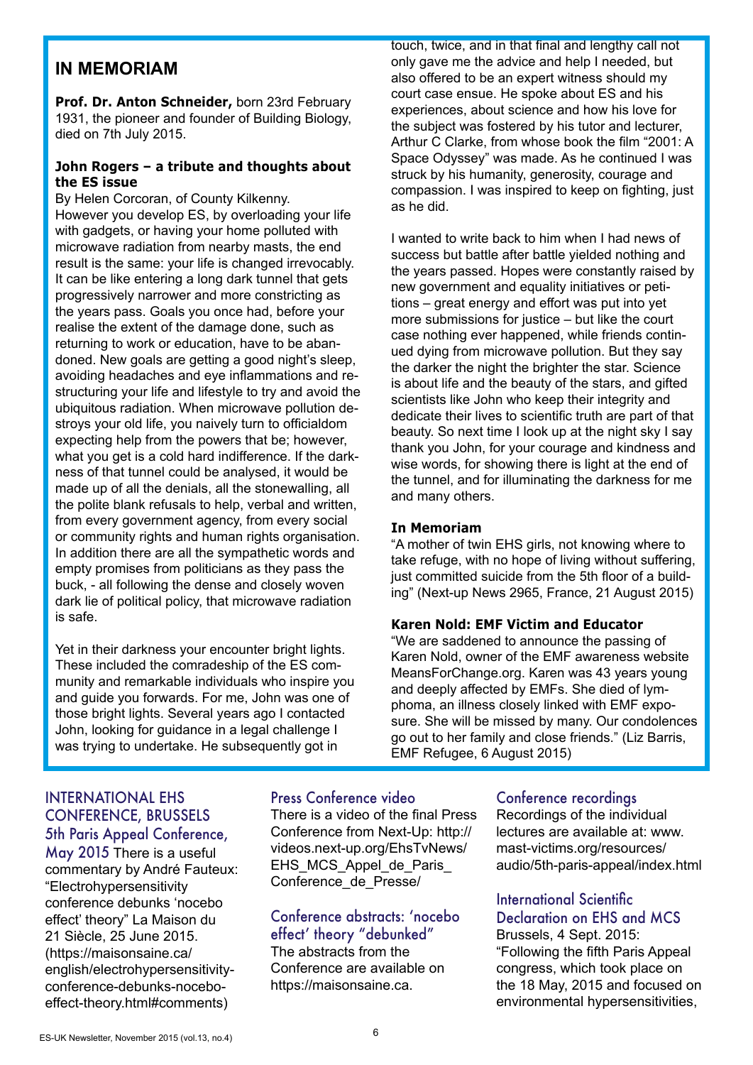## IN MEMORIAM

**Prof. Dr. Anton Schneider,** born 23rd February 1931, the pioneer and founder of Building Biology, died on 7th July 2015.

### John Rogers – a tribute and thoughts about the ES issue

By Helen Corcoran, of County Kilkenny.

However you develop ES, by overloading your life with gadgets, or having your home polluted with microwave radiation from nearby masts, the end result is the same: your life is changed irrevocably. It can be like entering a long dark tunnel that gets progressively narrower and more constricting as the years pass. Goals you once had, before your realise the extent of the damage done, such as returning to work or education, have to be abandoned. New goals are getting a good night's sleep, avoiding headaches and eye inflammations and restructuring your life and lifestyle to try and avoid the ubiquitous radiation. When microwave pollution destroys your old life, you naively turn to officialdom expecting help from the powers that be; however, what you get is a cold hard indifference. If the darkness of that tunnel could be analysed, it would be made up of all the denials, all the stonewalling, all the polite blank refusals to help, verbal and written, from every government agency, from every social or community rights and human rights organisation. In addition there are all the sympathetic words and empty promises from politicians as they pass the buck, - all following the dense and closely woven dark lie of political policy, that microwave radiation is safe.

Yet in their darkness your encounter bright lights. These included the comradeship of the ES community and remarkable individuals who inspire you and guide you forwards. For me, John was one of those bright lights. Several years ago I contacted John, looking for guidance in a legal challenge I was trying to undertake. He subsequently got in touch, twice, and in that final and lengthy call not only gave me the advice and help I needed, but also offered to be an expert witness should my court case ensue. He spoke about ES and his experiences, about science and how his love for the subject was fostered by his tutor and lecturer, Arthur C Clarke, from whose book the film "2001: A Space Odyssey" was made. As he continued I was struck by his humanity, generosity, courage and compassion. I was inspired to keep on fighting, just as he did.

I wanted to write back to him when I had news of success but battle after battle yielded nothing and the years passed. Hopes were constantly raised by new government and equality initiatives or petitions – great energy and effort was put into yet more submissions for justice – but like the court case nothing ever happened, while friends continued dying from microwave pollution. But they say the darker the night the brighter the star. Science is about life and the beauty of the stars, and gifted scientists like John who keep their integrity and dedicate their lives to scientific truth are part of that beauty. So next time I look up at the night sky I say thank you John, for your courage and kindness and wise words, for showing there is light at the end of the tunnel, and for illuminating the darkness for me and many others.

### In Memoriam

"A mother of twin EHS girls, not knowing where to take refuge, with no hope of living without suffering, just committed suicide from the 5th floor of a building" (Next-up News 2965, France, 21 August 2015)

### Karen Nold: EMF Victim and Educator

"We are saddened to announce the passing of Karen Nold, owner of the EMF awareness website MeansForChange.org. Karen was 43 years young and deeply affected by EMFs. She died of lymphoma, an illness closely linked with EMF exposure. She will be missed by many. Our condolences go out to her family and close friends." (Liz Barris, EMF Refugee, 6 August 2015)

## INTERNATIONAL EHS CONFERENCE, BRUSSELS

### 5th Paris Appeal Conference, May 2015

There is a useful commentary by André Fauteux: "Electrohypersensitivity conference debunks 'nocebo effect' theory" La Maison du 21 Siècle, 25 June 2015. (https://maisonsaine.ca/english/electrohypersensitivity-conference-debunks-nocebo-effect-theory.html#comments)

### Press Conference video

There is a video of the final Press Conference from Next-Up: http://videos.next-up.org/EhsTvNews/EHS_MCS_Appel_de_Paris_Conference_de_Presse/

### Conference abstracts: 'nocebo effect' theory "debunked"

The abstracts from the Conference are available on https://maisonsaine.ca.

### Conference recordings

Recordings of the individual lectures are available at: www.mast-victims.org/resources/audio/5th-paris-appeal/index.html

### International Scientific Declaration on EHS and MCS

Brussels, 4 Sept. 2015: "Following the fifth Paris Appeal congress, which took place on the 18 May, 2015 and focused on environmental hypersensitivities,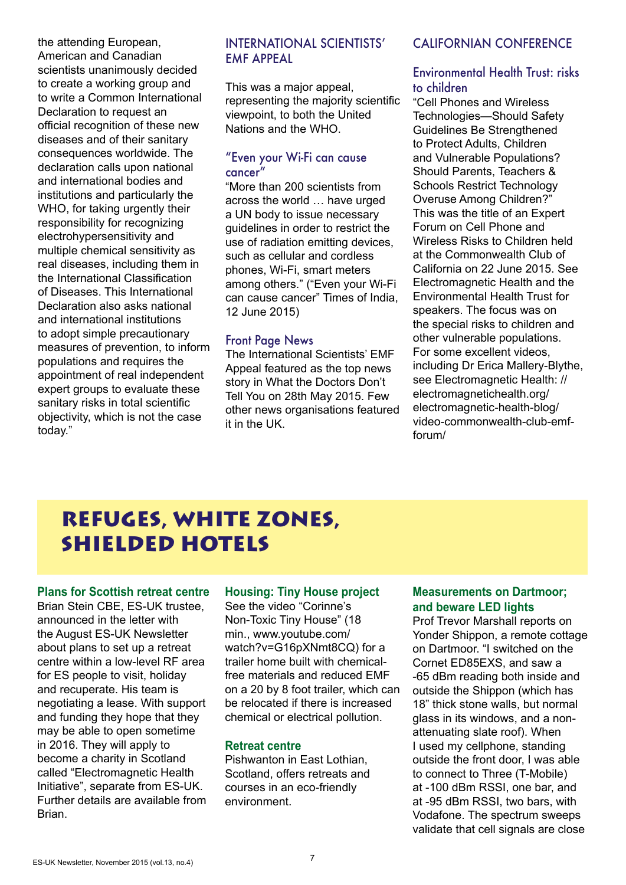the attending European, American and Canadian scientists unanimously decided to create a working group and to write a Common International Declaration to request an official recognition of these new diseases and of their sanitary consequences worldwide. The declaration calls upon national and international bodies and institutions and particularly the WHO, for taking urgently their responsibility for recognizing electrohypersensitivity and multiple chemical sensitivity as real diseases, including them in the International Classification of Diseases. This International Declaration also asks national and international institutions to adopt simple precautionary measures of prevention, to inform populations and requires the appointment of real independent expert groups to evaluate these sanitary risks in total scientific objectivity, which is not the case today."

## INTERNATIONAL SCIENTISTS' EMF APPEAL

This was a major appeal, representing the majority scientific viewpoint, to both the United Nations and the WHO.

### "Even your Wi-Fi can cause cancer"

"More than 200 scientists from across the world … have urged a UN body to issue necessary guidelines in order to restrict the use of radiation emitting devices, such as cellular and cordless phones, Wi-Fi, smart meters among others." ("Even your Wi-Fi can cause cancer" Times of India, 12 June 2015)

### Front Page News

The International Scientists' EMF Appeal featured as the top news story in What the Doctors Don't Tell You on 28th May 2015. Few other news organisations featured it in the UK.

## CALIFORNIAN CONFERENCE

### Environmental Health Trust: risks to children

"Cell Phones and Wireless Technologies—Should Safety Guidelines Be Strengthened to Protect Adults, Children and Vulnerable Populations? Should Parents, Teachers & Schools Restrict Technology Overuse Among Children?" This was the title of an Expert Forum on Cell Phone and Wireless Risks to Children held at the Commonwealth Club of California on 22 June 2015. See Electromagnetic Health and the Environmental Health Trust for speakers. The focus was on the special risks to children and other vulnerable populations. For some excellent videos, including Dr Erica Mallery-Blythe, see Electromagnetic Health: //electromagnetichealth.org/electromagnetic-health-blog/video-commonwealth-club-emf-forum/

# REFUGES, WHITE ZONES, SHIELDED HOTELS

**Plans for Scottish retreat centre**

Brian Stein CBE, ES-UK trustee, announced in the letter with the August ES-UK Newsletter about plans to set up a retreat centre within a low-level RF area for ES people to visit, holiday and recuperate. His team is negotiating a lease. With support and funding they hope that they may be able to open sometime in 2016. They will apply to become a charity in Scotland called "Electromagnetic Health Initiative", separate from ES-UK. Further details are available from Brian.

**Housing: Tiny House project**

See the video "Corinne's Non-Toxic Tiny House" (18 min., www.youtube.com/watch?v=G16pXNmt8CQ) for a trailer home built with chemical-free materials and reduced EMF on a 20 by 8 foot trailer, which can be relocated if there is increased chemical or electrical pollution.

**Retreat centre**

Pishwanton in East Lothian, Scotland, offers retreats and courses in an eco-friendly environment.

**Measurements on Dartmoor; and beware LED lights**

Prof Trevor Marshall reports on Yonder Shippon, a remote cottage on Dartmoor. "I switched on the Cornet ED85EXS, and saw a -65 dBm reading both inside and outside the Shippon (which has 18" thick stone walls, but normal glass in its windows, and a non-attenuating slate roof). When I used my cellphone, standing outside the front door, I was able to connect to Three (T-Mobile) at -100 dBm RSSI, one bar, and at -95 dBm RSSI, two bars, with Vodafone. The spectrum sweeps validate that cell signals are close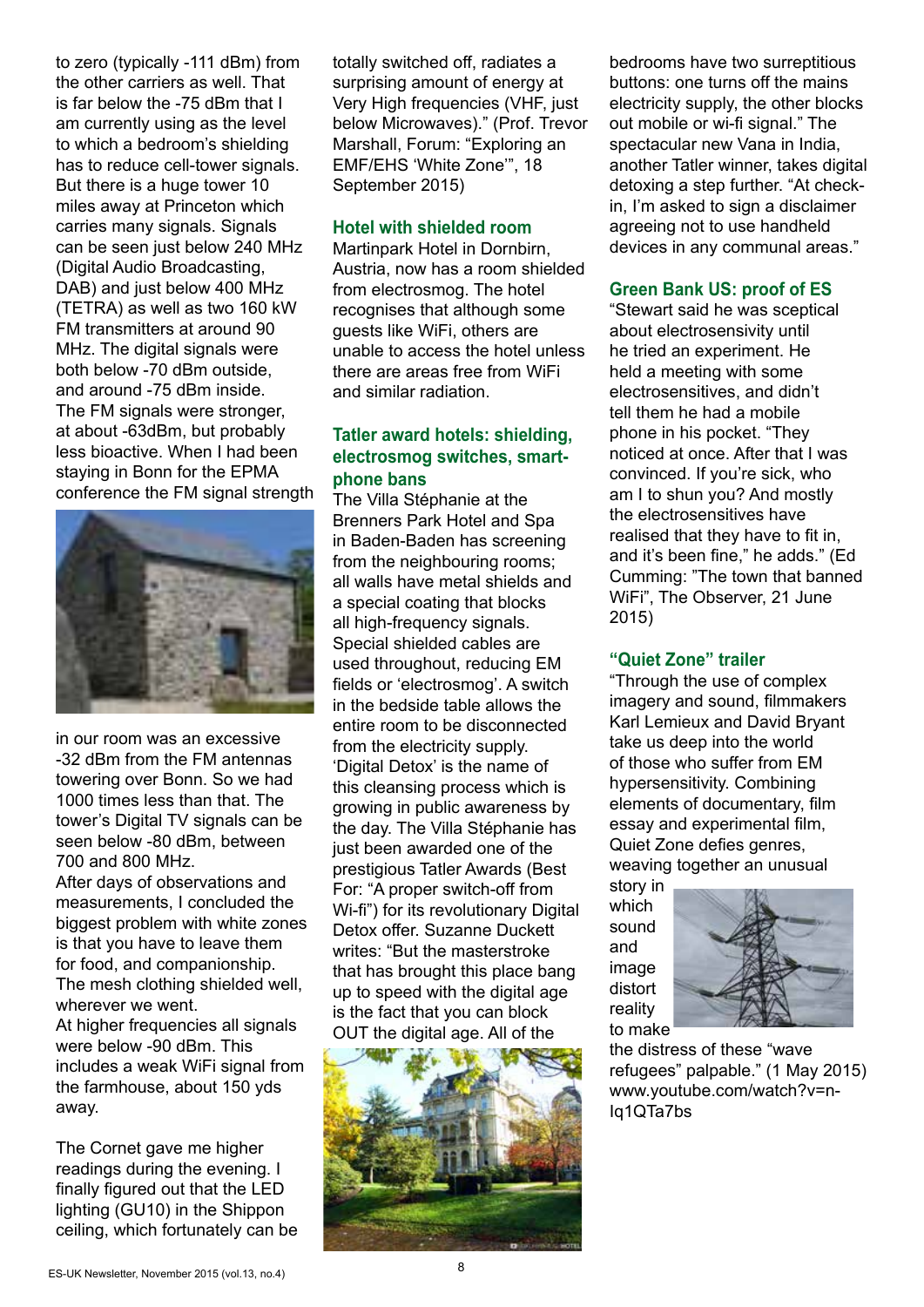to zero (typically -111 dBm) from the other carriers as well. That is far below the -75 dBm that I am currently using as the level to which a bedroom's shielding has to reduce cell-tower signals. But there is a huge tower 10 miles away at Princeton which carries many signals. Signals can be seen just below 240 MHz (Digital Audio Broadcasting, DAB) and just below 400 MHz (TETRA) as well as two 160 kW FM transmitters at around 90 MHz. The digital signals were both below -70 dBm outside, and around -75 dBm inside. The FM signals were stronger, at about -63dBm, but probably less bioactive. When I had been staying in Bonn for the EPMA conference the FM signal strength in our room was an excessive -32 dBm from the FM antennas towering over Bonn. So we had 1000 times less than that. The tower's Digital TV signals can be seen below -80 dBm, between 700 and 800 MHz.

After days of observations and measurements, I concluded the biggest problem with white zones is that you have to leave them for food, and companionship. The mesh clothing shielded well, wherever we went.

At higher frequencies all signals were below -90 dBm. This includes a weak WiFi signal from the farmhouse, about 150 yds away.

The Cornet gave me higher readings during the evening. I finally figured out that the LED lighting (GU10) in the Shippon ceiling, which fortunately can be totally switched off, radiates a surprising amount of energy at Very High frequencies (VHF, just below Microwaves)." (Prof. Trevor Marshall, Forum: "Exploring an EMF/EHS 'White Zone'", 18 September 2015)

## Hotel with shielded room

Martinpark Hotel in Dornbirn, Austria, now has a room shielded from electrosmog. The hotel recognises that although some guests like WiFi, others are unable to access the hotel unless there are areas free from WiFi and similar radiation.

## Tatler award hotels: shielding, electrosmog switches, smart-phone bans

The Villa Stéphanie at the Brenners Park Hotel and Spa in Baden-Baden has screening from the neighbouring rooms; all walls have metal shields and a special coating that blocks all high-frequency signals. Special shielded cables are used throughout, reducing EM fields or 'electrosmog'. A switch in the bedside table allows the entire room to be disconnected from the electricity supply. 'Digital Detox' is the name of this cleansing process which is growing in public awareness by the day. The Villa Stéphanie has just been awarded one of the prestigious Tatler Awards (Best For: "A proper switch-off from Wi-fi") for its revolutionary Digital Detox offer. Suzanne Duckett writes: "But the masterstroke that has brought this place bang up to speed with the digital age is the fact that you can block OUT the digital age. All of the bedrooms have two surreptitious buttons: one turns off the mains electricity supply, the other blocks out mobile or wi-fi signal." The spectacular new Vana in India, another Tatler winner, takes digital detoxing a step further. "At check-in, I'm asked to sign a disclaimer agreeing not to use handheld devices in any communal areas."

## Green Bank US: proof of ES

"Stewart said he was sceptical about electrosensitivity until he tried an experiment. He held a meeting with some electrosensitives, and didn't tell them he had a mobile phone in his pocket. "They noticed at once. After that I was convinced. If you're sick, who am I to shun you? And mostly the electrosensitives have realised that they have to fit in, and it's been fine," he adds." (Ed Cumming: "The town that banned WiFi", The Observer, 21 June 2015)

## "Quiet Zone" trailer

"Through the use of complex imagery and sound, filmmakers Karl Lemieux and David Bryant take us deep into the world of those who suffer from EM hypersensitivity. Combining elements of documentary, film essay and experimental film, Quiet Zone defies genres, weaving together an unusual story in which sound and image distort reality to make the distress of these "wave refugees" palpable." (1 May 2015) www.youtube.com/watch?v=n-Iq1QTa7bs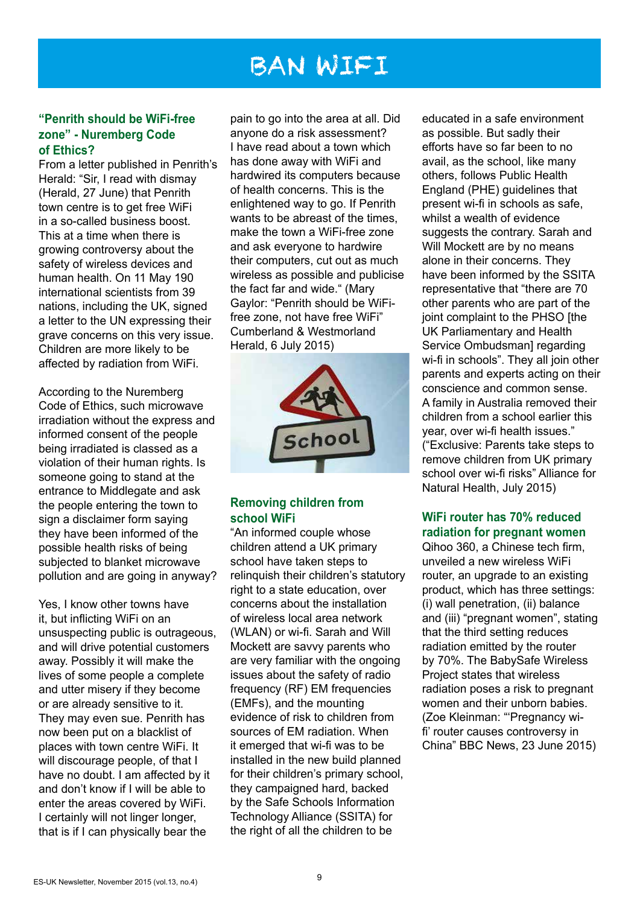# BAN WIFI

### "Penrith should be WiFi-free zone" - Nuremberg Code of Ethics?

From a letter published in Penrith's Herald: "Sir, I read with dismay (Herald, 27 June) that Penrith town centre is to get free WiFi in a so-called business boost. This at a time when there is growing controversy about the safety of wireless devices and human health. On 11 May 190 international scientists from 39 nations, including the UK, signed a letter to the UN expressing their grave concerns on this very issue. Children are more likely to be affected by radiation from WiFi.

According to the Nuremberg Code of Ethics, such microwave irradiation without the express and informed consent of the people being irradiated is classed as a violation of their human rights. Is someone going to stand at the entrance to Middlegate and ask the people entering the town to sign a disclaimer form saying they have been informed of the possible health risks of being subjected to blanket microwave pollution and are going in anyway?

Yes, I know other towns have it, but inflicting WiFi on an unsuspecting public is outrageous, and will drive potential customers away. Possibly it will make the lives of some people a complete and utter misery if they become or are already sensitive to it. They may even sue. Penrith has now been put on a blacklist of places with town centre WiFi. It will discourage people, of that I have no doubt. I am affected by it and don't know if I will be able to enter the areas covered by WiFi. I certainly will not linger longer, that is if I can physically bear the pain to go into the area at all. Did anyone do a risk assessment? I have read about a town which has done away with WiFi and hardwired its computers because of health concerns. This is the enlightened way to go. If Penrith wants to be abreast of the times, make the town a WiFi-free zone and ask everyone to hardwire their computers, cut out as much wireless as possible and publicise the fact far and wide." (Mary Gaylor: "Penrith should be WiFi-free zone, not have free WiFi" Cumberland & Westmorland Herald, 6 July 2015)

### Removing children from school WiFi

"An informed couple whose children attend a UK primary school have taken steps to relinquish their children's statutory right to a state education, over concerns about the installation of wireless local area network (WLAN) or wi-fi. Sarah and Will Mockett are savvy parents who are very familiar with the ongoing issues about the safety of radio frequency (RF) EM frequencies (EMFs), and the mounting evidence of risk to children from sources of EM radiation. When it emerged that wi-fi was to be installed in the new build planned for their children's primary school, they campaigned hard, backed by the Safe Schools Information Technology Alliance (SSITA) for the right of all the children to be educated in a safe environment as possible. But sadly their efforts have so far been to no avail, as the school, like many others, follows Public Health England (PHE) guidelines that present wi-fi in schools as safe, whilst a wealth of evidence suggests the contrary. Sarah and Will Mockett are by no means alone in their concerns. They have been informed by the SSITA representative that "there are 70 other parents who are part of the joint complaint to the PHSO [the UK Parliamentary and Health Service Ombudsman] regarding wi-fi in schools". They all join other parents and experts acting on their conscience and common sense. A family in Australia removed their children from a school earlier this year, over wi-fi health issues." ("Exclusive: Parents take steps to remove children from UK primary school over wi-fi risks" Alliance for Natural Health, July 2015)

### WiFi router has 70% reduced radiation for pregnant women

Qihoo 360, a Chinese tech firm, unveiled a new wireless WiFi router, an upgrade to an existing product, which has three settings: (i) wall penetration, (ii) balance and (iii) "pregnant women", stating that the third setting reduces radiation emitted by the router by 70%. The BabySafe Wireless Project states that wireless radiation poses a risk to pregnant women and their unborn babies. (Zoe Kleinman: "'Pregnancy wi-fi' router causes controversy in China" BBC News, 23 June 2015)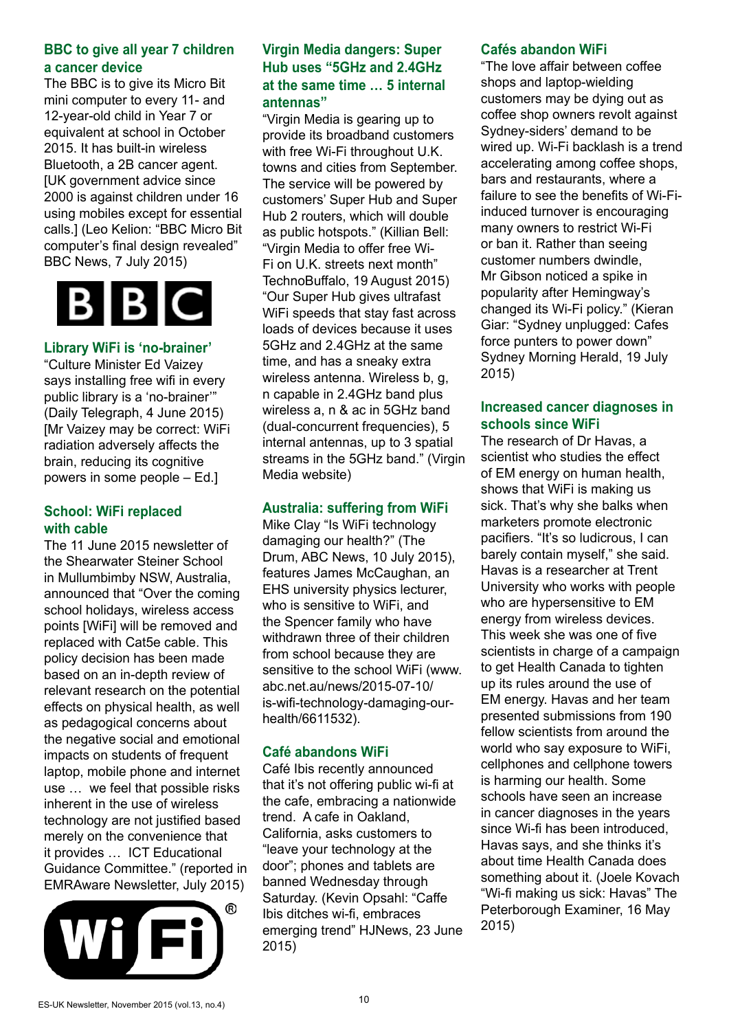## BBC to give all year 7 children a cancer device

The BBC is to give its Micro Bit mini computer to every 11- and 12-year-old child in Year 7 or equivalent at school in October 2015. It has built-in wireless Bluetooth, a 2B cancer agent. [UK government advice since 2000 is against children under 16 using mobiles except for essential calls.] (Leo Kelion: "BBC Micro Bit computer's final design revealed" BBC News, 7 July 2015)

## Library WiFi is 'no-brainer'

"Culture Minister Ed Vaizey says installing free wifi in every public library is a 'no-brainer'" (Daily Telegraph, 4 June 2015) [Mr Vaizey may be correct: WiFi radiation adversely affects the brain, reducing its cognitive powers in some people – Ed.]

## School: WiFi replaced with cable

The 11 June 2015 newsletter of the Shearwater Steiner School in Mullumbimby NSW, Australia, announced that "Over the coming school holidays, wireless access points [WiFi] will be removed and replaced with Cat5e cable. This policy decision has been made based on an in-depth review of relevant research on the potential effects on physical health, as well as pedagogical concerns about the negative social and emotional impacts on students of frequent laptop, mobile phone and internet use … we feel that possible risks inherent in the use of wireless technology are not justified based merely on the convenience that it provides … ICT Educational Guidance Committee." (reported in EMRAware Newsletter, July 2015)

## Virgin Media dangers: Super Hub uses "5GHz and 2.4GHz at the same time … 5 internal antennas"

"Virgin Media is gearing up to provide its broadband customers with free Wi-Fi throughout U.K. towns and cities from September. The service will be powered by customers' Super Hub and Super Hub 2 routers, which will double as public hotspots." (Killian Bell: "Virgin Media to offer free Wi-Fi on U.K. streets next month" TechnoBuffalo, 19 August 2015) "Our Super Hub gives ultrafast WiFi speeds that stay fast across loads of devices because it uses 5GHz and 2.4GHz at the same time, and has a sneaky extra wireless antenna. Wireless b, g, n capable in 2.4GHz band plus wireless a, n & ac in 5GHz band (dual-concurrent frequencies), 5 internal antennas, up to 3 spatial streams in the 5GHz band." (Virgin Media website)

## Australia: suffering from WiFi

Mike Clay "Is WiFi technology damaging our health?" (The Drum, ABC News, 10 July 2015), features James McCaughan, an EHS university physics lecturer, who is sensitive to WiFi, and the Spencer family who have withdrawn three of their children from school because they are sensitive to the school WiFi (www.abc.net.au/news/2015-07-10/is-wifi-technology-damaging-our-health/6611532).

## Café abandons WiFi

Café Ibis recently announced that it's not offering public wi-fi at the cafe, embracing a nationwide trend. A cafe in Oakland, California, asks customers to "leave your technology at the door"; phones and tablets are banned Wednesday through Saturday. (Kevin Opsahl: "Caffe Ibis ditches wi-fi, embraces emerging trend" HJNews, 23 June 2015)

## Cafés abandon WiFi

"The love affair between coffee shops and laptop-wielding customers may be dying out as coffee shop owners revolt against Sydney-siders' demand to be wired up. Wi-Fi backlash is a trend accelerating among coffee shops, bars and restaurants, where a failure to see the benefits of Wi-Fi-induced turnover is encouraging many owners to restrict Wi-Fi or ban it. Rather than seeing customer numbers dwindle, Mr Gibson noticed a spike in popularity after Hemingway's changed its Wi-Fi policy." (Kieran Giar: "Sydney unplugged: Cafes force punters to power down" Sydney Morning Herald, 19 July 2015)

## Increased cancer diagnoses in schools since WiFi

The research of Dr Havas, a scientist who studies the effect of EM energy on human health, shows that WiFi is making us sick. That's why she balks when marketers promote electronic pacifiers. "It's so ludicrous, I can barely contain myself," she said. Havas is a researcher at Trent University who works with people who are hypersensitive to EM energy from wireless devices. This week she was one of five scientists in charge of a campaign to get Health Canada to tighten up its rules around the use of EM energy. Havas and her team presented submissions from 190 fellow scientists from around the world who say exposure to WiFi, cellphones and cellphone towers is harming our health. Some schools have seen an increase in cancer diagnoses in the years since Wi-fi has been introduced, Havas says, and she thinks it's about time Health Canada does something about it. (Joele Kovach "Wi-fi making us sick: Havas" The Peterborough Examiner, 16 May 2015)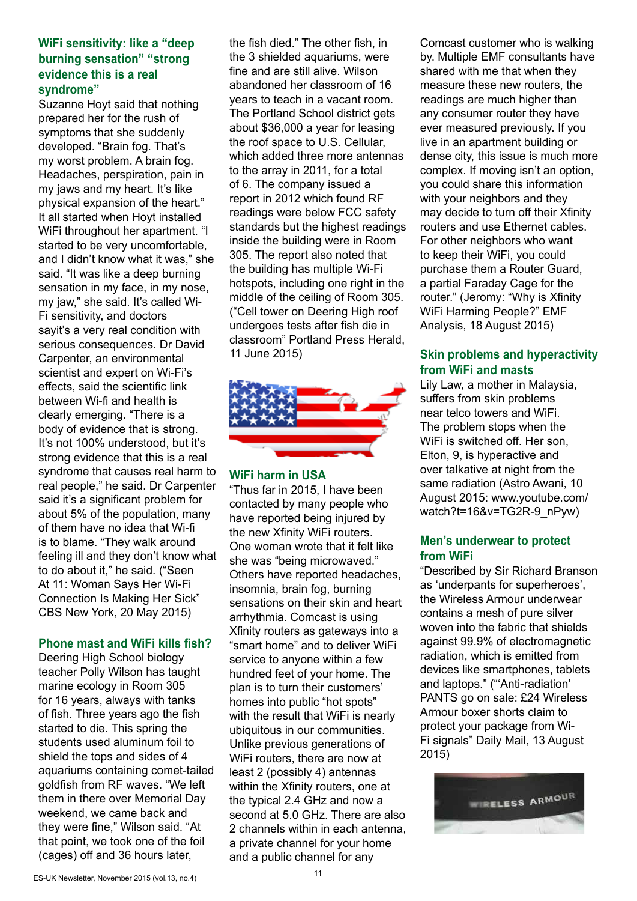## WiFi sensitivity: like a "deep burning sensation" "strong evidence this is a real syndrome"

Suzanne Hoyt said that nothing prepared her for the rush of symptoms that she suddenly developed. "Brain fog. That's my worst problem. A brain fog. Headaches, perspiration, pain in my jaws and my heart. It's like physical expansion of the heart." It all started when Hoyt installed WiFi throughout her apartment. "I started to be very uncomfortable, and I didn't know what it was," she said. "It was like a deep burning sensation in my face, in my nose, my jaw," she said. It's called Wi-Fi sensitivity, and doctors sayit's a very real condition with serious consequences. Dr David Carpenter, an environmental scientist and expert on Wi-Fi's effects, said the scientific link between Wi-fi and health is clearly emerging. "There is a body of evidence that is strong. It's not 100% understood, but it's strong evidence that this is a real syndrome that causes real harm to real people," he said. Dr Carpenter said it's a significant problem for about 5% of the population, many of them have no idea that Wi-fi is to blame. "They walk around feeling ill and they don't know what to do about it," he said. ("Seen At 11: Woman Says Her Wi-Fi Connection Is Making Her Sick" CBS New York, 20 May 2015)

## Phone mast and WiFi kills fish?

Deering High School biology teacher Polly Wilson has taught marine ecology in Room 305 for 16 years, always with tanks of fish. Three years ago the fish started to die. This spring the students used aluminum foil to shield the tops and sides of 4 aquariums containing comet-tailed goldfish from RF waves. "We left them in there over Memorial Day weekend, we came back and they were fine," Wilson said. "At that point, we took one of the foil (cages) off and 36 hours later, the fish died." The other fish, in the 3 shielded aquariums, were fine and are still alive. Wilson abandoned her classroom of 16 years to teach in a vacant room. The Portland School district gets about $36,000 a year for leasing the roof space to U.S. Cellular, which added three more antennas to the array in 2011, for a total of 6. The company issued a report in 2012 which found RF readings were below FCC safety standards but the highest readings inside the building were in Room 305. The report also noted that the building has multiple Wi-Fi hotspots, including one right in the middle of the ceiling of Room 305. ("Cell tower on Deering High roof undergoes tests after fish die in classroom" Portland Press Herald, 11 June 2015)

## WiFi harm in USA

"Thus far in 2015, I have been contacted by many people who have reported being injured by the new Xfinity WiFi routers. One woman wrote that it felt like she was "being microwaved." Others have reported headaches, insomnia, brain fog, burning sensations on their skin and heart arrhythmia. Comcast is using Xfinity routers as gateways into a "smart home" and to deliver WiFi service to anyone within a few hundred feet of your home. The plan is to turn their customers' homes into public "hot spots" with the result that WiFi is nearly ubiquitous in our communities. Unlike previous generations of WiFi routers, there are now at least 2 (possibly 4) antennas within the Xfinity routers, one at the typical 2.4 GHz and now a second at 5.0 GHz. There are also 2 channels within each antenna, a private channel for your home and a public channel for any Comcast customer who is walking by. Multiple EMF consultants have shared with me that when they measure these new routers, the readings are much higher than any consumer router they have ever measured previously. If you live in an apartment building or dense city, this issue is much more complex. If moving isn't an option, you could share this information with your neighbors and they may decide to turn off their Xfinity routers and use Ethernet cables. For other neighbors who want to keep their WiFi, you could purchase them a Router Guard, a partial Faraday Cage for the router." (Jeromy: "Why is Xfinity WiFi Harming People?" EMF Analysis, 18 August 2015)

## Skin problems and hyperactivity from WiFi and masts

Lily Law, a mother in Malaysia, suffers from skin problems near telco towers and WiFi. The problem stops when the WiFi is switched off. Her son, Elton, 9, is hyperactive and over talkative at night from the same radiation (Astro Awani, 10 August 2015: www.youtube.com/watch?t=16&v=TG2R-9_nPyw)

## Men's underwear to protect from WiFi

"Described by Sir Richard Branson as 'underpants for superheroes', the Wireless Armour underwear contains a mesh of pure silver woven into the fabric that shields against 99.9% of electromagnetic radiation, which is emitted from devices like smartphones, tablets and laptops." ("'Anti-radiation' PANTS go on sale: £24 Wireless Armour boxer shorts claim to protect your package from Wi-Fi signals" Daily Mail, 13 August 2015)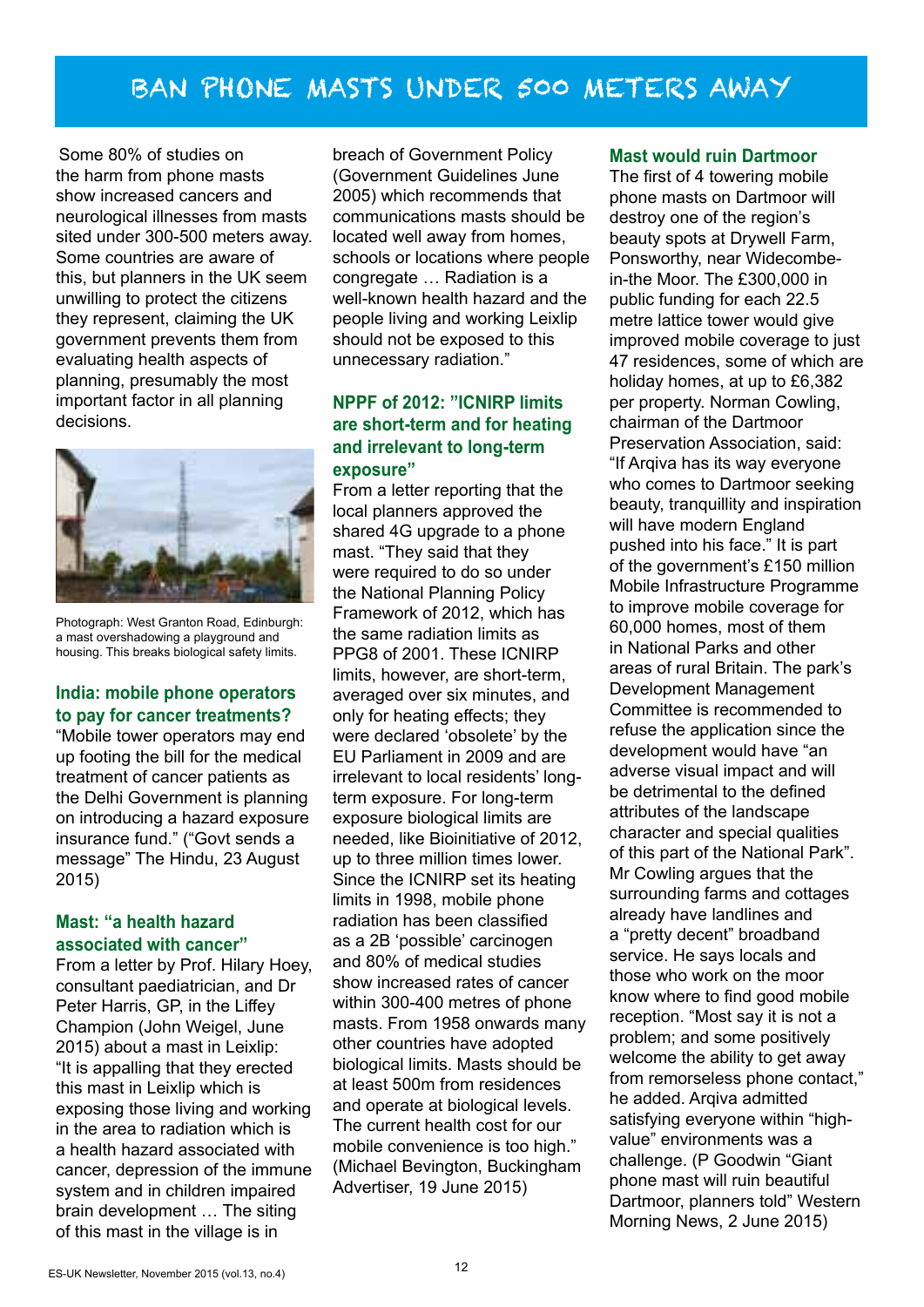# BAN PHONE MASTS UNDER 500 METERS AWAY

Some 80% of studies on the harm from phone masts show increased cancers and neurological illnesses from masts sited under 300-500 meters away. Some countries are aware of this, but planners in the UK seem unwilling to protect the citizens they represent, claiming the UK government prevents them from evaluating health aspects of planning, presumably the most important factor in all planning decisions.

Photograph: West Granton Road, Edinburgh: a mast overshadowing a playground and housing. This breaks biological safety limits.

### India: mobile phone operators to pay for cancer treatments?

"Mobile tower operators may end up footing the bill for the medical treatment of cancer patients as the Delhi Government is planning on introducing a hazard exposure insurance fund." ("Govt sends a message" The Hindu, 23 August 2015)

### Mast: "a health hazard associated with cancer"

From a letter by Prof. Hilary Hoey, consultant paediatrician, and Dr Peter Harris, GP, in the Liffey Champion (John Weigel, June 2015) about a mast in Leixlip: "It is appalling that they erected this mast in Leixlip which is exposing those living and working in the area to radiation which is a health hazard associated with cancer, depression of the immune system and in children impaired brain development … The siting of this mast in the village is in breach of Government Policy (Government Guidelines June 2005) which recommends that communications masts should be located well away from homes, schools or locations where people congregate … Radiation is a well-known health hazard and the people living and working Leixlip should not be exposed to this unnecessary radiation."

### NPPF of 2012: "ICNIRP limits are short-term and for heating and irrelevant to long-term exposure"

From a letter reporting that the local planners approved the shared 4G upgrade to a phone mast. "They said that they were required to do so under the National Planning Policy Framework of 2012, which has the same radiation limits as PPG8 of 2001. These ICNIRP limits, however, are short-term, averaged over six minutes, and only for heating effects; they were declared 'obsolete' by the EU Parliament in 2009 and are irrelevant to local residents' long-term exposure. For long-term exposure biological limits are needed, like Bioinitiative of 2012, up to three million times lower. Since the ICNIRP set its heating limits in 1998, mobile phone radiation has been classified as a 2B 'possible' carcinogen and 80% of medical studies show increased rates of cancer within 300-400 metres of phone masts. From 1958 onwards many other countries have adopted biological limits. Masts should be at least 500m from residences and operate at biological levels. The current health cost for our mobile convenience is too high." (Michael Bevington, Buckingham Advertiser, 19 June 2015)

### Mast would ruin Dartmoor

The first of 4 towering mobile phone masts on Dartmoor will destroy one of the region's beauty spots at Drywell Farm, Ponsworthy, near Widecombe-in-the Moor. The £300,000 in public funding for each 22.5 metre lattice tower would give improved mobile coverage to just 47 residences, some of which are holiday homes, at up to £6,382 per property. Norman Cowling, chairman of the Dartmoor Preservation Association, said: "If Arqiva has its way everyone who comes to Dartmoor seeking beauty, tranquillity and inspiration will have modern England pushed into his face." It is part of the government's £150 million Mobile Infrastructure Programme to improve mobile coverage for 60,000 homes, most of them in National Parks and other areas of rural Britain. The park's Development Management Committee is recommended to refuse the application since the development would have "an adverse visual impact and will be detrimental to the defined attributes of the landscape character and special qualities of this part of the National Park". Mr Cowling argues that the surrounding farms and cottages already have landlines and a "pretty decent" broadband service. He says locals and those who work on the moor know where to find good mobile reception. "Most say it is not a problem; and some positively welcome the ability to get away from remorseless phone contact," he added. Arqiva admitted satisfying everyone within "high-value" environments was a challenge. (P Goodwin "Giant phone mast will ruin beautiful Dartmoor, planners told" Western Morning News, 2 June 2015)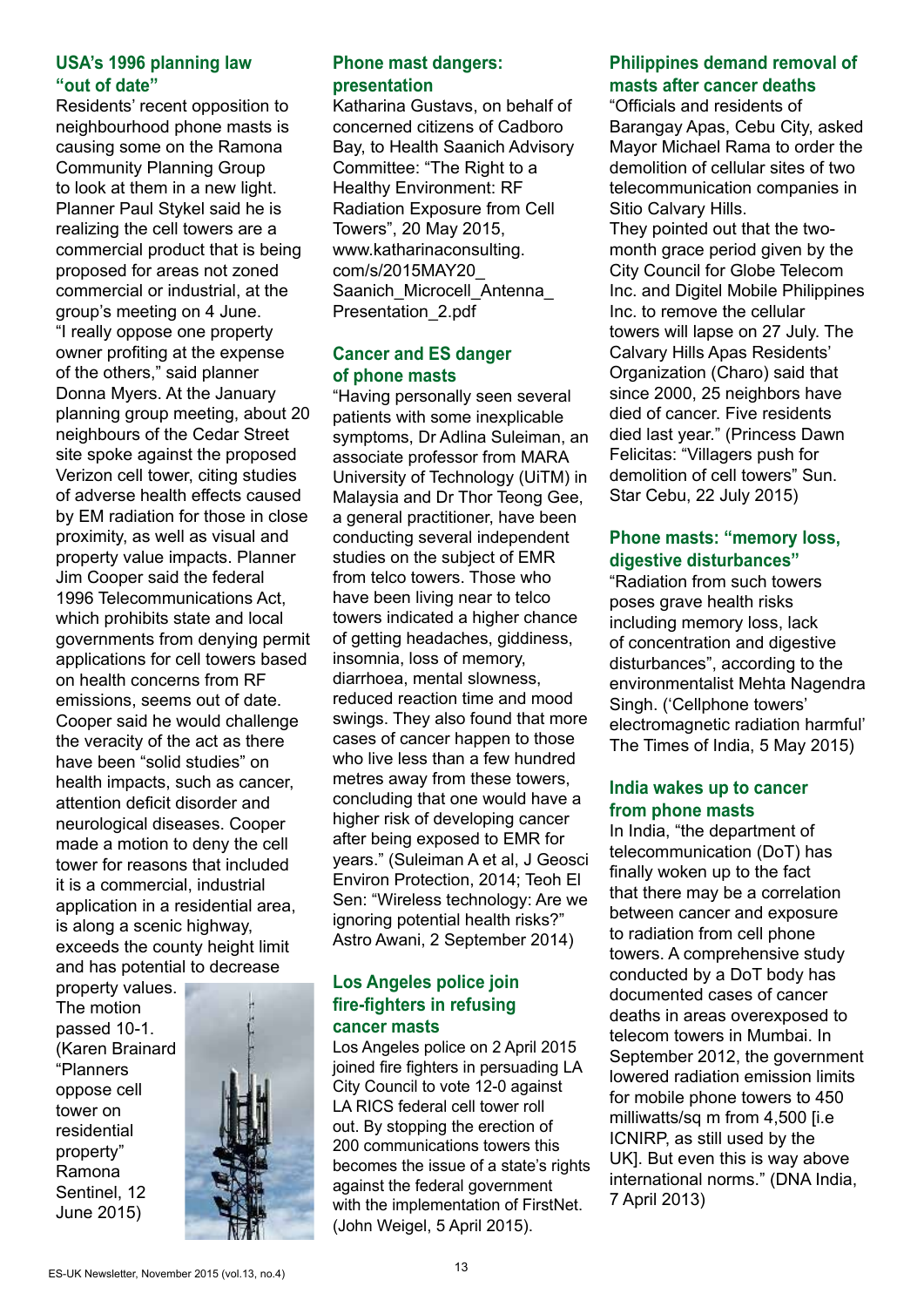## USA's 1996 planning law "out of date"

Residents' recent opposition to neighbourhood phone masts is causing some on the Ramona Community Planning Group to look at them in a new light. Planner Paul Stykel said he is realizing the cell towers are a commercial product that is being proposed for areas not zoned commercial or industrial, at the group's meeting on 4 June. "I really oppose one property owner profiting at the expense of the others," said planner Donna Myers. At the January planning group meeting, about 20 neighbours of the Cedar Street site spoke against the proposed Verizon cell tower, citing studies of adverse health effects caused by EM radiation for those in close proximity, as well as visual and property value impacts. Planner Jim Cooper said the federal 1996 Telecommunications Act, which prohibits state and local governments from denying permit applications for cell towers based on health concerns from RF emissions, seems out of date. Cooper said he would challenge the veracity of the act as there have been "solid studies" on health impacts, such as cancer, attention deficit disorder and neurological diseases. Cooper made a motion to deny the cell tower for reasons that included it is a commercial, industrial application in a residential area, is along a scenic highway, exceeds the county height limit and has potential to decrease property values. The motion passed 10-1. (Karen Brainard "Planners oppose cell tower on residential property" Ramona Sentinel, 12 June 2015)

## Phone mast dangers: presentation

Katharina Gustavs, on behalf of concerned citizens of Cadboro Bay, to Health Saanich Advisory Committee: "The Right to a Healthy Environment: RF Radiation Exposure from Cell Towers", 20 May 2015, www.katharinaconsulting.com/s/2015MAY20_Saanich_Microcell_Antenna_Presentation_2.pdf

## Cancer and ES danger of phone masts

"Having personally seen several patients with some inexplicable symptoms, Dr Adlina Suleiman, an associate professor from MARA University of Technology (UiTM) in Malaysia and Dr Thor Teong Gee, a general practitioner, have been conducting several independent studies on the subject of EMR from telco towers. Those who have been living near to telco towers indicated a higher chance of getting headaches, giddiness, insomnia, loss of memory, diarrhoea, mental slowness, reduced reaction time and mood swings. They also found that more cases of cancer happen to those who live less than a few hundred metres away from these towers, concluding that one would have a higher risk of developing cancer after being exposed to EMR for years." (Suleiman A et al, J Geosci Environ Protection, 2014; Teoh El Sen: "Wireless technology: Are we ignoring potential health risks?" Astro Awani, 2 September 2014)

## Los Angeles police join fire-fighters in refusing cancer masts

Los Angeles police on 2 April 2015 joined fire fighters in persuading LA City Council to vote 12-0 against LA RICS federal cell tower roll out. By stopping the erection of 200 communications towers this becomes the issue of a state's rights against the federal government with the implementation of FirstNet. (John Weigel, 5 April 2015).

## Philippines demand removal of masts after cancer deaths

"Officials and residents of Barangay Apas, Cebu City, asked Mayor Michael Rama to order the demolition of cellular sites of two telecommunication companies in Sitio Calvary Hills.
They pointed out that the two-month grace period given by the City Council for Globe Telecom Inc. and Digitel Mobile Philippines Inc. to remove the cellular towers will lapse on 27 July. The Calvary Hills Apas Residents' Organization (Charo) said that since 2000, 25 neighbors have died of cancer. Five residents died last year." (Princess Dawn Felicitas: "Villagers push for demolition of cell towers" Sun. Star Cebu, 22 July 2015)

## Phone masts: "memory loss, digestive disturbances"

"Radiation from such towers poses grave health risks including memory loss, lack of concentration and digestive disturbances", according to the environmentalist Mehta Nagendra Singh. ('Cellphone towers' electromagnetic radiation harmful' The Times of India, 5 May 2015)

## India wakes up to cancer from phone masts

In India, "the department of telecommunication (DoT) has finally woken up to the fact that there may be a correlation between cancer and exposure to radiation from cell phone towers. A comprehensive study conducted by a DoT body has documented cases of cancer deaths in areas overexposed to telecom towers in Mumbai. In September 2012, the government lowered radiation emission limits for mobile phone towers to 450 milliwatts/sq m from 4,500 [i.e ICNIRP, as still used by the UK]. But even this is way above international norms." (DNA India, 7 April 2013)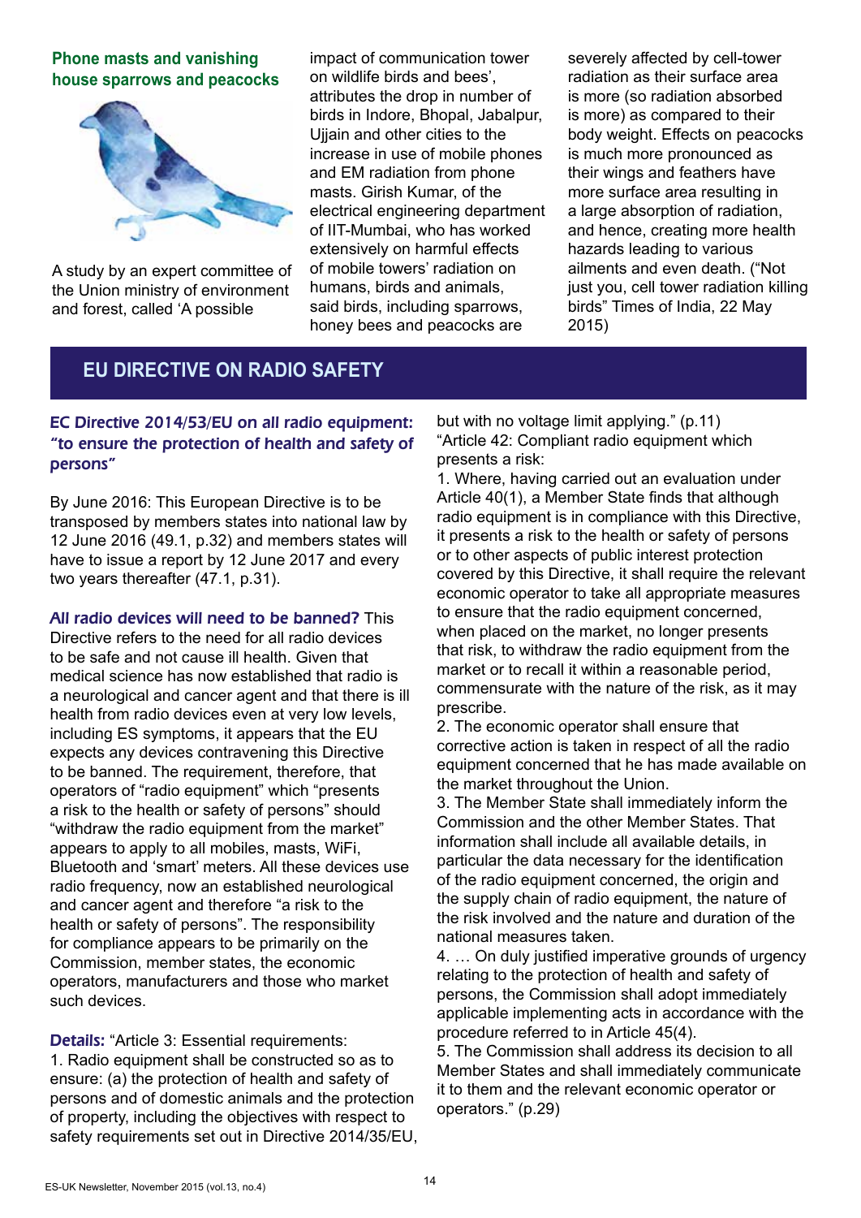## Phone masts and vanishing house sparrows and peacocks

A study by an expert committee of the Union ministry of environment and forest, called 'A possible impact of communication tower on wildlife birds and bees', attributes the drop in number of birds in Indore, Bhopal, Jabalpur, Ujjain and other cities to the increase in use of mobile phones and EM radiation from phone masts. Girish Kumar, of the electrical engineering department of IIT-Mumbai, who has worked extensively on harmful effects of mobile towers' radiation on humans, birds and animals, said birds, including sparrows, honey bees and peacocks are severely affected by cell-tower radiation as their surface area is more (so radiation absorbed is more) as compared to their body weight. Effects on peacocks is much more pronounced as their wings and feathers have more surface area resulting in a large absorption of radiation, and hence, creating more health hazards leading to various ailments and even death. ("Not just you, cell tower radiation killing birds" Times of India, 22 May 2015)

# EU DIRECTIVE ON RADIO SAFETY

### EC Directive 2014/53/EU on all radio equipment: "to ensure the protection of health and safety of persons"

By June 2016: This European Directive is to be transposed by members states into national law by 12 June 2016 (49.1, p.32) and members states will have to issue a report by 12 June 2017 and every two years thereafter (47.1, p.31).

**All radio devices will need to be banned?** This Directive refers to the need for all radio devices to be safe and not cause ill health. Given that medical science has now established that radio is a neurological and cancer agent and that there is ill health from radio devices even at very low levels, including ES symptoms, it appears that the EU expects any devices contravening this Directive to be banned. The requirement, therefore, that operators of "radio equipment" which "presents a risk to the health or safety of persons" should "withdraw the radio equipment from the market" appears to apply to all mobiles, masts, WiFi, Bluetooth and 'smart' meters. All these devices use radio frequency, now an established neurological and cancer agent and therefore "a risk to the health or safety of persons". The responsibility for compliance appears to be primarily on the Commission, member states, the economic operators, manufacturers and those who market such devices.

**Details:** "Article 3: Essential requirements:
1. Radio equipment shall be constructed so as to ensure: (a) the protection of health and safety of persons and of domestic animals and the protection of property, including the objectives with respect to safety requirements set out in Directive 2014/35/EU, but with no voltage limit applying." (p.11)

"Article 42: Compliant radio equipment which presents a risk:
1. Where, having carried out an evaluation under Article 40(1), a Member State finds that although radio equipment is in compliance with this Directive, it presents a risk to the health or safety of persons or to other aspects of public interest protection covered by this Directive, it shall require the relevant economic operator to take all appropriate measures to ensure that the radio equipment concerned, when placed on the market, no longer presents that risk, to withdraw the radio equipment from the market or to recall it within a reasonable period, commensurate with the nature of the risk, as it may prescribe.
2. The economic operator shall ensure that corrective action is taken in respect of all the radio equipment concerned that he has made available on the market throughout the Union.
3. The Member State shall immediately inform the Commission and the other Member States. That information shall include all available details, in particular the data necessary for the identification of the radio equipment concerned, the origin and the supply chain of radio equipment, the nature of the risk involved and the nature and duration of the national measures taken.
4. … On duly justified imperative grounds of urgency relating to the protection of health and safety of persons, the Commission shall adopt immediately applicable implementing acts in accordance with the procedure referred to in Article 45(4).
5. The Commission shall address its decision to all Member States and shall immediately communicate it to them and the relevant economic operator or operators." (p.29)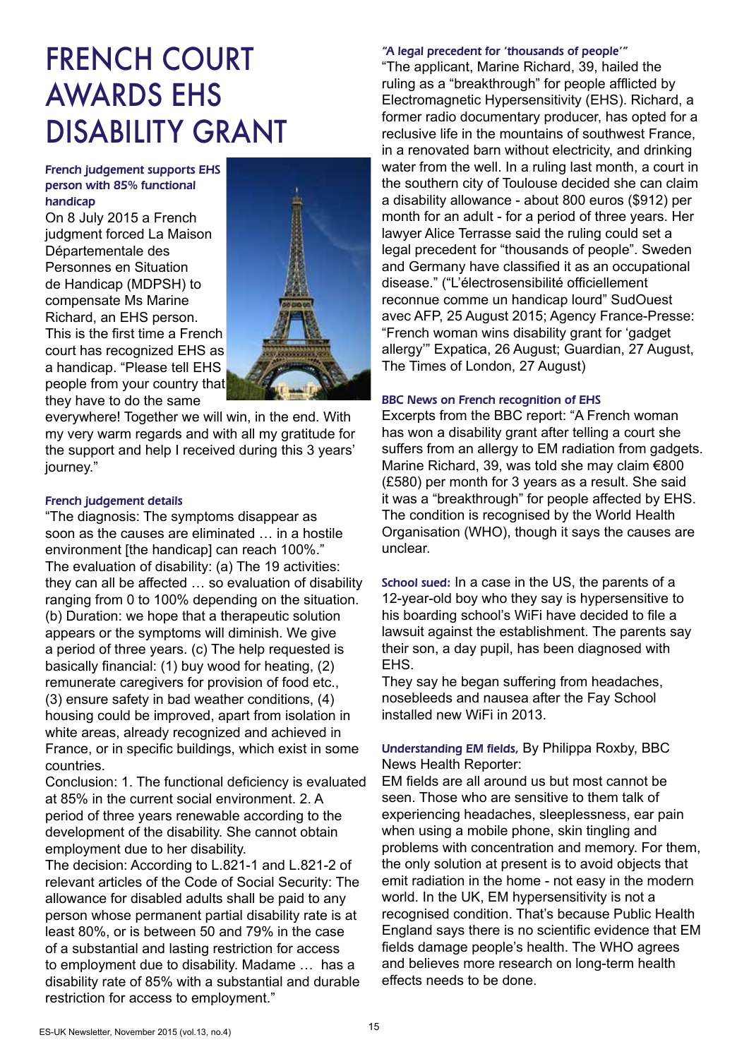# FRENCH COURT AWARDS EHS DISABILITY GRANT

### French judgement supports EHS person with 85% functional handicap

On 8 July 2015 a French judgment forced La Maison Départementale des Personnes en Situation de Handicap (MDPSH) to compensate Ms Marine Richard, an EHS person. This is the first time a French court has recognized EHS as a handicap. "Please tell EHS people from your country that they have to do the same everywhere! Together we will win, in the end. With my very warm regards and with all my gratitude for the support and help I received during this 3 years' journey."

### French judgement details

"The diagnosis: The symptoms disappear as soon as the causes are eliminated … in a hostile environment [the handicap] can reach 100%."
The evaluation of disability: (a) The 19 activities: they can all be affected … so evaluation of disability ranging from 0 to 100% depending on the situation. (b) Duration: we hope that a therapeutic solution appears or the symptoms will diminish. We give a period of three years. (c) The help requested is basically financial: (1) buy wood for heating, (2) remunerate caregivers for provision of food etc., (3) ensure safety in bad weather conditions, (4) housing could be improved, apart from isolation in white areas, already recognized and achieved in France, or in specific buildings, which exist in some countries.
Conclusion: 1. The functional deficiency is evaluated at 85% in the current social environment. 2. A period of three years renewable according to the development of the disability. She cannot obtain employment due to her disability.
The decision: According to L.821-1 and L.821-2 of relevant articles of the Code of Social Security: The allowance for disabled adults shall be paid to any person whose permanent partial disability rate is at least 80%, or is between 50 and 79% in the case of a substantial and lasting restriction for access to employment due to disability. Madame … has a disability rate of 85% with a substantial and durable restriction for access to employment."

### "A legal precedent for 'thousands of people'"

"The applicant, Marine Richard, 39, hailed the ruling as a "breakthrough" for people afflicted by Electromagnetic Hypersensitivity (EHS). Richard, a former radio documentary producer, has opted for a reclusive life in the mountains of southwest France, in a renovated barn without electricity, and drinking water from the well. In a ruling last month, a court in the southern city of Toulouse decided she can claim a disability allowance - about 800 euros ($912) per month for an adult - for a period of three years. Her lawyer Alice Terrasse said the ruling could set a legal precedent for "thousands of people". Sweden and Germany have classified it as an occupational disease." ("L'électrosensibilité officiellement reconnue comme un handicap lourd" SudOuest avec AFP, 25 August 2015; Agency France-Presse: "French woman wins disability grant for 'gadget allergy'" Expatica, 26 August; Guardian, 27 August, The Times of London, 27 August)

### BBC News on French recognition of EHS

Excerpts from the BBC report: "A French woman has won a disability grant after telling a court she suffers from an allergy to EM radiation from gadgets. Marine Richard, 39, was told she may claim €800 (£580) per month for 3 years as a result. She said it was a "breakthrough" for people affected by EHS. The condition is recognised by the World Health Organisation (WHO), though it says the causes are unclear.

**School sued:** In a case in the US, the parents of a 12-year-old boy who they say is hypersensitive to his boarding school's WiFi have decided to file a lawsuit against the establishment. The parents say their son, a day pupil, has been diagnosed with EHS.
They say he began suffering from headaches, nosebleeds and nausea after the Fay School installed new WiFi in 2013.

**Understanding EM fields,** By Philippa Roxby, BBC News Health Reporter:
EM fields are all around us but most cannot be seen. Those who are sensitive to them talk of experiencing headaches, sleeplessness, ear pain when using a mobile phone, skin tingling and problems with concentration and memory. For them, the only solution at present is to avoid objects that emit radiation in the home - not easy in the modern world. In the UK, EM hypersensitivity is not a recognised condition. That's because Public Health England says there is no scientific evidence that EM fields damage people's health. The WHO agrees and believes more research on long-term health effects needs to be done.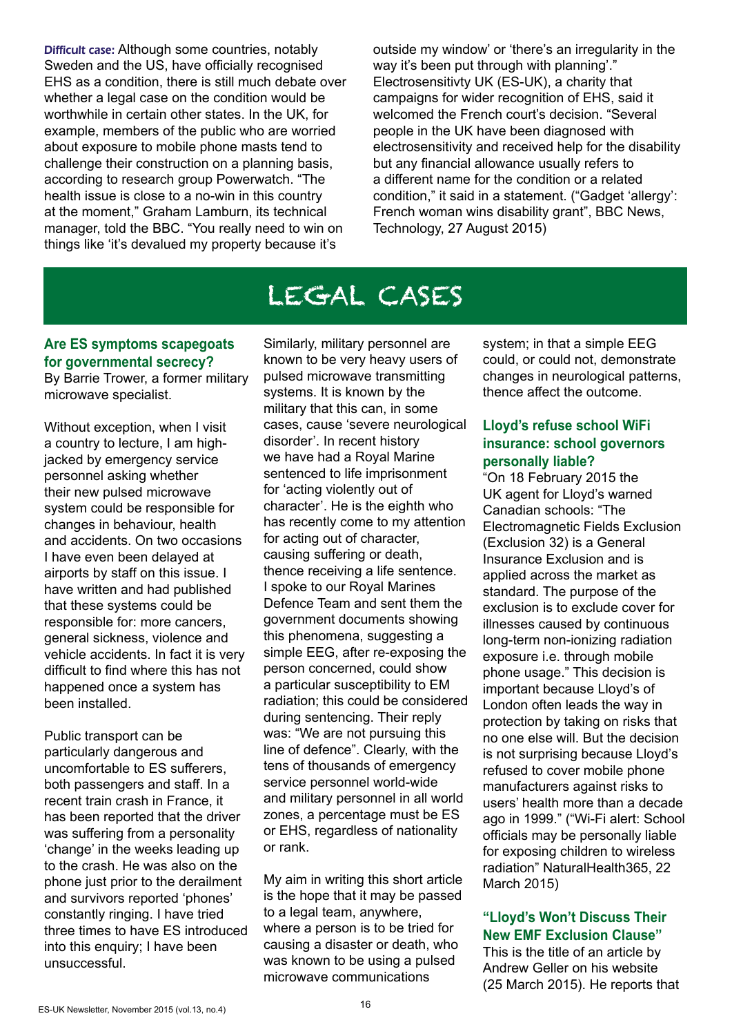**Difficult case:** Although some countries, notably Sweden and the US, have officially recognised EHS as a condition, there is still much debate over whether a legal case on the condition would be worthwhile in certain other states. In the UK, for example, members of the public who are worried about exposure to mobile phone masts tend to challenge their construction on a planning basis, according to research group Powerwatch. "The health issue is close to a no-win in this country at the moment," Graham Lamburn, its technical manager, told the BBC. "You really need to win on things like 'it's devalued my property because it's outside my window' or 'there's an irregularity in the way it's been put through with planning'." Electrosensitivty UK (ES-UK), a charity that campaigns for wider recognition of EHS, said it welcomed the French court's decision. "Several people in the UK have been diagnosed with electrosensitivity and received help for the disability but any financial allowance usually refers to a different name for the condition or a related condition," it said in a statement. ("Gadget 'allergy': French woman wins disability grant", BBC News, Technology, 27 August 2015)

# LEGAL CASES

### Are ES symptoms scapegoats for governmental secrecy?

By Barrie Trower, a former military microwave specialist.

Without exception, when I visit a country to lecture, I am high-jacked by emergency service personnel asking whether their new pulsed microwave system could be responsible for changes in behaviour, health and accidents. On two occasions I have even been delayed at airports by staff on this issue. I have written and had published that these systems could be responsible for: more cancers, general sickness, violence and vehicle accidents. In fact it is very difficult to find where this has not happened once a system has been installed.

Public transport can be particularly dangerous and uncomfortable to ES sufferers, both passengers and staff. In a recent train crash in France, it has been reported that the driver was suffering from a personality 'change' in the weeks leading up to the crash. He was also on the phone just prior to the derailment and survivors reported 'phones' constantly ringing. I have tried three times to have ES introduced into this enquiry; I have been unsuccessful.

Similarly, military personnel are known to be very heavy users of pulsed microwave transmitting systems. It is known by the military that this can, in some cases, cause 'severe neurological disorder'. In recent history we have had a Royal Marine sentenced to life imprisonment for 'acting violently out of character'. He is the eighth who has recently come to my attention for acting out of character, causing suffering or death, thence receiving a life sentence. I spoke to our Royal Marines Defence Team and sent them the government documents showing this phenomena, suggesting a simple EEG, after re-exposing the person concerned, could show a particular susceptibility to EM radiation; this could be considered during sentencing. Their reply was: "We are not pursuing this line of defence". Clearly, with the tens of thousands of emergency service personnel world-wide and military personnel in all world zones, a percentage must be ES or EHS, regardless of nationality or rank.

My aim in writing this short article is the hope that it may be passed to a legal team, anywhere, where a person is to be tried for causing a disaster or death, who was known to be using a pulsed microwave communications system; in that a simple EEG could, or could not, demonstrate changes in neurological patterns, thence affect the outcome.

### Lloyd's refuse school WiFi insurance: school governors personally liable?

"On 18 February 2015 the UK agent for Lloyd's warned Canadian schools: "The Electromagnetic Fields Exclusion (Exclusion 32) is a General Insurance Exclusion and is applied across the market as standard. The purpose of the exclusion is to exclude cover for illnesses caused by continuous long-term non-ionizing radiation exposure i.e. through mobile phone usage." This decision is important because Lloyd's of London often leads the way in protection by taking on risks that no one else will. But the decision is not surprising because Lloyd's refused to cover mobile phone manufacturers against risks to users' health more than a decade ago in 1999." ("Wi-Fi alert: School officials may be personally liable for exposing children to wireless radiation" NaturalHealth365, 22 March 2015)

### "Lloyd's Won't Discuss Their New EMF Exclusion Clause"

This is the title of an article by Andrew Geller on his website (25 March 2015). He reports that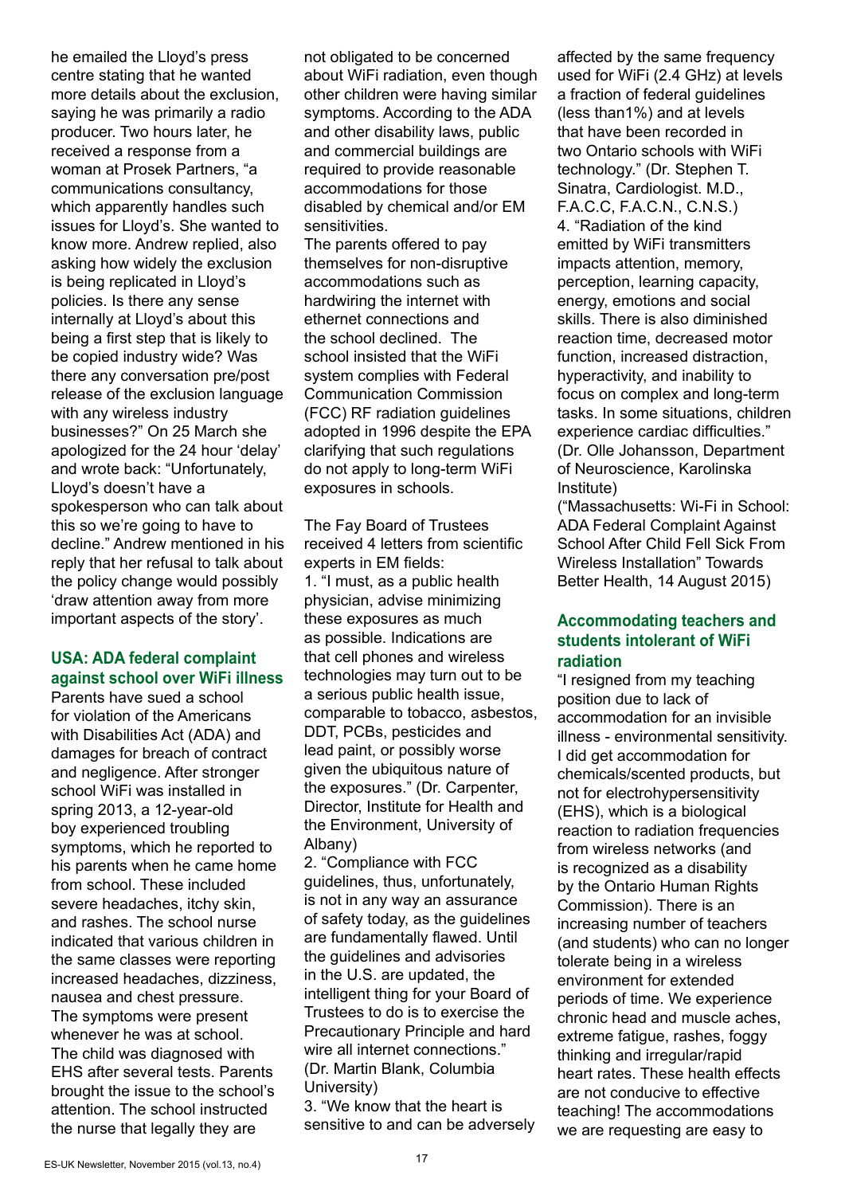he emailed the Lloyd's press centre stating that he wanted more details about the exclusion, saying he was primarily a radio producer. Two hours later, he received a response from a woman at Prosek Partners, "a communications consultancy, which apparently handles such issues for Lloyd's. She wanted to know more. Andrew replied, also asking how widely the exclusion is being replicated in Lloyd's policies. Is there any sense internally at Lloyd's about this being a first step that is likely to be copied industry wide? Was there any conversation pre/post release of the exclusion language with any wireless industry businesses?" On 25 March she apologized for the 24 hour 'delay' and wrote back: "Unfortunately, Lloyd's doesn't have a spokesperson who can talk about this so we're going to have to decline." Andrew mentioned in his reply that her refusal to talk about the policy change would possibly 'draw attention away from more important aspects of the story'.

## USA: ADA federal complaint against school over WiFi illness

Parents have sued a school for violation of the Americans with Disabilities Act (ADA) and damages for breach of contract and negligence. After stronger school WiFi was installed in spring 2013, a 12-year-old boy experienced troubling symptoms, which he reported to his parents when he came home from school. These included severe headaches, itchy skin, and rashes. The school nurse indicated that various children in the same classes were reporting increased headaches, dizziness, nausea and chest pressure. The symptoms were present whenever he was at school. The child was diagnosed with EHS after several tests. Parents brought the issue to the school's attention. The school instructed the nurse that legally they are not obligated to be concerned about WiFi radiation, even though other children were having similar symptoms. According to the ADA and other disability laws, public and commercial buildings are required to provide reasonable accommodations for those disabled by chemical and/or EM sensitivities.

The parents offered to pay themselves for non-disruptive accommodations such as hardwiring the internet with ethernet connections and the school declined. The school insisted that the WiFi system complies with Federal Communication Commission (FCC) RF radiation guidelines adopted in 1996 despite the EPA clarifying that such regulations do not apply to long-term WiFi exposures in schools.

The Fay Board of Trustees received 4 letters from scientific experts in EM fields:

1. "I must, as a public health physician, advise minimizing these exposures as much as possible. Indications are that cell phones and wireless technologies may turn out to be a serious public health issue, comparable to tobacco, asbestos, DDT, PCBs, pesticides and lead paint, or possibly worse given the ubiquitous nature of the exposures." (Dr. Carpenter, Director, Institute for Health and the Environment, University of Albany)
2. "Compliance with FCC guidelines, thus, unfortunately, is not in any way an assurance of safety today, as the guidelines are fundamentally flawed. Until the guidelines and advisories in the U.S. are updated, the intelligent thing for your Board of Trustees to do is to exercise the Precautionary Principle and hard wire all internet connections." (Dr. Martin Blank, Columbia University)
3. "We know that the heart is sensitive to and can be adversely affected by the same frequency used for WiFi (2.4 GHz) at levels a fraction of federal guidelines (less than1%) and at levels that have been recorded in two Ontario schools with WiFi technology." (Dr. Stephen T. Sinatra, Cardiologist. M.D., F.A.C.C, F.A.C.N., C.N.S.)
4. "Radiation of the kind emitted by WiFi transmitters impacts attention, memory, perception, learning capacity, energy, emotions and social skills. There is also diminished reaction time, decreased motor function, increased distraction, hyperactivity, and inability to focus on complex and long-term tasks. In some situations, children experience cardiac difficulties." (Dr. Olle Johansson, Department of Neuroscience, Karolinska Institute)

("Massachusetts: Wi-Fi in School: ADA Federal Complaint Against School After Child Fell Sick From Wireless Installation" Towards Better Health, 14 August 2015)

## Accommodating teachers and students intolerant of WiFi radiation

"I resigned from my teaching position due to lack of accommodation for an invisible illness - environmental sensitivity. I did get accommodation for chemicals/scented products, but not for electrohypersensitivity (EHS), which is a biological reaction to radiation frequencies from wireless networks (and is recognized as a disability by the Ontario Human Rights Commission). There is an increasing number of teachers (and students) who can no longer tolerate being in a wireless environment for extended periods of time. We experience chronic head and muscle aches, extreme fatigue, rashes, foggy thinking and irregular/rapid heart rates. These health effects are not conducive to effective teaching! The accommodations we are requesting are easy to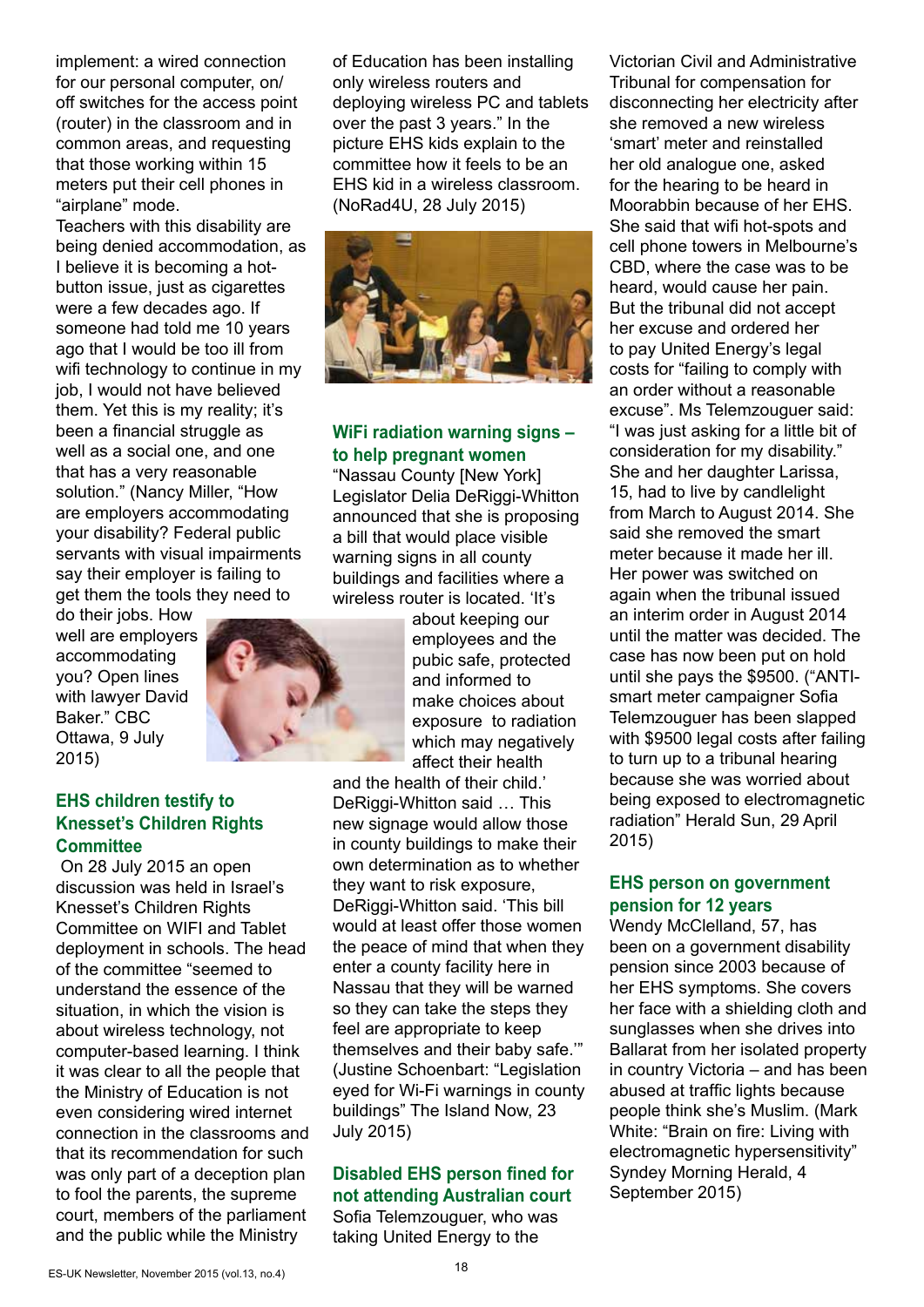implement: a wired connection for our personal computer, on/off switches for the access point (router) in the classroom and in common areas, and requesting that those working within 15 meters put their cell phones in "airplane" mode.

Teachers with this disability are being denied accommodation, as I believe it is becoming a hot-button issue, just as cigarettes were a few decades ago. If someone had told me 10 years ago that I would be too ill from wifi technology to continue in my job, I would not have believed them. Yet this is my reality; it's been a financial struggle as well as a social one, and one that has a very reasonable solution." (Nancy Miller, "How are employers accommodating your disability? Federal public servants with visual impairments say their employer is failing to get them the tools they need to do their jobs. How well are employers accommodating you? Open lines with lawyer David Baker." CBC Ottawa, 9 July 2015)

## EHS children testify to Knesset's Children Rights Committee

On 28 July 2015 an open discussion was held in Israel's Knesset's Children Rights Committee on WIFI and Tablet deployment in schools. The head of the committee "seemed to understand the essence of the situation, in which the vision is about wireless technology, not computer-based learning. I think it was clear to all the people that the Ministry of Education is not even considering wired internet connection in the classrooms and that its recommendation for such was only part of a deception plan to fool the parents, the supreme court, members of the parliament and the public while the Ministry of Education has been installing only wireless routers and deploying wireless PC and tablets over the past 3 years." In the picture EHS kids explain to the committee how it feels to be an EHS kid in a wireless classroom. (NoRad4U, 28 July 2015)

## WiFi radiation warning signs – to help pregnant women

"Nassau County [New York] Legislator Delia DeRiggi-Whitton announced that she is proposing a bill that would place visible warning signs in all county buildings and facilities where a wireless router is located. 'It's about keeping our employees and the pubic safe, protected and informed to make choices about exposure to radiation which may negatively affect their health and the health of their child.' DeRiggi-Whitton said … This new signage would allow those in county buildings to make their own determination as to whether they want to risk exposure, DeRiggi-Whitton said. 'This bill would at least offer those women the peace of mind that when they enter a county facility here in Nassau that they will be warned so they can take the steps they feel are appropriate to keep themselves and their baby safe.'" (Justine Schoenbart: "Legislation eyed for Wi-Fi warnings in county buildings" The Island Now, 23 July 2015)

## Disabled EHS person fined for not attending Australian court

Sofia Telemzouguer, who was taking United Energy to the Victorian Civil and Administrative Tribunal for compensation for disconnecting her electricity after she removed a new wireless 'smart' meter and reinstalled her old analogue one, asked for the hearing to be heard in Moorabbin because of her EHS. She said that wifi hot-spots and cell phone towers in Melbourne's CBD, where the case was to be heard, would cause her pain. But the tribunal did not accept her excuse and ordered her to pay United Energy's legal costs for "failing to comply with an order without a reasonable excuse". Ms Telemzouguer said: "I was just asking for a little bit of consideration for my disability." She and her daughter Larissa, 15, had to live by candlelight from March to August 2014. She said she removed the smart meter because it made her ill. Her power was switched on again when the tribunal issued an interim order in August 2014 until the matter was decided. The case has now been put on hold until she pays the $9500. ("ANTI-smart meter campaigner Sofia Telemzouguer has been slapped with $9500 legal costs after failing to turn up to a tribunal hearing because she was worried about being exposed to electromagnetic radiation" Herald Sun, 29 April 2015)

## EHS person on government pension for 12 years

Wendy McClelland, 57, has been on a government disability pension since 2003 because of her EHS symptoms. She covers her face with a shielding cloth and sunglasses when she drives into Ballarat from her isolated property in country Victoria – and has been abused at traffic lights because people think she's Muslim. (Mark White: "Brain on fire: Living with electromagnetic hypersensitivity" Syndey Morning Herald, 4 September 2015)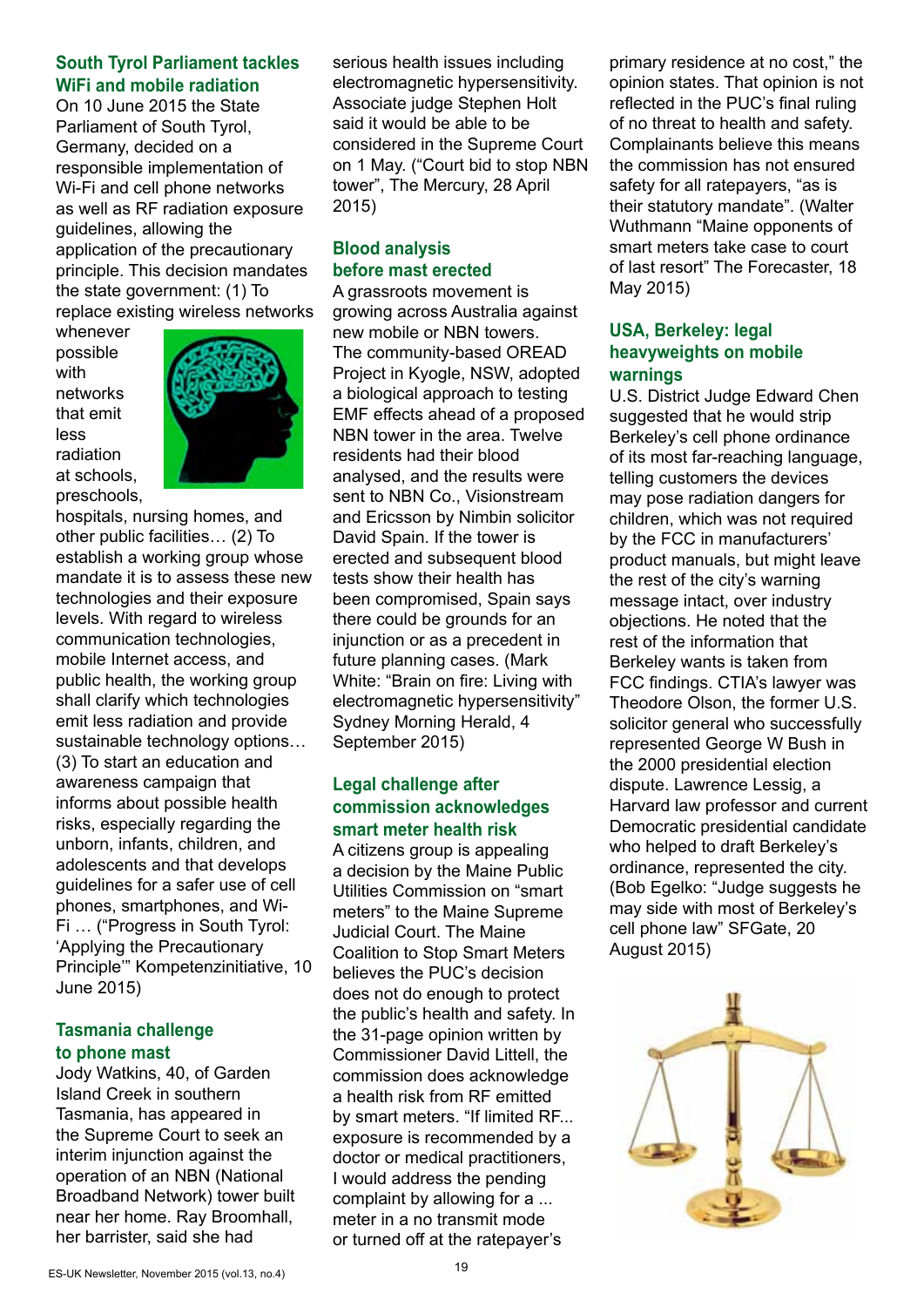## South Tyrol Parliament tackles WiFi and mobile radiation

On 10 June 2015 the State Parliament of South Tyrol, Germany, decided on a responsible implementation of Wi-Fi and cell phone networks as well as RF radiation exposure guidelines, allowing the application of the precautionary principle. This decision mandates the state government: (1) To replace existing wireless networks whenever possible with networks that emit less radiation at schools, preschools, hospitals, nursing homes, and other public facilities… (2) To establish a working group whose mandate it is to assess these new technologies and their exposure levels. With regard to wireless communication technologies, mobile Internet access, and public health, the working group shall clarify which technologies emit less radiation and provide sustainable technology options… (3) To start an education and awareness campaign that informs about possible health risks, especially regarding the unborn, infants, children, and adolescents and that develops guidelines for a safer use of cell phones, smartphones, and Wi-Fi … ("Progress in South Tyrol: 'Applying the Precautionary Principle'" Kompetenzinitiative, 10 June 2015)

## Tasmania challenge to phone mast

Jody Watkins, 40, of Garden Island Creek in southern Tasmania, has appeared in the Supreme Court to seek an interim injunction against the operation of an NBN (National Broadband Network) tower built near her home. Ray Broomhall, her barrister, said she had serious health issues including electromagnetic hypersensitivity. Associate judge Stephen Holt said it would be able to be considered in the Supreme Court on 1 May. ("Court bid to stop NBN tower", The Mercury, 28 April 2015)

## Blood analysis before mast erected

A grassroots movement is growing across Australia against new mobile or NBN towers. The community-based OREAD Project in Kyogle, NSW, adopted a biological approach to testing EMF effects ahead of a proposed NBN tower in the area. Twelve residents had their blood analysed, and the results were sent to NBN Co., Visionstream and Ericsson by Nimbin solicitor David Spain. If the tower is erected and subsequent blood tests show their health has been compromised, Spain says there could be grounds for an injunction or as a precedent in future planning cases. (Mark White: "Brain on fire: Living with electromagnetic hypersensitivity" Sydney Morning Herald, 4 September 2015)

## Legal challenge after commission acknowledges smart meter health risk

A citizens group is appealing a decision by the Maine Public Utilities Commission on "smart meters" to the Maine Supreme Judicial Court. The Maine Coalition to Stop Smart Meters believes the PUC's decision does not do enough to protect the public's health and safety. In the 31-page opinion written by Commissioner David Littell, the commission does acknowledge a health risk from RF emitted by smart meters. "If limited RF... exposure is recommended by a doctor or medical practitioners, I would address the pending complaint by allowing for a ... meter in a no transmit mode or turned off at the ratepayer's primary residence at no cost," the opinion states. That opinion is not reflected in the PUC's final ruling of no threat to health and safety. Complainants believe this means the commission has not ensured safety for all ratepayers, "as is their statutory mandate". (Walter Wuthmann "Maine opponents of smart meters take case to court of last resort" The Forecaster, 18 May 2015)

## USA, Berkeley: legal heavyweights on mobile warnings

U.S. District Judge Edward Chen suggested that he would strip Berkeley's cell phone ordinance of its most far-reaching language, telling customers the devices may pose radiation dangers for children, which was not required by the FCC in manufacturers' product manuals, but might leave the rest of the city's warning message intact, over industry objections. He noted that the rest of the information that Berkeley wants is taken from FCC findings. CTIA's lawyer was Theodore Olson, the former U.S. solicitor general who successfully represented George W Bush in the 2000 presidential election dispute. Lawrence Lessig, a Harvard law professor and current Democratic presidential candidate who helped to draft Berkeley's ordinance, represented the city. (Bob Egelko: "Judge suggests he may side with most of Berkeley's cell phone law" SFGate, 20 August 2015)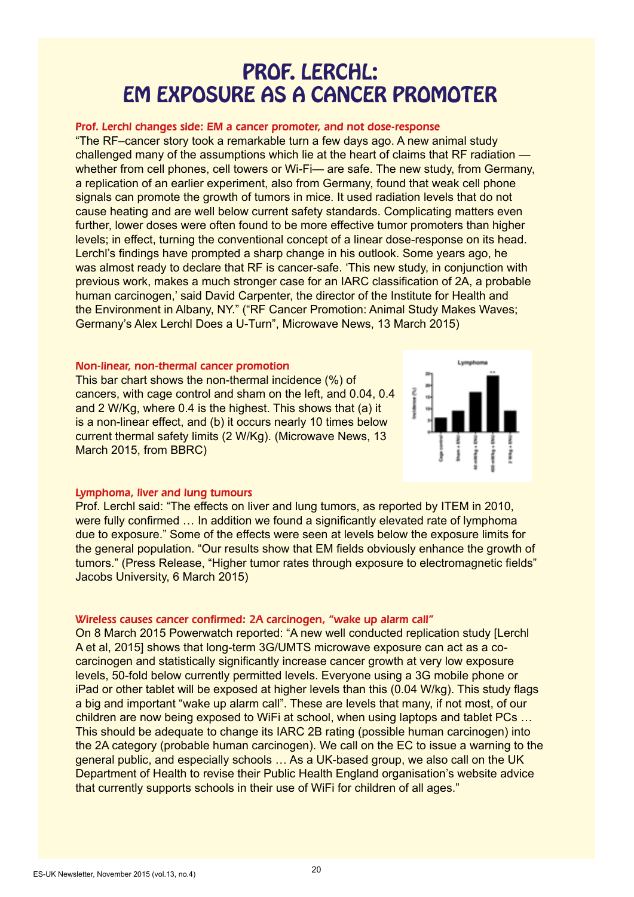# PROF. LERCHL: EM EXPOSURE AS A CANCER PROMOTER

### Prof. Lerchl changes side: EM a cancer promoter, and not dose-response

"The RF–cancer story took a remarkable turn a few days ago. A new animal study challenged many of the assumptions which lie at the heart of claims that RF radiation — whether from cell phones, cell towers or Wi-Fi— are safe. The new study, from Germany, a replication of an earlier experiment, also from Germany, found that weak cell phone signals can promote the growth of tumors in mice. It used radiation levels that do not cause heating and are well below current safety standards. Complicating matters even further, lower doses were often found to be more effective tumor promoters than higher levels; in effect, turning the conventional concept of a linear dose-response on its head. Lerchl's findings have prompted a sharp change in his outlook. Some years ago, he was almost ready to declare that RF is cancer-safe. 'This new study, in conjunction with previous work, makes a much stronger case for an IARC classification of 2A, a probable human carcinogen,' said David Carpenter, the director of the Institute for Health and the Environment in Albany, NY." ("RF Cancer Promotion: Animal Study Makes Waves; Germany's Alex Lerchl Does a U-Turn", Microwave News, 13 March 2015)

### Non-linear, non-thermal cancer promotion

This bar chart shows the non-thermal incidence (%) of cancers, with cage control and sham on the left, and 0.04, 0.4 and 2 W/Kg, where 0.4 is the highest. This shows that (a) it is a non-linear effect, and (b) it occurs nearly 10 times below current thermal safety limits (2 W/Kg). (Microwave News, 13 March 2015, from BBRC)

### Lymphoma, liver and lung tumours

Prof. Lerchl said: "The effects on liver and lung tumors, as reported by ITEM in 2010, were fully confirmed … In addition we found a significantly elevated rate of lymphoma due to exposure." Some of the effects were seen at levels below the exposure limits for the general population. "Our results show that EM fields obviously enhance the growth of tumors." (Press Release, "Higher tumor rates through exposure to electromagnetic fields" Jacobs University, 6 March 2015)

### Wireless causes cancer confirmed: 2A carcinogen, "wake up alarm call"

On 8 March 2015 Powerwatch reported: "A new well conducted replication study [Lerchl A et al, 2015] shows that long-term 3G/UMTS microwave exposure can act as a co-carcinogen and statistically significantly increase cancer growth at very low exposure levels, 50-fold below currently permitted levels. Everyone using a 3G mobile phone or iPad or other tablet will be exposed at higher levels than this (0.04 W/kg). This study flags a big and important "wake up alarm call". These are levels that many, if not most, of our children are now being exposed to WiFi at school, when using laptops and tablet PCs … This should be adequate to change its IARC 2B rating (possible human carcinogen) into the 2A category (probable human carcinogen). We call on the EC to issue a warning to the general public, and especially schools … As a UK-based group, we also call on the UK Department of Health to revise their Public Health England organisation's website advice that currently supports schools in their use of WiFi for children of all ages."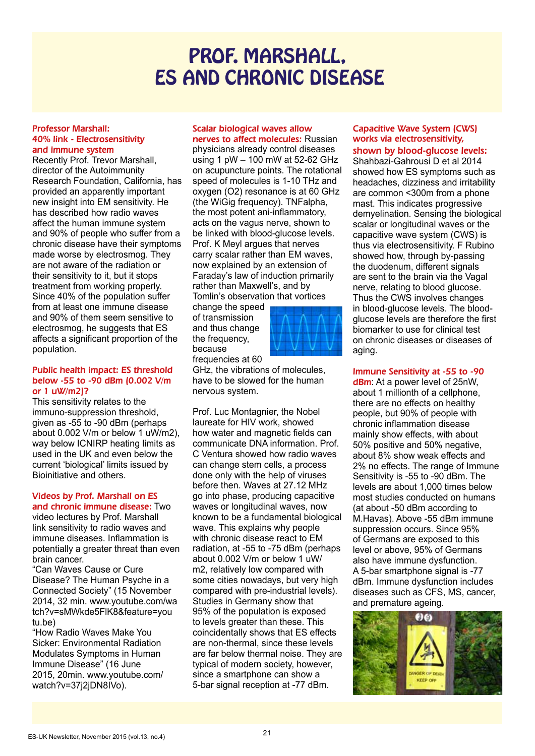# PROF. MARSHALL, ES AND CHRONIC DISEASE

**Professor Marshall: 40% link - Electrosensitivity and immune system**

Recently Prof. Trevor Marshall, director of the Autoimmunity Research Foundation, California, has provided an apparently important new insight into EM sensitivity. He has described how radio waves affect the human immune system and 90% of people who suffer from a chronic disease have their symptoms made worse by electrosmog. They are not aware of the radiation or their sensitivity to it, but it stops treatment from working properly. Since 40% of the population suffer from at least one immune disease and 90% of them seem sensitive to electrosmog, he suggests that ES affects a significant proportion of the population.

**Public health impact: ES threshold below -55 to -90 dBm (0.002 V/m or 1 uW/m2)?**

This sensitivity relates to the immuno-suppression threshold, given as -55 to -90 dBm (perhaps about 0.002 V/m or below 1 uW/m2), way below ICNIRP heating limits as used in the UK and even below the current 'biological' limits issued by Bioinitiative and others.

**Videos by Prof. Marshall on ES and chronic immune disease:** Two video lectures by Prof. Marshall link sensitivity to radio waves and immune diseases. Inflammation is potentially a greater threat than even brain cancer.

"Can Waves Cause or Cure Disease? The Human Psyche in a Connected Society" (15 November 2014, 32 min. www.youtube.com/watch?v=sMWkde5FlK8&feature=youtu.be)

"How Radio Waves Make You Sicker: Environmental Radiation Modulates Symptoms in Human Immune Disease" (16 June 2015, 20min. www.youtube.com/watch?v=37j2jDN8IVo).

**Scalar biological waves allow nerves to affect molecules:** Russian physicians already control diseases using 1 pW – 100 mW at 52-62 GHz on acupuncture points. The rotational speed of molecules is 1-10 THz and oxygen ($O_2$) resonance is at 60 GHz (the WiGig frequency). TNFalpha, the most potent ani-inflammatory, acts on the vagus nerve, shown to be linked with blood-glucose levels. Prof. K Meyl argues that nerves carry scalar rather than EM waves, now explained by an extension of Faraday's law of induction primarily rather than Maxwell's, and by Tomlin's observation that vortices change the speed of transmission and thus change the frequency, because frequencies at 60 GHz, the vibrations of molecules, have to be slowed for the human nervous system.

Prof. Luc Montagnier, the Nobel laureate for HIV work, showed how water and magnetic fields can communicate DNA information. Prof. C Ventura showed how radio waves can change stem cells, a process done only with the help of viruses before then. Waves at 27.12 MHz go into phase, producing capacitive waves or longitudinal waves, now known to be a fundamental biological wave. This explains why people with chronic disease react to EM radiation, at -55 to -75 dBm (perhaps about 0.002 V/m or below 1 uW/m2, relatively low compared with some cities nowadays, but very high compared with pre-industrial levels). Studies in Germany show that 95% of the population is exposed to levels greater than these. This coincidentally shows that ES effects are non-thermal, since these levels are far below thermal noise. They are typical of modern society, however, since a smartphone can show a 5-bar signal reception at -77 dBm.

**Capacitive Wave System (CWS) works via electrosensitivity, shown by blood-glucose levels:** Shahbazi-Gahrousi D et al 2014 showed how ES symptoms such as headaches, dizziness and irritability are common <300m from a phone mast. This indicates progressive demyelination. Sensing the biological scalar or longitudinal waves or the capacitive wave system (CWS) is thus via electrosensitivity. F Rubino showed how, through by-passing the duodenum, different signals are sent to the brain via the Vagal nerve, relating to blood glucose. Thus the CWS involves changes in blood-glucose levels. The blood-glucose levels are therefore the first biomarker to use for clinical test on chronic diseases or diseases of aging.

**Immune Sensitivity at -55 to -90 dBm**: At a power level of 25nW, about 1 millionth of a cellphone, there are no effects on healthy people, but 90% of people with chronic inflammation disease mainly show effects, with about 50% positive and 50% negative, about 8% show weak effects and 2% no effects. The range of Immune Sensitivity is -55 to -90 dBm. The levels are about 1,000 times below most studies conducted on humans (at about -50 dBm according to M.Havas). Above -55 dBm immune suppression occurs. Since 95% of Germans are exposed to this level or above, 95% of Germans also have immune dysfunction. A 5-bar smartphone signal is -77 dBm. Immune dysfunction includes diseases such as CFS, MS, cancer, and premature ageing.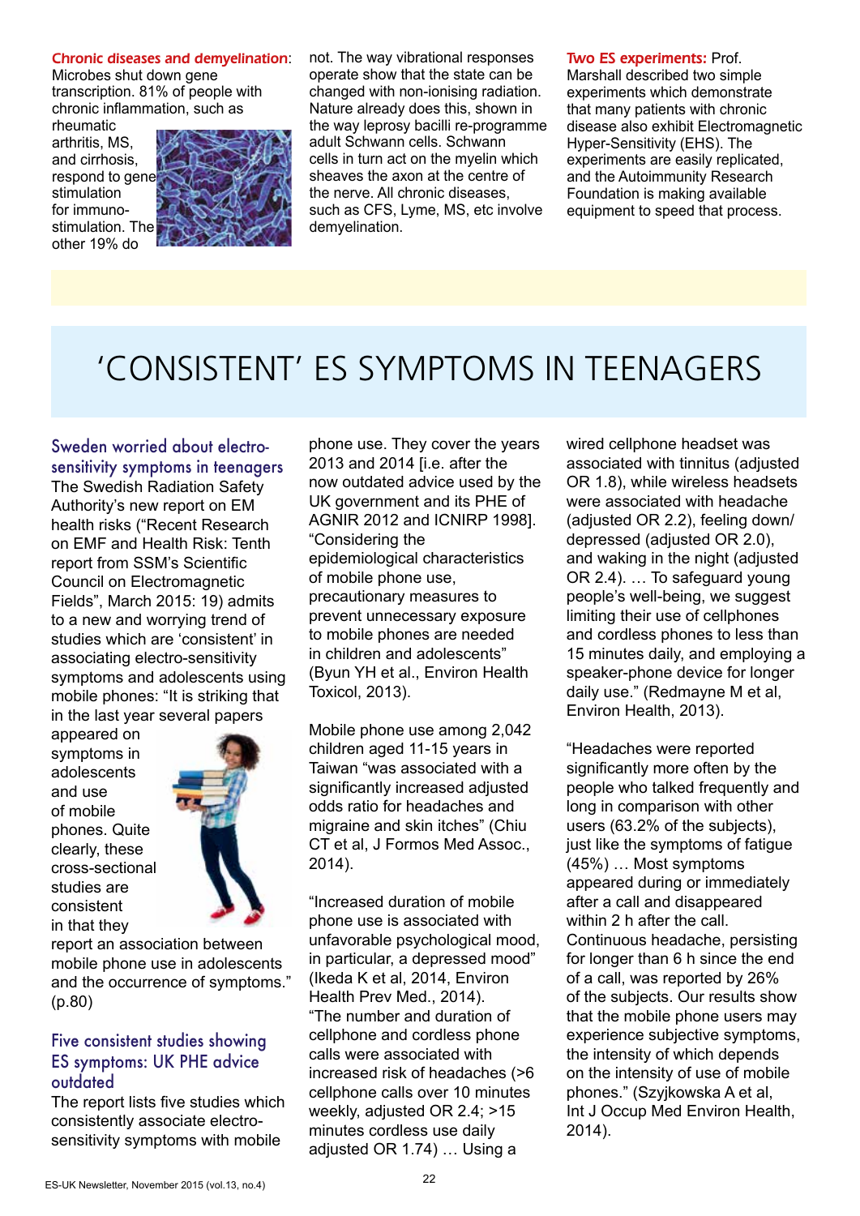**Chronic diseases and demyelination**: Microbes shut down gene transcription. 81% of people with chronic inflammation, such as rheumatic arthritis, MS, and cirrhosis, respond to gene stimulation for immuno-stimulation. The other 19% do not. The way vibrational responses operate show that the state can be changed with non-ionising radiation. Nature already does this, shown in the way leprosy bacilli re-programme adult Schwann cells. Schwann cells in turn act on the myelin which sheaves the axon at the centre of the nerve. All chronic diseases, such as CFS, Lyme, MS, etc involve demyelination.

**Two ES experiments:** Prof. Marshall described two simple experiments which demonstrate that many patients with chronic disease also exhibit Electromagnetic Hyper-Sensitivity (EHS). The experiments are easily replicated, and the Autoimmunity Research Foundation is making available equipment to speed that process.

# 'CONSISTENT' ES SYMPTOMS IN TEENAGERS

### Sweden worried about electro-sensitivity symptoms in teenagers

The Swedish Radiation Safety Authority's new report on EM health risks ("Recent Research on EMF and Health Risk: Tenth report from SSM's Scientific Council on Electromagnetic Fields", March 2015: 19) admits to a new and worrying trend of studies which are 'consistent' in associating electro-sensitivity symptoms and adolescents using mobile phones: "It is striking that in the last year several papers appeared on symptoms in adolescents and use of mobile phones. Quite clearly, these cross-sectional studies are consistent in that they report an association between mobile phone use in adolescents and the occurrence of symptoms." (p.80)

### Five consistent studies showing ES symptoms: UK PHE advice outdated

The report lists five studies which consistently associate electro-sensitivity symptoms with mobile phone use. They cover the years 2013 and 2014 [i.e. after the now outdated advice used by the UK government and its PHE of AGNIR 2012 and ICNIRP 1998]. "Considering the epidemiological characteristics of mobile phone use, precautionary measures to prevent unnecessary exposure to mobile phones are needed in children and adolescents" (Byun YH et al., Environ Health Toxicol, 2013).

Mobile phone use among 2,042 children aged 11-15 years in Taiwan "was associated with a significantly increased adjusted odds ratio for headaches and migraine and skin itches" (Chiu CT et al, J Formos Med Assoc., 2014).

"Increased duration of mobile phone use is associated with unfavorable psychological mood, in particular, a depressed mood" (Ikeda K et al, 2014, Environ Health Prev Med., 2014). "The number and duration of cellphone and cordless phone calls were associated with increased risk of headaches (>6 cellphone calls over 10 minutes weekly, adjusted OR 2.4; >15 minutes cordless use daily adjusted OR 1.74) … Using a wired cellphone headset was associated with tinnitus (adjusted OR 1.8), while wireless headsets were associated with headache (adjusted OR 2.2), feeling down/ depressed (adjusted OR 2.0), and waking in the night (adjusted OR 2.4). … To safeguard young people's well-being, we suggest limiting their use of cellphones and cordless phones to less than 15 minutes daily, and employing a speaker-phone device for longer daily use." (Redmayne M et al, Environ Health, 2013).

"Headaches were reported significantly more often by the people who talked frequently and long in comparison with other users (63.2% of the subjects), just like the symptoms of fatigue (45%) … Most symptoms appeared during or immediately after a call and disappeared within 2 h after the call. Continuous headache, persisting for longer than 6 h since the end of a call, was reported by 26% of the subjects. Our results show that the mobile phone users may experience subjective symptoms, the intensity of which depends on the intensity of use of mobile phones." (Szyjkowska A et al, Int J Occup Med Environ Health, 2014).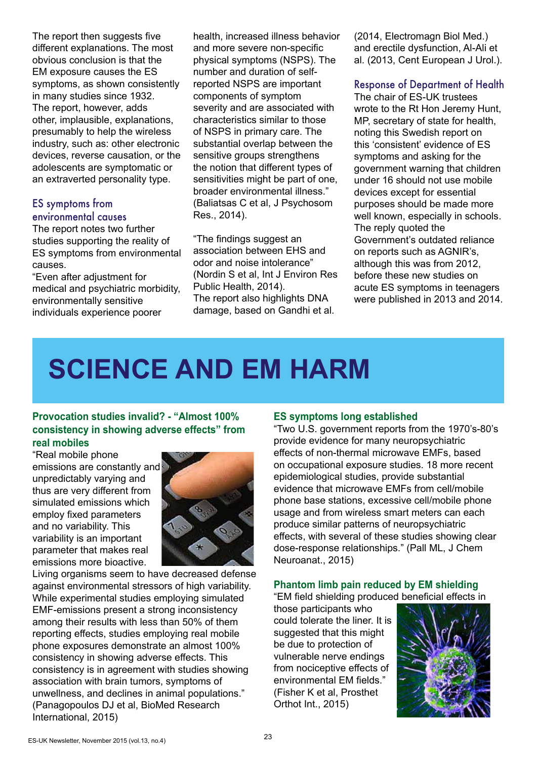The report then suggests five different explanations. The most obvious conclusion is that the EM exposure causes the ES symptoms, as shown consistently in many studies since 1932. The report, however, adds other, implausible, explanations, presumably to help the wireless industry, such as: other electronic devices, reverse causation, or the adolescents are symptomatic or an extraverted personality type.

### ES symptoms from environmental causes

The report notes two further studies supporting the reality of ES symptoms from environmental causes.

"Even after adjustment for medical and psychiatric morbidity, environmentally sensitive individuals experience poorer health, increased illness behavior and more severe non-specific physical symptoms (NSPS). The number and duration of self-reported NSPS are important components of symptom severity and are associated with characteristics similar to those of NSPS in primary care. The substantial overlap between the sensitive groups strengthens the notion that different types of sensitivities might be part of one, broader environmental illness." (Baliatsas C et al, J Psychosom Res., 2014).

"The findings suggest an association between EHS and odor and noise intolerance" (Nordin S et al, Int J Environ Res Public Health, 2014).

The report also highlights DNA damage, based on Gandhi et al. (2014, Electromagn Biol Med.) and erectile dysfunction, Al-Ali et al. (2013, Cent European J Urol.).

### Response of Department of Health

The chair of ES-UK trustees wrote to the Rt Hon Jeremy Hunt, MP, secretary of state for health, noting this Swedish report on this 'consistent' evidence of ES symptoms and asking for the government warning that children under 16 should not use mobile devices except for essential purposes should be made more well known, especially in schools. The reply quoted the Government's outdated reliance on reports such as AGNIR's, although this was from 2012, before these new studies on acute ES symptoms in teenagers were published in 2013 and 2014.

# SCIENCE AND EM HARM

### Provocation studies invalid? - "Almost 100% consistency in showing adverse effects" from real mobiles

"Real mobile phone emissions are constantly and unpredictably varying and thus are very different from simulated emissions which employ fixed parameters and no variability. This variability is an important parameter that makes real emissions more bioactive. Living organisms seem to have decreased defense against environmental stressors of high variability. While experimental studies employing simulated EMF-emissions present a strong inconsistency among their results with less than 50% of them reporting effects, studies employing real mobile phone exposures demonstrate an almost 100% consistency in showing adverse effects. This consistency is in agreement with studies showing association with brain tumors, symptoms of unwellness, and declines in animal populations." (Panagopoulos DJ et al, BioMed Research International, 2015)

### ES symptoms long established

"Two U.S. government reports from the 1970's-80's provide evidence for many neuropsychiatric effects of non-thermal microwave EMFs, based on occupational exposure studies. 18 more recent epidemiological studies, provide substantial evidence that microwave EMFs from cell/mobile phone base stations, excessive cell/mobile phone usage and from wireless smart meters can each produce similar patterns of neuropsychiatric effects, with several of these studies showing clear dose-response relationships." (Pall ML, J Chem Neuroanat., 2015)

### Phantom limb pain reduced by EM shielding

"EM field shielding produced beneficial effects in those participants who could tolerate the liner. It is suggested that this might be due to protection of vulnerable nerve endings from nociceptive effects of environmental EM fields." (Fisher K et al, Prosthet Orthot Int., 2015)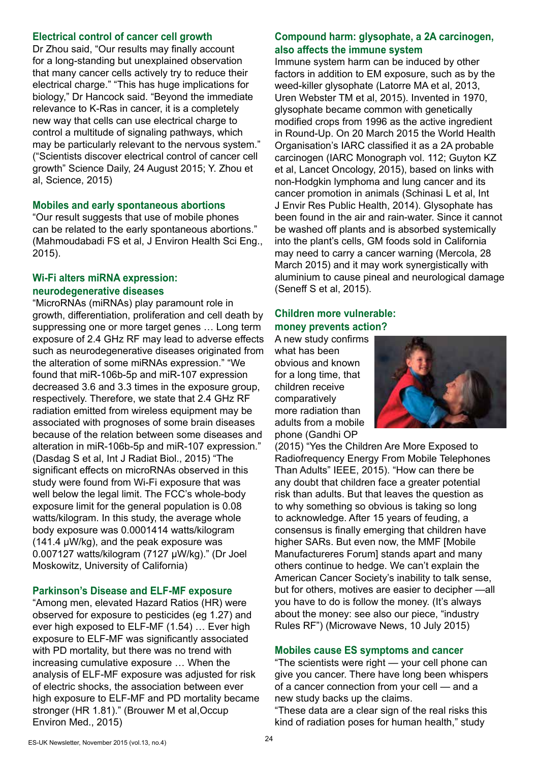## Electrical control of cancer cell growth

Dr Zhou said, "Our results may finally account for a long-standing but unexplained observation that many cancer cells actively try to reduce their electrical charge." "This has huge implications for biology," Dr Hancock said. "Beyond the immediate relevance to K-Ras in cancer, it is a completely new way that cells can use electrical charge to control a multitude of signaling pathways, which may be particularly relevant to the nervous system." ("Scientists discover electrical control of cancer cell growth" Science Daily, 24 August 2015; Y. Zhou et al, Science, 2015)

## Mobiles and early spontaneous abortions

"Our result suggests that use of mobile phones can be related to the early spontaneous abortions." (Mahmoudabadi FS et al, J Environ Health Sci Eng., 2015).

## Wi-Fi alters miRNA expression: neurodegenerative diseases

"MicroRNAs (miRNAs) play paramount role in growth, differentiation, proliferation and cell death by suppressing one or more target genes … Long term exposure of 2.4 GHz RF may lead to adverse effects such as neurodegenerative diseases originated from the alteration of some miRNAs expression." "We found that miR-106b-5p and miR-107 expression decreased 3.6 and 3.3 times in the exposure group, respectively. Therefore, we state that 2.4 GHz RF radiation emitted from wireless equipment may be associated with prognoses of some brain diseases because of the relation between some diseases and alteration in miR-106b-5p and miR-107 expression." (Dasdag S et al, Int J Radiat Biol., 2015) "The significant effects on microRNAs observed in this study were found from Wi-Fi exposure that was well below the legal limit. The FCC's whole-body exposure limit for the general population is 0.08 watts/kilogram. In this study, the average whole body exposure was 0.0001414 watts/kilogram (141.4 μW/kg), and the peak exposure was 0.007127 watts/kilogram (7127 μW/kg)." (Dr Joel Moskowitz, University of California)

## Parkinson's Disease and ELF-MF exposure

"Among men, elevated Hazard Ratios (HR) were observed for exposure to pesticides (eg 1.27) and ever high exposed to ELF-MF (1.54) … Ever high exposure to ELF-MF was significantly associated with PD mortality, but there was no trend with increasing cumulative exposure … When the analysis of ELF-MF exposure was adjusted for risk of electric shocks, the association between ever high exposure to ELF-MF and PD mortality became stronger (HR 1.81)." (Brouwer M et al,Occup Environ Med., 2015)

## Compound harm: glysophate, a 2A carcinogen, also affects the immune system

Immune system harm can be induced by other factors in addition to EM exposure, such as by the weed-killer glysophate (Latorre MA et al, 2013, Uren Webster TM et al, 2015). Invented in 1970, glysophate became common with genetically modified crops from 1996 as the active ingredient in Round-Up. On 20 March 2015 the World Health Organisation's IARC classified it as a 2A probable carcinogen (IARC Monograph vol. 112; Guyton KZ et al, Lancet Oncology, 2015), based on links with non-Hodgkin lymphoma and lung cancer and its cancer promotion in animals (Schinasi L et al, Int J Envir Res Public Health, 2014). Glysophate has been found in the air and rain-water. Since it cannot be washed off plants and is absorbed systemically into the plant's cells, GM foods sold in California may need to carry a cancer warning (Mercola, 28 March 2015) and it may work synergistically with aluminium to cause pineal and neurological damage (Seneff S et al, 2015).

## Children more vulnerable: money prevents action?

A new study confirms what has been obvious and known for a long time, that children receive comparatively more radiation than adults from a mobile phone (Gandhi OP (2015) "Yes the Children Are More Exposed to Radiofrequency Energy From Mobile Telephones Than Adults" IEEE, 2015). "How can there be any doubt that children face a greater potential risk than adults. But that leaves the question as to why something so obvious is taking so long to acknowledge. After 15 years of feuding, a consensus is finally emerging that children have higher SARs. But even now, the MMF [Mobile Manufactureres Forum] stands apart and many others continue to hedge. We can't explain the American Cancer Society's inability to talk sense, but for others, motives are easier to decipher —all you have to do is follow the money. (It's always about the money: see also our piece, "industry Rules RF") (Microwave News, 10 July 2015)

## Mobiles cause ES symptoms and cancer

"The scientists were right — your cell phone can give you cancer. There have long been whispers of a cancer connection from your cell — and a new study backs up the claims.

"These data are a clear sign of the real risks this kind of radiation poses for human health," study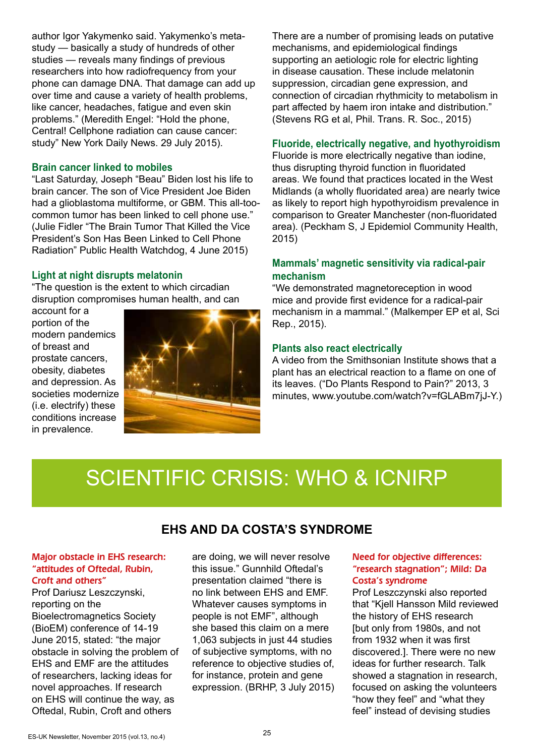author Igor Yakymenko said. Yakymenko's meta-study — basically a study of hundreds of other studies — reveals many findings of previous researchers into how radiofrequency from your phone can damage DNA. That damage can add up over time and cause a variety of health problems, like cancer, headaches, fatigue and even skin problems." (Meredith Engel: "Hold the phone, Central! Cellphone radiation can cause cancer: study" New York Daily News. 29 July 2015).

### Brain cancer linked to mobiles

"Last Saturday, Joseph "Beau" Biden lost his life to brain cancer. The son of Vice President Joe Biden had a glioblastoma multiforme, or GBM. This all-too-common tumor has been linked to cell phone use." (Julie Fidler "The Brain Tumor That Killed the Vice President's Son Has Been Linked to Cell Phone Radiation" Public Health Watchdog, 4 June 2015)

### Light at night disrupts melatonin

"The question is the extent to which circadian disruption compromises human health, and can account for a portion of the modern pandemics of breast and prostate cancers, obesity, diabetes and depression. As societies modernize (i.e. electrify) these conditions increase in prevalence. There are a number of promising leads on putative mechanisms, and epidemiological findings supporting an aetiologic role for electric lighting in disease causation. These include melatonin suppression, circadian gene expression, and connection of circadian rhythmicity to metabolism in part affected by haem iron intake and distribution." (Stevens RG et al, Phil. Trans. R. Soc., 2015)

### Fluoride, electrically negative, and hyothyroidism

Fluoride is more electrically negative than iodine, thus disrupting thyroid function in fluoridated areas. We found that practices located in the West Midlands (a wholly fluoridated area) are nearly twice as likely to report high hypothyroidism prevalence in comparison to Greater Manchester (non-fluoridated area). (Peckham S, J Epidemiol Community Health, 2015)

### Mammals' magnetic sensitivity via radical-pair mechanism

"We demonstrated magnetoreception in wood mice and provide first evidence for a radical-pair mechanism in a mammal." (Malkemper EP et al, Sci Rep., 2015).

### Plants also react electrically

A video from the Smithsonian Institute shows that a plant has an electrical reaction to a flame on one of its leaves. ("Do Plants Respond to Pain?" 2013, 3 minutes, www.youtube.com/watch?v=fGLABm7jJ-Y.)

# SCIENTIFIC CRISIS: WHO & ICNIRP

## EHS AND DA COSTA'S SYNDROME

### Major obstacle in EHS research: "attitudes of Oftedal, Rubin, Croft and others"

Prof Dariusz Leszczynski, reporting on the Bioelectromagnetics Society (BioEM) conference of 14-19 June 2015, stated: "the major obstacle in solving the problem of EHS and EMF are the attitudes of researchers, lacking ideas for novel approaches. If research on EHS will continue the way, as Oftedal, Rubin, Croft and others are doing, we will never resolve this issue." Gunnhild Oftedal's presentation claimed "there is no link between EHS and EMF. Whatever causes symptoms in people is not EMF", although she based this claim on a mere 1,063 subjects in just 44 studies of subjective symptoms, with no reference to objective studies of, for instance, protein and gene expression. (BRHP, 3 July 2015)

### Need for objective differences: "research stagnation"; Mild: Da Costa's syndrome

Prof Leszczynski also reported that "Kjell Hansson Mild reviewed the history of EHS research [but only from 1980s, and not from 1932 when it was first discovered.]. There were no new ideas for further research. Talk showed a stagnation in research, focused on asking the volunteers "how they feel" and "what they feel" instead of devising studies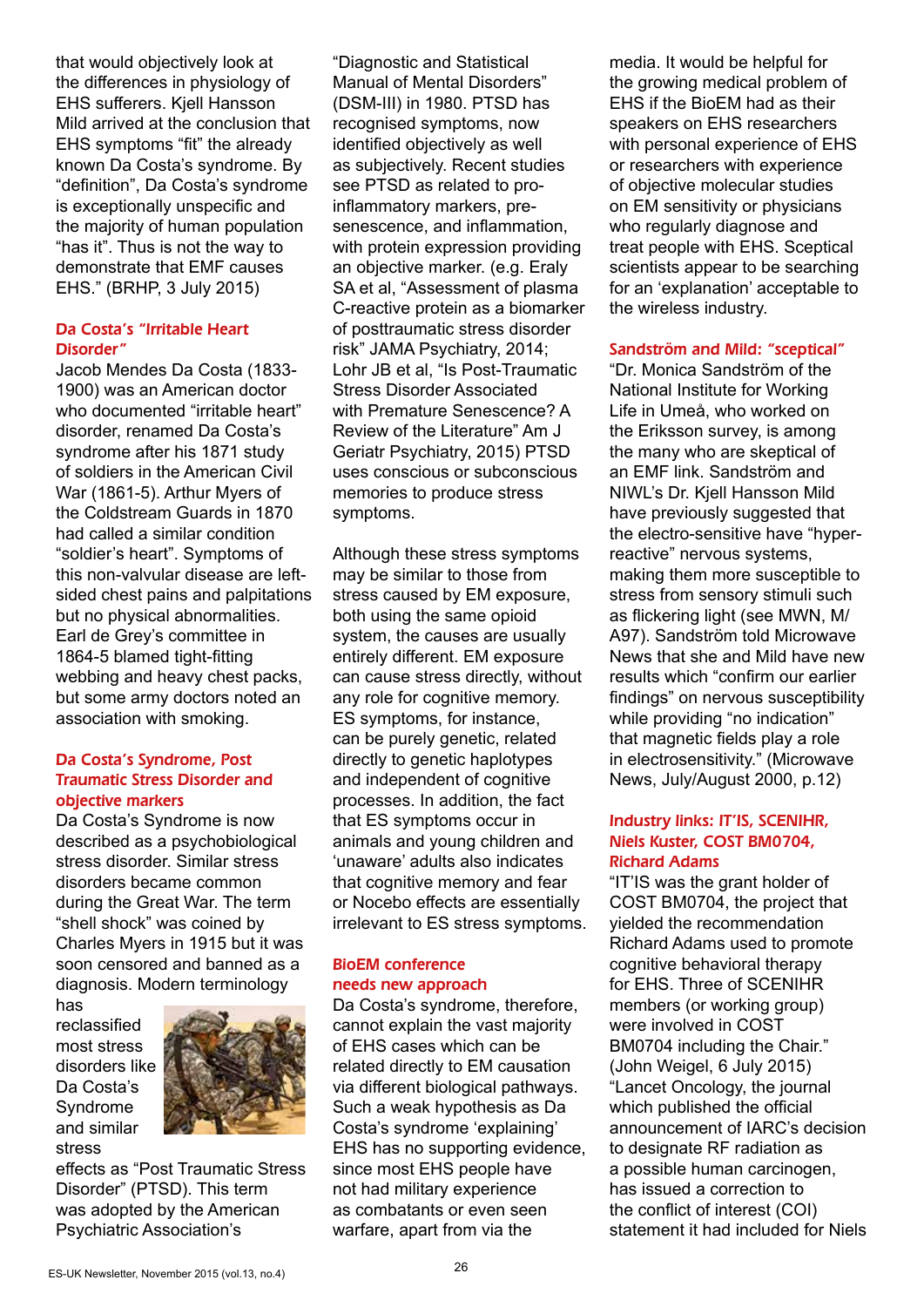that would objectively look at the differences in physiology of EHS sufferers. Kjell Hansson Mild arrived at the conclusion that EHS symptoms "fit" the already known Da Costa's syndrome. By "definition", Da Costa's syndrome is exceptionally unspecific and the majority of human population "has it". Thus is not the way to demonstrate that EMF causes EHS." (BRHP, 3 July 2015)

### Da Costa's "Irritable Heart Disorder"

Jacob Mendes Da Costa (1833-1900) was an American doctor who documented "irritable heart" disorder, renamed Da Costa's syndrome after his 1871 study of soldiers in the American Civil War (1861-5). Arthur Myers of the Coldstream Guards in 1870 had called a similar condition "soldier's heart". Symptoms of this non-valvular disease are left-sided chest pains and palpitations but no physical abnormalities. Earl de Grey's committee in 1864-5 blamed tight-fitting webbing and heavy chest packs, but some army doctors noted an association with smoking.

### Da Costa's Syndrome, Post Traumatic Stress Disorder and objective markers

Da Costa's Syndrome is now described as a psychobiological stress disorder. Similar stress disorders became common during the Great War. The term "shell shock" was coined by Charles Myers in 1915 but it was soon censored and banned as a diagnosis. Modern terminology has reclassified most stress disorders like Da Costa's Syndrome and similar stress effects as "Post Traumatic Stress Disorder" (PTSD). This term was adopted by the American Psychiatric Association's "Diagnostic and Statistical Manual of Mental Disorders" (DSM-III) in 1980. PTSD has recognised symptoms, now identified objectively as well as subjectively. Recent studies see PTSD as related to pro-inflammatory markers, pre-senescence, and inflammation, with protein expression providing an objective marker. (e.g. Eraly SA et al, "Assessment of plasma C-reactive protein as a biomarker of posttraumatic stress disorder risk" JAMA Psychiatry, 2014; Lohr JB et al, "Is Post-Traumatic Stress Disorder Associated with Premature Senescence? A Review of the Literature" Am J Geriatr Psychiatry, 2015) PTSD uses conscious or subconscious memories to produce stress symptoms.

Although these stress symptoms may be similar to those from stress caused by EM exposure, both using the same opioid system, the causes are usually entirely different. EM exposure can cause stress directly, without any role for cognitive memory. ES symptoms, for instance, can be purely genetic, related directly to genetic haplotypes and independent of cognitive processes. In addition, the fact that ES symptoms occur in animals and young children and 'unaware' adults also indicates that cognitive memory and fear or Nocebo effects are essentially irrelevant to ES stress symptoms.

### BioEM conference needs new approach

Da Costa's syndrome, therefore, cannot explain the vast majority of EHS cases which can be related directly to EM causation via different biological pathways. Such a weak hypothesis as Da Costa's syndrome 'explaining' EHS has no supporting evidence, since most EHS people have not had military experience as combatants or even seen warfare, apart from via the media. It would be helpful for the growing medical problem of EHS if the BioEM had as their speakers on EHS researchers with personal experience of EHS or researchers with experience of objective molecular studies on EM sensitivity or physicians who regularly diagnose and treat people with EHS. Sceptical scientists appear to be searching for an 'explanation' acceptable to the wireless industry.

### Sandström and Mild: "sceptical"

"Dr. Monica Sandström of the National Institute for Working Life in Umeå, who worked on the Eriksson survey, is among the many who are skeptical of an EMF link. Sandström and NIWL's Dr. Kjell Hansson Mild have previously suggested that the electro-sensitive have "hyper-reactive" nervous systems, making them more susceptible to stress from sensory stimuli such as flickering light (see MWN, M/A97). Sandström told Microwave News that she and Mild have new results which "confirm our earlier findings" on nervous susceptibility while providing "no indication" that magnetic fields play a role in electrosensitivity." (Microwave News, July/August 2000, p.12)

### Industry links: IT'IS, SCENIHR, Niels Kuster, COST BM0704, Richard Adams

"IT'IS was the grant holder of COST BM0704, the project that yielded the recommendation Richard Adams used to promote cognitive behavioral therapy for EHS. Three of SCENIHR members (or working group) were involved in COST BM0704 including the Chair." (John Weigel, 6 July 2015) "Lancet Oncology, the journal which published the official announcement of IARC's decision to designate RF radiation as a possible human carcinogen, has issued a correction to the conflict of interest (COI) statement it had included for Niels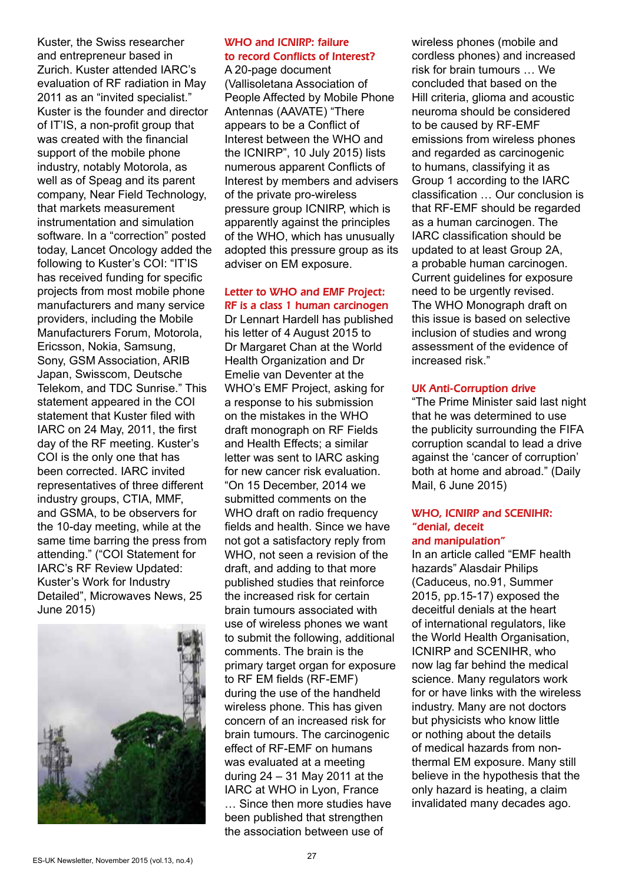Kuster, the Swiss researcher and entrepreneur based in Zurich. Kuster attended IARC's evaluation of RF radiation in May 2011 as an "invited specialist." Kuster is the founder and director of IT'IS, a non-profit group that was created with the financial support of the mobile phone industry, notably Motorola, as well as of Speag and its parent company, Near Field Technology, that markets measurement instrumentation and simulation software. In a "correction" posted today, Lancet Oncology added the following to Kuster's COI: "IT'IS has received funding for specific projects from most mobile phone manufacturers and many service providers, including the Mobile Manufacturers Forum, Motorola, Ericsson, Nokia, Samsung, Sony, GSM Association, ARIB Japan, Swisscom, Deutsche Telekom, and TDC Sunrise." This statement appeared in the COI statement that Kuster filed with IARC on 24 May, 2011, the first day of the RF meeting. Kuster's COI is the only one that has been corrected. IARC invited representatives of three different industry groups, CTIA, MMF, and GSMA, to be observers for the 10-day meeting, while at the same time barring the press from attending." ("COI Statement for IARC's RF Review Updated: Kuster's Work for Industry Detailed", Microwaves News, 25 June 2015)

### WHO and ICNIRP: failure to record Conflicts of Interest?

A 20-page document (Vallisoletana Association of People Affected by Mobile Phone Antennas (AAVATE) "There appears to be a Conflict of Interest between the WHO and the ICNIRP", 10 July 2015) lists numerous apparent Conflicts of Interest by members and advisers of the private pro-wireless pressure group ICNIRP, which is apparently against the principles of the WHO, which has unusually adopted this pressure group as its adviser on EM exposure.

### Letter to WHO and EMF Project: RF is a class 1 human carcinogen

Dr Lennart Hardell has published his letter of 4 August 2015 to Dr Margaret Chan at the World Health Organization and Dr Emelie van Deventer at the WHO's EMF Project, asking for a response to his submission on the mistakes in the WHO draft monograph on RF Fields and Health Effects; a similar letter was sent to IARC asking for new cancer risk evaluation. "On 15 December, 2014 we submitted comments on the WHO draft on radio frequency fields and health. Since we have not got a satisfactory reply from WHO, not seen a revision of the draft, and adding to that more published studies that reinforce the increased risk for certain brain tumours associated with use of wireless phones we want to submit the following, additional comments. The brain is the primary target organ for exposure to RF EM fields (RF-EMF) during the use of the handheld wireless phone. This has given concern of an increased risk for brain tumours. The carcinogenic effect of RF-EMF on humans was evaluated at a meeting during 24 – 31 May 2011 at the IARC at WHO in Lyon, France … Since then more studies have been published that strengthen the association between use of wireless phones (mobile and cordless phones) and increased risk for brain tumours … We concluded that based on the Hill criteria, glioma and acoustic neuroma should be considered to be caused by RF-EMF emissions from wireless phones and regarded as carcinogenic to humans, classifying it as Group 1 according to the IARC classification … Our conclusion is that RF-EMF should be regarded as a human carcinogen. The IARC classification should be updated to at least Group 2A, a probable human carcinogen. Current guidelines for exposure need to be urgently revised. The WHO Monograph draft on this issue is based on selective inclusion of studies and wrong assessment of the evidence of increased risk."

### UK Anti-Corruption drive

"The Prime Minister said last night that he was determined to use the publicity surrounding the FIFA corruption scandal to lead a drive against the 'cancer of corruption' both at home and abroad." (Daily Mail, 6 June 2015)

### WHO, ICNIRP and SCENIHR: "denial, deceit and manipulation"

In an article called "EMF health hazards" Alasdair Philips (Caduceus, no.91, Summer 2015, pp.15-17) exposed the deceitful denials at the heart of international regulators, like the World Health Organisation, ICNIRP and SCENIHR, who now lag far behind the medical science. Many regulators work for or have links with the wireless industry. Many are not doctors but physicists who know little or nothing about the details of medical hazards from non-thermal EM exposure. Many still believe in the hypothesis that the only hazard is heating, a claim invalidated many decades ago.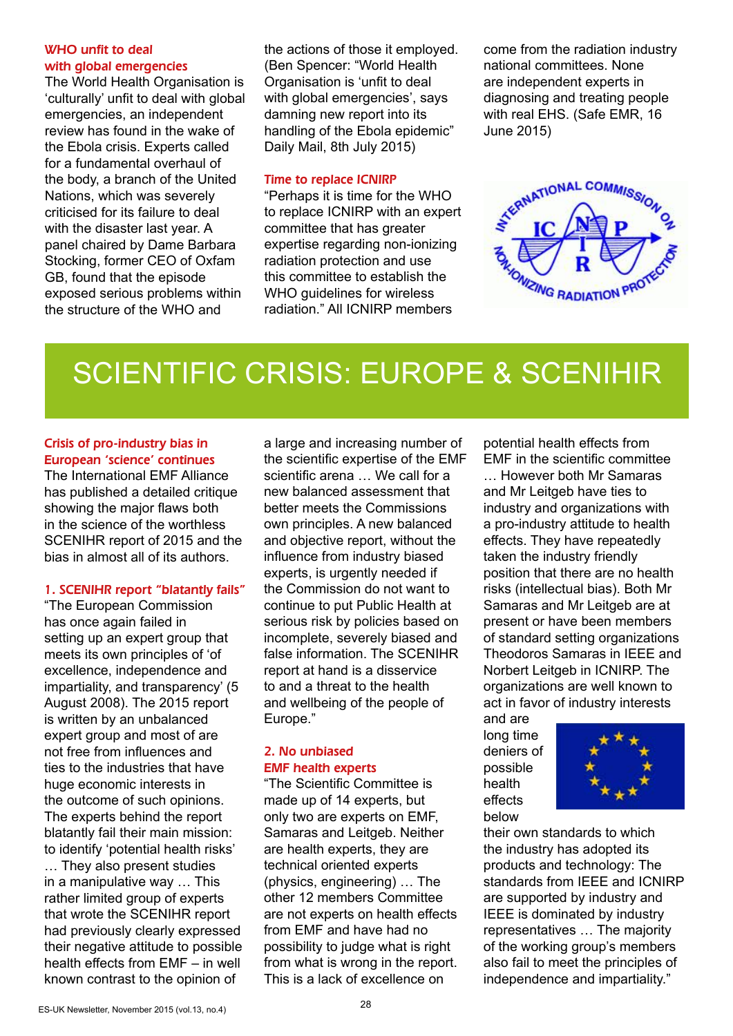### WHO unfit to deal with global emergencies

The World Health Organisation is 'culturally' unfit to deal with global emergencies, an independent review has found in the wake of the Ebola crisis. Experts called for a fundamental overhaul of the body, a branch of the United Nations, which was severely criticised for its failure to deal with the disaster last year. A panel chaired by Dame Barbara Stocking, former CEO of Oxfam GB, found that the episode exposed serious problems within the structure of the WHO and the actions of those it employed. (Ben Spencer: "World Health Organisation is 'unfit to deal with global emergencies', says damning new report into its handling of the Ebola epidemic" Daily Mail, 8th July 2015)

### Time to replace ICNIRP

"Perhaps it is time for the WHO to replace ICNIRP with an expert committee that has greater expertise regarding non-ionizing radiation protection and use this committee to establish the WHO guidelines for wireless radiation." All ICNIRP members come from the radiation industry national committees. None are independent experts in diagnosing and treating people with real EHS. (Safe EMR, 16 June 2015)

# SCIENTIFIC CRISIS: EUROPE & SCENIHIR

### Crisis of pro-industry bias in European 'science' continues

The International EMF Alliance has published a detailed critique showing the major flaws both in the science of the worthless SCENIHR report of 2015 and the bias in almost all of its authors.

### 1. SCENIHR report "blatantly fails"

"The European Commission has once again failed in setting up an expert group that meets its own principles of 'of excellence, independence and impartiality, and transparency' (5 August 2008). The 2015 report is written by an unbalanced expert group and most of are not free from influences and ties to the industries that have huge economic interests in the outcome of such opinions. The experts behind the report blatantly fail their main mission: to identify 'potential health risks' … They also present studies in a manipulative way … This rather limited group of experts that wrote the SCENIHR report had previously clearly expressed their negative attitude to possible health effects from EMF – in well known contrast to the opinion of a large and increasing number of the scientific expertise of the EMF scientific arena … We call for a new balanced assessment that better meets the Commissions own principles. A new balanced and objective report, without the influence from industry biased experts, is urgently needed if the Commission do not want to continue to put Public Health at serious risk by policies based on incomplete, severely biased and false information. The SCENIHR report at hand is a disservice to and a threat to the health and wellbeing of the people of Europe."

### 2. No unbiased EMF health experts

"The Scientific Committee is made up of 14 experts, but only two are experts on EMF, Samaras and Leitgeb. Neither are health experts, they are technical oriented experts (physics, engineering) … The other 12 members Committee are not experts on health effects from EMF and have had no possibility to judge what is right from what is wrong in the report. This is a lack of excellence on potential health effects from EMF in the scientific committee … However both Mr Samaras and Mr Leitgeb have ties to industry and organizations with a pro-industry attitude to health effects. They have repeatedly taken the industry friendly position that there are no health risks (intellectual bias). Both Mr Samaras and Mr Leitgeb are at present or have been members of standard setting organizations Theodoros Samaras in IEEE and Norbert Leitgeb in ICNIRP. The organizations are well known to act in favor of industry interests and are long time deniers of possible health effects below their own standards to which the industry has adopted its products and technology: The standards from IEEE and ICNIRP are supported by industry and IEEE is dominated by industry representatives … The majority of the working group's members also fail to meet the principles of independence and impartiality."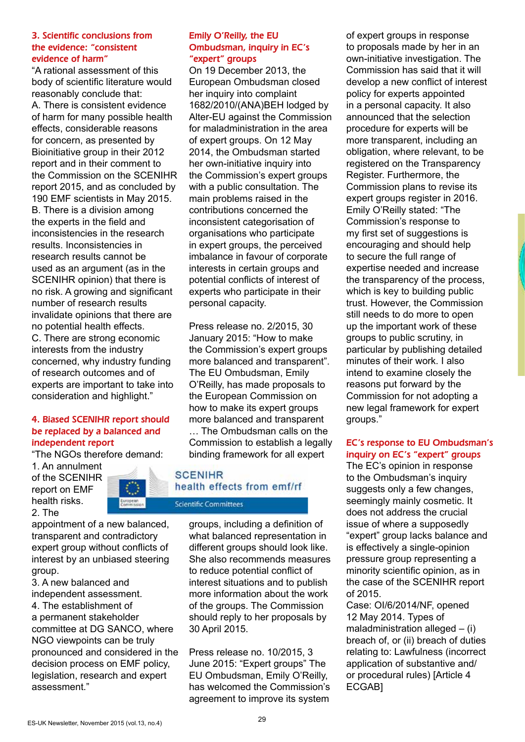### 3. Scientific conclusions from the evidence: "consistent evidence of harm"

"A rational assessment of this body of scientific literature would reasonably conclude that:

A. There is consistent evidence of harm for many possible health effects, considerable reasons for concern, as presented by Bioinitiative group in their 2012 report and in their comment to the Commission on the SCENIHR report 2015, and as concluded by 190 EMF scientists in May 2015.

B. There is a division among the experts in the field and inconsistencies in the research results. Inconsistencies in research results cannot be used as an argument (as in the SCENIHR opinion) that there is no risk. A growing and significant number of research results invalidate opinions that there are no potential health effects.

C. There are strong economic interests from the industry concerned, why industry funding of research outcomes and of experts are important to take into consideration and highlight."

### 4. Biased SCENIHR report should be replaced by a balanced and independent report

"The NGOs therefore demand:

1. An annulment of the SCENIHR report on EMF health risks.
2. The appointment of a new balanced, transparent and contradictory expert group without conflicts of interest by an unbiased steering group.
3. A new balanced and independent assessment.
4. The establishment of a permanent stakeholder committee at DG SANCO, where NGO viewpoints can be truly pronounced and considered in the decision process on EMF policy, legislation, research and expert assessment."

### Emily O'Reilly, the EU Ombudsman, inquiry in EC's "expert" groups

On 19 December 2013, the European Ombudsman closed her inquiry into complaint 1682/2010/(ANA)BEH lodged by Alter-EU against the Commission for maladministration in the area of expert groups. On 12 May 2014, the Ombudsman started her own-initiative inquiry into the Commission's expert groups with a public consultation. The main problems raised in the contributions concerned the inconsistent categorisation of organisations who participate in expert groups, the perceived imbalance in favour of corporate interests in certain groups and potential conflicts of interest of experts who participate in their personal capacity.

Press release no. 2/2015, 30 January 2015: "How to make the Commission's expert groups more balanced and transparent". The EU Ombudsman, Emily O'Reilly, has made proposals to the European Commission on how to make its expert groups more balanced and transparent … The Ombudsman calls on the Commission to establish a legally binding framework for all expert groups, including a definition of what balanced representation in different groups should look like. She also recommends measures to reduce potential conflict of interest situations and to publish more information about the work of the groups. The Commission should reply to her proposals by 30 April 2015.

Press release no. 10/2015, 3 June 2015: "Expert groups" The EU Ombudsman, Emily O'Reilly, has welcomed the Commission's agreement to improve its system of expert groups in response to proposals made by her in an own-initiative investigation. The Commission has said that it will develop a new conflict of interest policy for experts appointed in a personal capacity. It also announced that the selection procedure for experts will be more transparent, including an obligation, where relevant, to be registered on the Transparency Register. Furthermore, the Commission plans to revise its expert groups register in 2016. Emily O'Reilly stated: "The Commission's response to my first set of suggestions is encouraging and should help to secure the full range of expertise needed and increase the transparency of the process, which is key to building public trust. However, the Commission still needs to do more to open up the important work of these groups to public scrutiny, in particular by publishing detailed minutes of their work. I also intend to examine closely the reasons put forward by the Commission for not adopting a new legal framework for expert groups."

SCENIHR
health effects from emf/rf
Scientific Committees

### EC's response to EU Ombudsman's inquiry on EC's "expert" groups

The EC's opinion in response to the Ombudsman's inquiry suggests only a few changes, seemingly mainly cosmetic. It does not address the crucial issue of where a supposedly "expert" group lacks balance and is effectively a single-opinion pressure group representing a minority scientific opinion, as in the case of the SCENIHR report of 2015.

Case: OI/6/2014/NF, opened 12 May 2014. Types of maladministration alleged – (i) breach of, or (ii) breach of duties relating to: Lawfulness (incorrect application of substantive and/ or procedural rules) [Article 4 ECGAB]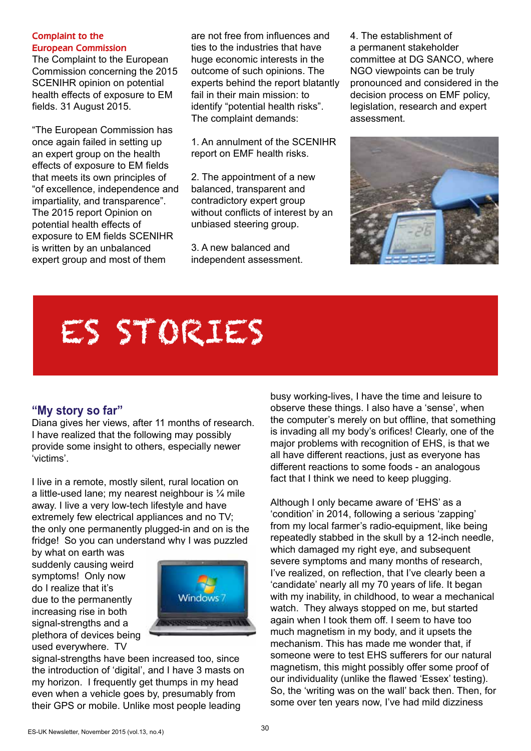### Complaint to the European Commission

The Complaint to the European Commission concerning the 2015 SCENIHR opinion on potential health effects of exposure to EM fields. 31 August 2015.

"The European Commission has once again failed in setting up an expert group on the health effects of exposure to EM fields that meets its own principles of "of excellence, independence and impartiality, and transparence". The 2015 report Opinion on potential health effects of exposure to EM fields SCENIHR is written by an unbalanced expert group and most of them are not free from influences and ties to the industries that have huge economic interests in the outcome of such opinions. The experts behind the report blatantly fail in their main mission: to identify "potential health risks". The complaint demands:

1. An annulment of the SCENIHR report on EMF health risks.

2. The appointment of a new balanced, transparent and contradictory expert group without conflicts of interest by an unbiased steering group.

3. A new balanced and independent assessment.

4. The establishment of a permanent stakeholder committee at DG SANCO, where NGO viewpoints can be truly pronounced and considered in the decision process on EMF policy, legislation, research and expert assessment.

# ES STORIES

## "My story so far"

Diana gives her views, after 11 months of research. I have realized that the following may possibly provide some insight to others, especially newer 'victims'.

I live in a remote, mostly silent, rural location on a little-used lane; my nearest neighbour is ¼ mile away. I live a very low-tech lifestyle and have extremely few electrical appliances and no TV; the only one permanently plugged-in and on is the fridge! So you can understand why I was puzzled by what on earth was suddenly causing weird symptoms! Only now do I realize that it's due to the permanently increasing rise in both signal-strengths and a plethora of devices being used everywhere. TV signal-strengths have been increased too, since the introduction of 'digital', and I have 3 masts on my horizon. I frequently get thumps in my head even when a vehicle goes by, presumably from their GPS or mobile. Unlike most people leading busy working-lives, I have the time and leisure to observe these things. I also have a 'sense', when the computer's merely on but offline, that something is invading all my body's orifices! Clearly, one of the major problems with recognition of EHS, is that we all have different reactions, just as everyone has different reactions to some foods - an analogous fact that I think we need to keep plugging.

Although I only became aware of 'EHS' as a 'condition' in 2014, following a serious 'zapping' from my local farmer's radio-equipment, like being repeatedly stabbed in the skull by a 12-inch needle, which damaged my right eye, and subsequent severe symptoms and many months of research, I've realized, on reflection, that I've clearly been a 'candidate' nearly all my 70 years of life. It began with my inability, in childhood, to wear a mechanical watch. They always stopped on me, but started again when I took them off. I seem to have too much magnetism in my body, and it upsets the mechanism. This has made me wonder that, if someone were to test EHS sufferers for our natural magnetism, this might possibly offer some proof of our individuality (unlike the flawed 'Essex' testing). So, the 'writing was on the wall' back then. Then, for some over ten years now, I've had mild dizziness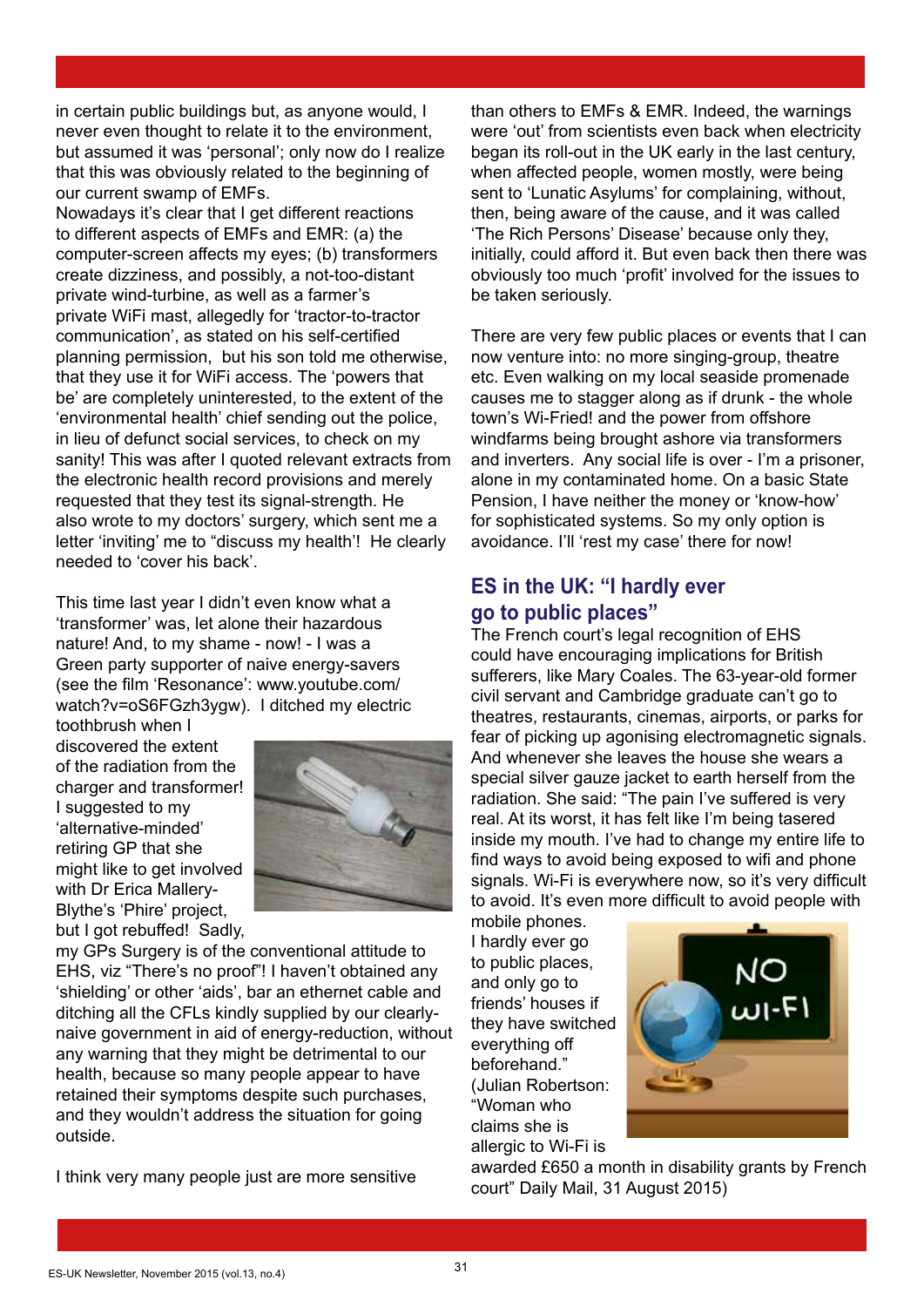in certain public buildings but, as anyone would, I never even thought to relate it to the environment, but assumed it was 'personal'; only now do I realize that this was obviously related to the beginning of our current swamp of EMFs.

Nowadays it's clear that I get different reactions to different aspects of EMFs and EMR: (a) the computer-screen affects my eyes; (b) transformers create dizziness, and possibly, a not-too-distant private wind-turbine, as well as a farmer's private WiFi mast, allegedly for 'tractor-to-tractor communication', as stated on his self-certified planning permission, but his son told me otherwise, that they use it for WiFi access. The 'powers that be' are completely uninterested, to the extent of the 'environmental health' chief sending out the police, in lieu of defunct social services, to check on my sanity! This was after I quoted relevant extracts from the electronic health record provisions and merely requested that they test its signal-strength. He also wrote to my doctors' surgery, which sent me a letter 'inviting' me to "discuss my health"! He clearly needed to 'cover his back'.

This time last year I didn't even know what a 'transformer' was, let alone their hazardous nature! And, to my shame - now! - I was a Green party supporter of naive energy-savers (see the film 'Resonance': www.youtube.com/watch?v=oS6FGzh3ygw). I ditched my electric toothbrush when I discovered the extent of the radiation from the charger and transformer! I suggested to my 'alternative-minded' retiring GP that she might like to get involved with Dr Erica Mallery-Blythe's 'Phire' project, but I got rebuffed! Sadly, my GPs Surgery is of the conventional attitude to EHS, viz "There's no proof"! I haven't obtained any 'shielding' or other 'aids', bar an ethernet cable and ditching all the CFLs kindly supplied by our clearly-naive government in aid of energy-reduction, without any warning that they might be detrimental to our health, because so many people appear to have retained their symptoms despite such purchases, and they wouldn't address the situation for going outside.

I think very many people just are more sensitive than others to EMFs & EMR. Indeed, the warnings were 'out' from scientists even back when electricity began its roll-out in the UK early in the last century, when affected people, women mostly, were being sent to 'Lunatic Asylums' for complaining, without, then, being aware of the cause, and it was called 'The Rich Persons' Disease' because only they, initially, could afford it. But even back then there was obviously too much 'profit' involved for the issues to be taken seriously.

There are very few public places or events that I can now venture into: no more singing-group, theatre etc. Even walking on my local seaside promenade causes me to stagger along as if drunk - the whole town's Wi-Fried! and the power from offshore windfarms being brought ashore via transformers and inverters. Any social life is over - I'm a prisoner, alone in my contaminated home. On a basic State Pension, I have neither the money or 'know-how' for sophisticated systems. So my only option is avoidance. I'll 'rest my case' there for now!

## ES in the UK: "I hardly ever go to public places"

The French court's legal recognition of EHS could have encouraging implications for British sufferers, like Mary Coales. The 63-year-old former civil servant and Cambridge graduate can't go to theatres, restaurants, cinemas, airports, or parks for fear of picking up agonising electromagnetic signals. And whenever she leaves the house she wears a special silver gauze jacket to earth herself from the radiation. She said: "The pain I've suffered is very real. At its worst, it has felt like I'm being tasered inside my mouth. I've had to change my entire life to find ways to avoid being exposed to wifi and phone signals. Wi-Fi is everywhere now, so it's very difficult to avoid. It's even more difficult to avoid people with mobile phones. I hardly ever go to public places, and only go to friends' houses if they have switched everything off beforehand." (Julian Robertson: "Woman who claims she is allergic to Wi-Fi is awarded £650 a month in disability grants by French court" Daily Mail, 31 August 2015)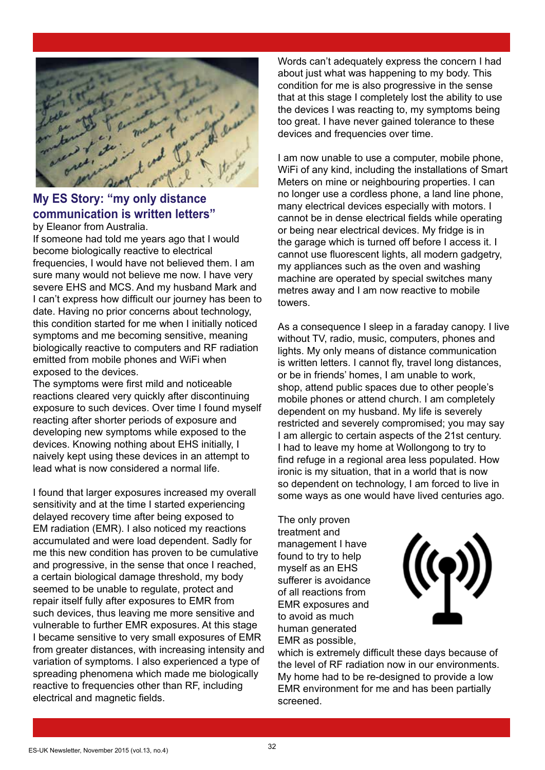## My ES Story: "my only distance communication is written letters"

by Eleanor from Australia.

If someone had told me years ago that I would become biologically reactive to electrical frequencies, I would have not believed them. I am sure many would not believe me now. I have very severe EHS and MCS. And my husband Mark and I can't express how difficult our journey has been to date. Having no prior concerns about technology, this condition started for me when I initially noticed symptoms and me becoming sensitive, meaning biologically reactive to computers and RF radiation emitted from mobile phones and WiFi when exposed to the devices.

The symptoms were first mild and noticeable reactions cleared very quickly after discontinuing exposure to such devices. Over time I found myself reacting after shorter periods of exposure and developing new symptoms while exposed to the devices. Knowing nothing about EHS initially, I naively kept using these devices in an attempt to lead what is now considered a normal life.

I found that larger exposures increased my overall sensitivity and at the time I started experiencing delayed recovery time after being exposed to EM radiation (EMR). I also noticed my reactions accumulated and were load dependent. Sadly for me this new condition has proven to be cumulative and progressive, in the sense that once I reached, a certain biological damage threshold, my body seemed to be unable to regulate, protect and repair itself fully after exposures to EMR from such devices, thus leaving me more sensitive and vulnerable to further EMR exposures. At this stage I became sensitive to very small exposures of EMR from greater distances, with increasing intensity and variation of symptoms. I also experienced a type of spreading phenomena which made me biologically reactive to frequencies other than RF, including electrical and magnetic fields.

Words can't adequately express the concern I had about just what was happening to my body. This condition for me is also progressive in the sense that at this stage I completely lost the ability to use the devices I was reacting to, my symptoms being too great. I have never gained tolerance to these devices and frequencies over time.

I am now unable to use a computer, mobile phone, WiFi of any kind, including the installations of Smart Meters on mine or neighbouring properties. I can no longer use a cordless phone, a land line phone, many electrical devices especially with motors. I cannot be in dense electrical fields while operating or being near electrical devices. My fridge is in the garage which is turned off before I access it. I cannot use fluorescent lights, all modern gadgetry, my appliances such as the oven and washing machine are operated by special switches many metres away and I am now reactive to mobile towers.

As a consequence I sleep in a faraday canopy. I live without TV, radio, music, computers, phones and lights. My only means of distance communication is written letters. I cannot fly, travel long distances, or be in friends' homes, I am unable to work, shop, attend public spaces due to other people's mobile phones or attend church. I am completely dependent on my husband. My life is severely restricted and severely compromised; you may say I am allergic to certain aspects of the 21st century. I had to leave my home at Wollongong to try to find refuge in a regional area less populated. How ironic is my situation, that in a world that is now so dependent on technology, I am forced to live in some ways as one would have lived centuries ago.

The only proven treatment and management I have found to try to help myself as an EHS sufferer is avoidance of all reactions from EMR exposures and to avoid as much human generated EMR as possible, which is extremely difficult these days because of the level of RF radiation now in our environments. My home had to be re-designed to provide a low EMR environment for me and has been partially screened.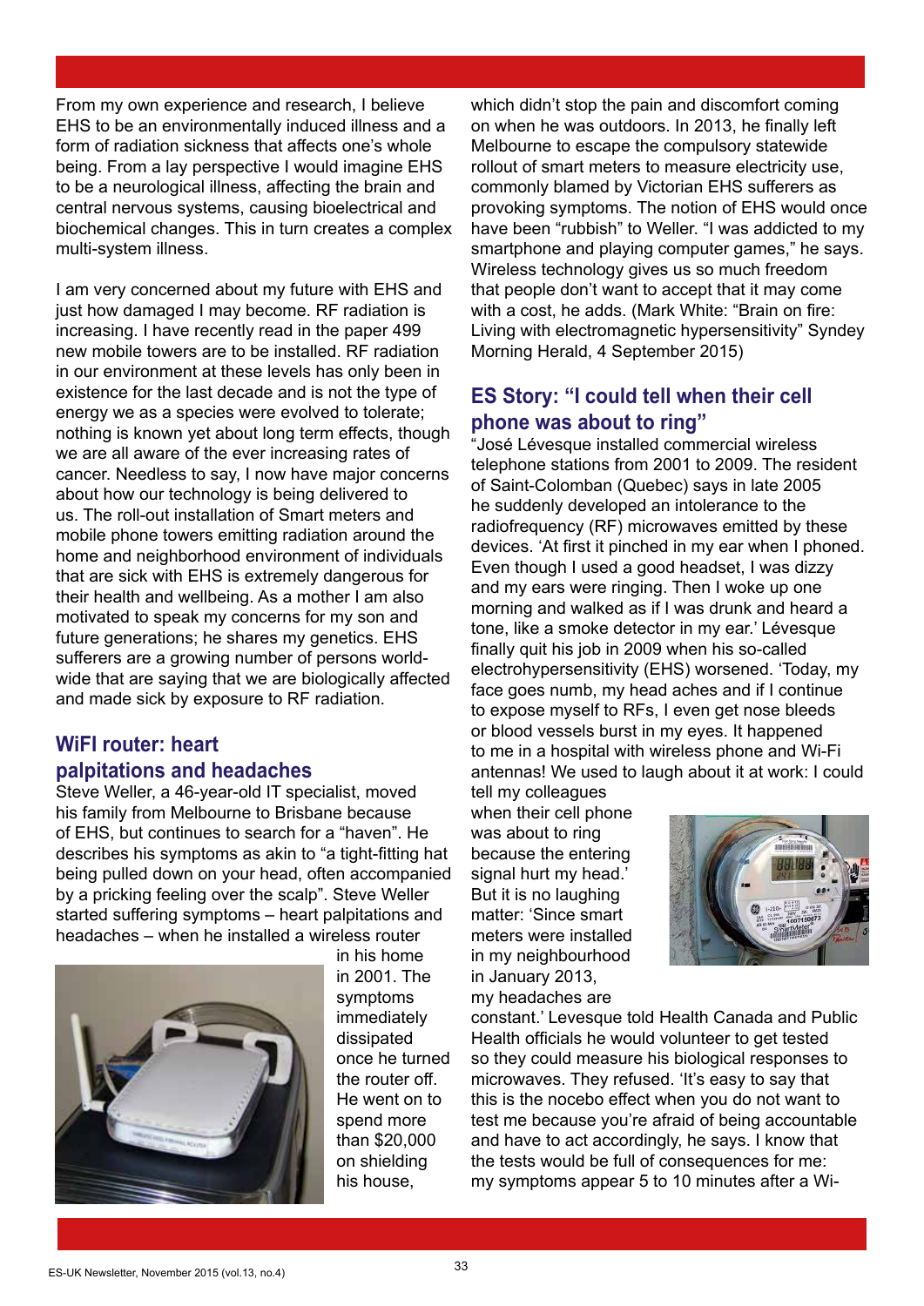From my own experience and research, I believe EHS to be an environmentally induced illness and a form of radiation sickness that affects one's whole being. From a lay perspective I would imagine EHS to be a neurological illness, affecting the brain and central nervous systems, causing bioelectrical and biochemical changes. This in turn creates a complex multi-system illness.

I am very concerned about my future with EHS and just how damaged I may become. RF radiation is increasing. I have recently read in the paper 499 new mobile towers are to be installed. RF radiation in our environment at these levels has only been in existence for the last decade and is not the type of energy we as a species were evolved to tolerate; nothing is known yet about long term effects, though we are all aware of the ever increasing rates of cancer. Needless to say, I now have major concerns about how our technology is being delivered to us. The roll-out installation of Smart meters and mobile phone towers emitting radiation around the home and neighborhood environment of individuals that are sick with EHS is extremely dangerous for their health and wellbeing. As a mother I am also motivated to speak my concerns for my son and future generations; he shares my genetics. EHS sufferers are a growing number of persons world-wide that are saying that we are biologically affected and made sick by exposure to RF radiation.

## WiFI router: heart palpitations and headaches

Steve Weller, a 46-year-old IT specialist, moved his family from Melbourne to Brisbane because of EHS, but continues to search for a "haven". He describes his symptoms as akin to "a tight-fitting hat being pulled down on your head, often accompanied by a pricking feeling over the scalp". Steve Weller started suffering symptoms – heart palpitations and headaches – when he installed a wireless router in his home in 2001. The symptoms immediately dissipated once he turned the router off. He went on to spend more than $20,000 on shielding his house, which didn't stop the pain and discomfort coming on when he was outdoors. In 2013, he finally left Melbourne to escape the compulsory statewide rollout of smart meters to measure electricity use, commonly blamed by Victorian EHS sufferers as provoking symptoms. The notion of EHS would once have been "rubbish" to Weller. "I was addicted to my smartphone and playing computer games," he says. Wireless technology gives us so much freedom that people don't want to accept that it may come with a cost, he adds. (Mark White: "Brain on fire: Living with electromagnetic hypersensitivity" Syndey Morning Herald, 4 September 2015)

## ES Story: "I could tell when their cell phone was about to ring"

"José Lévesque installed commercial wireless telephone stations from 2001 to 2009. The resident of Saint-Colomban (Quebec) says in late 2005 he suddenly developed an intolerance to the radiofrequency (RF) microwaves emitted by these devices. 'At first it pinched in my ear when I phoned. Even though I used a good headset, I was dizzy and my ears were ringing. Then I woke up one morning and walked as if I was drunk and heard a tone, like a smoke detector in my ear.' Lévesque finally quit his job in 2009 when his so-called electrohypersensitivity (EHS) worsened. 'Today, my face goes numb, my head aches and if I continue to expose myself to RFs, I even get nose bleeds or blood vessels burst in my eyes. It happened to me in a hospital with wireless phone and Wi-Fi antennas! We used to laugh about it at work: I could tell my colleagues when their cell phone was about to ring because the entering signal hurt my head.' But it is no laughing matter: 'Since smart meters were installed in my neighbourhood in January 2013, my headaches are constant.' Levesque told Health Canada and Public Health officials he would volunteer to get tested so they could measure his biological responses to microwaves. They refused. 'It's easy to say that this is the nocebo effect when you do not want to test me because you're afraid of being accountable and have to act accordingly, he says. I know that the tests would be full of consequences for me: my symptoms appear 5 to 10 minutes after a Wi-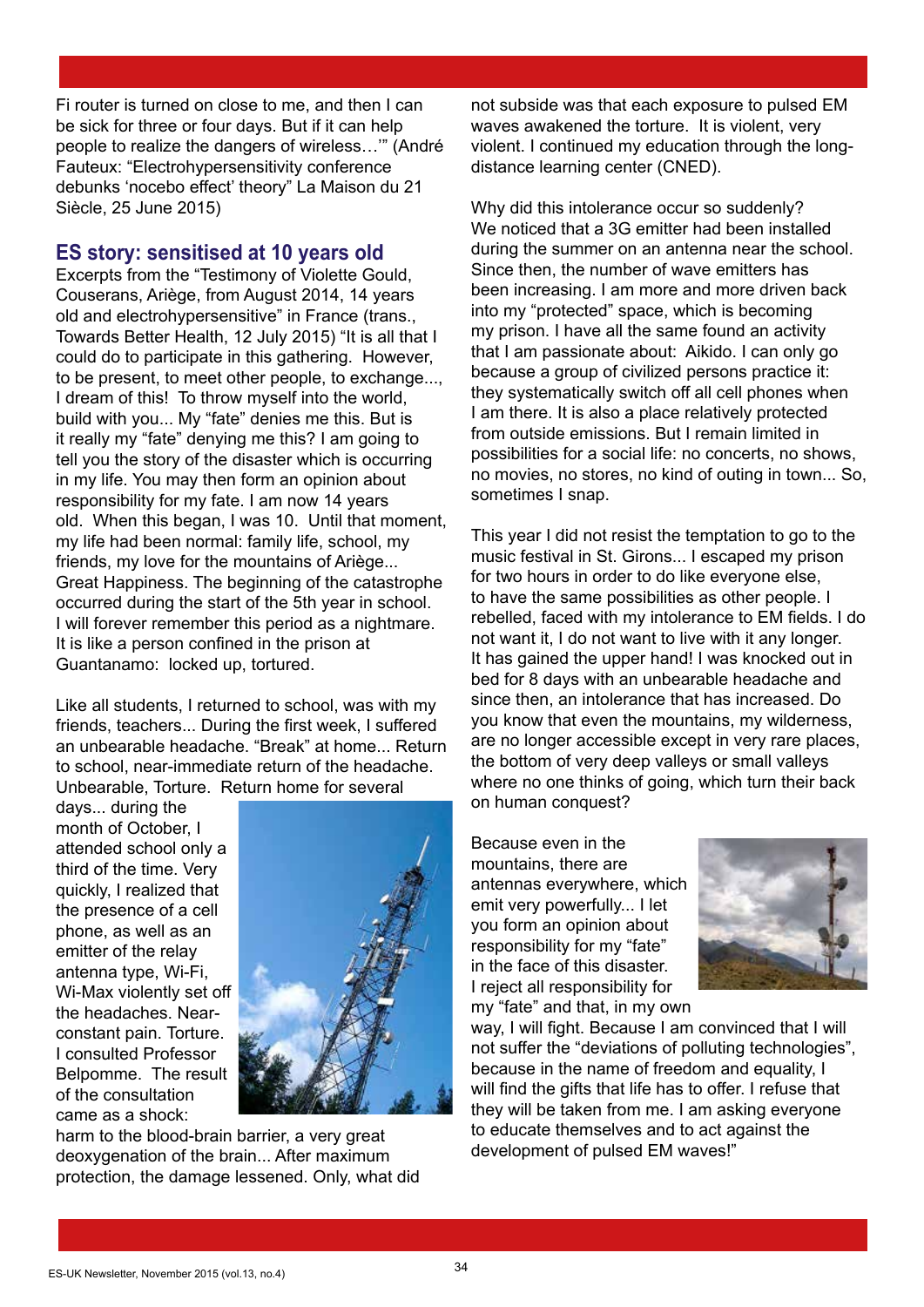Fi router is turned on close to me, and then I can be sick for three or four days. But if it can help people to realize the dangers of wireless…'" (André Fauteux: "Electrohypersensitivity conference debunks 'nocebo effect' theory" La Maison du 21 Siècle, 25 June 2015)

## ES story: sensitised at 10 years old

Excerpts from the "Testimony of Violette Gould, Couserans, Ariège, from August 2014, 14 years old and electrohypersensitive" in France (trans., Towards Better Health, 12 July 2015) "It is all that I could do to participate in this gathering. However, to be present, to meet other people, to exchange..., I dream of this! To throw myself into the world, build with you... My "fate" denies me this. But is it really my "fate" denying me this? I am going to tell you the story of the disaster which is occurring in my life. You may then form an opinion about responsibility for my fate. I am now 14 years old. When this began, I was 10. Until that moment, my life had been normal: family life, school, my friends, my love for the mountains of Ariège... Great Happiness. The beginning of the catastrophe occurred during the start of the 5th year in school. I will forever remember this period as a nightmare. It is like a person confined in the prison at Guantanamo: locked up, tortured.

Like all students, I returned to school, was with my friends, teachers... During the first week, I suffered an unbearable headache. "Break" at home... Return to school, near-immediate return of the headache. Unbearable, Torture. Return home for several days... during the month of October, I attended school only a third of the time. Very quickly, I realized that the presence of a cell phone, as well as an emitter of the relay antenna type, Wi-Fi, Wi-Max violently set off the headaches. Near-constant pain. Torture. I consulted Professor Belpomme. The result of the consultation came as a shock: harm to the blood-brain barrier, a very great deoxygenation of the brain... After maximum protection, the damage lessened. Only, what did not subside was that each exposure to pulsed EM waves awakened the torture. It is violent, very violent. I continued my education through the long-distance learning center (CNED).

Why did this intolerance occur so suddenly? We noticed that a 3G emitter had been installed during the summer on an antenna near the school. Since then, the number of wave emitters has been increasing. I am more and more driven back into my "protected" space, which is becoming my prison. I have all the same found an activity that I am passionate about: Aikido. I can only go because a group of civilized persons practice it: they systematically switch off all cell phones when I am there. It is also a place relatively protected from outside emissions. But I remain limited in possibilities for a social life: no concerts, no shows, no movies, no stores, no kind of outing in town... So, sometimes I snap.

This year I did not resist the temptation to go to the music festival in St. Girons... I escaped my prison for two hours in order to do like everyone else, to have the same possibilities as other people. I rebelled, faced with my intolerance to EM fields. I do not want it, I do not want to live with it any longer. It has gained the upper hand! I was knocked out in bed for 8 days with an unbearable headache and since then, an intolerance that has increased. Do you know that even the mountains, my wilderness, are no longer accessible except in very rare places, the bottom of very deep valleys or small valleys where no one thinks of going, which turn their back on human conquest?

Because even in the mountains, there are antennas everywhere, which emit very powerfully... I let you form an opinion about responsibility for my "fate" in the face of this disaster. I reject all responsibility for my "fate" and that, in my own way, I will fight. Because I am convinced that I will not suffer the "deviations of polluting technologies", because in the name of freedom and equality, I will find the gifts that life has to offer. I refuse that they will be taken from me. I am asking everyone to educate themselves and to act against the development of pulsed EM waves!"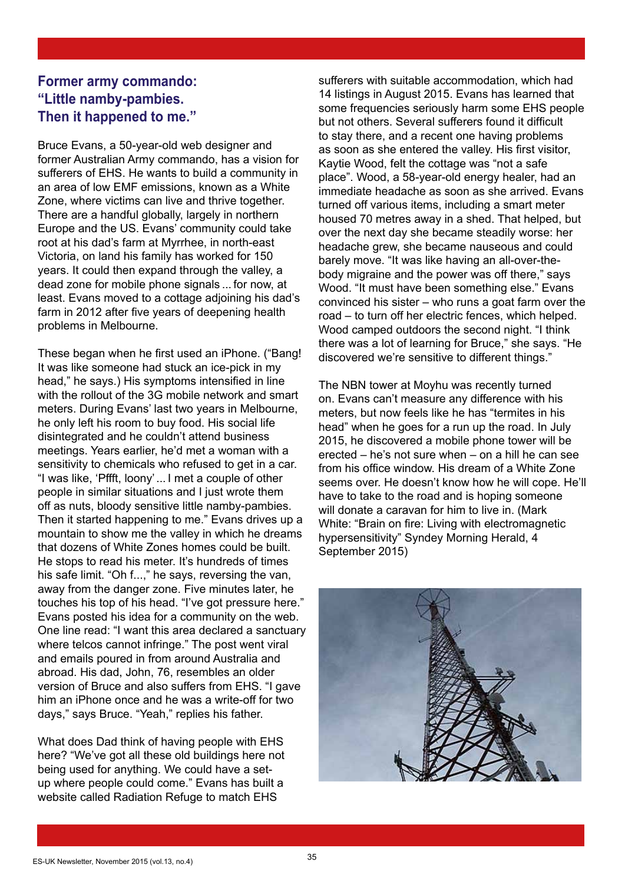## Former army commando: "Little namby-pambies. Then it happened to me."

Bruce Evans, a 50-year-old web designer and former Australian Army commando, has a vision for sufferers of EHS. He wants to build a community in an area of low EMF emissions, known as a White Zone, where victims can live and thrive together. There are a handful globally, largely in northern Europe and the US. Evans' community could take root at his dad's farm at Myrrhee, in north-east Victoria, on land his family has worked for 150 years. It could then expand through the valley, a dead zone for mobile phone signals ... for now, at least. Evans moved to a cottage adjoining his dad's farm in 2012 after five years of deepening health problems in Melbourne.

These began when he first used an iPhone. ("Bang! It was like someone had stuck an ice-pick in my head," he says.) His symptoms intensified in line with the rollout of the 3G mobile network and smart meters. During Evans' last two years in Melbourne, he only left his room to buy food. His social life disintegrated and he couldn't attend business meetings. Years earlier, he'd met a woman with a sensitivity to chemicals who refused to get in a car. "I was like, 'Pffft, loony' ... I met a couple of other people in similar situations and I just wrote them off as nuts, bloody sensitive little namby-pambies. Then it started happening to me." Evans drives up a mountain to show me the valley in which he dreams that dozens of White Zones homes could be built. He stops to read his meter. It's hundreds of times his safe limit. "Oh f...," he says, reversing the van, away from the danger zone. Five minutes later, he touches his top of his head. "I've got pressure here." Evans posted his idea for a community on the web. One line read: "I want this area declared a sanctuary where telcos cannot infringe." The post went viral and emails poured in from around Australia and abroad. His dad, John, 76, resembles an older version of Bruce and also suffers from EHS. "I gave him an iPhone once and he was a write-off for two days," says Bruce. "Yeah," replies his father.

What does Dad think of having people with EHS here? "We've got all these old buildings here not being used for anything. We could have a set-up where people could come." Evans has built a website called Radiation Refuge to match EHS sufferers with suitable accommodation, which had 14 listings in August 2015. Evans has learned that some frequencies seriously harm some EHS people but not others. Several sufferers found it difficult to stay there, and a recent one having problems as soon as she entered the valley. His first visitor, Kaytie Wood, felt the cottage was "not a safe place". Wood, a 58-year-old energy healer, had an immediate headache as soon as she arrived. Evans turned off various items, including a smart meter housed 70 metres away in a shed. That helped, but over the next day she became steadily worse: her headache grew, she became nauseous and could barely move. "It was like having an all-over-the-body migraine and the power was off there," says Wood. "It must have been something else." Evans convinced his sister – who runs a goat farm over the road – to turn off her electric fences, which helped. Wood camped outdoors the second night. "I think there was a lot of learning for Bruce," she says. "He discovered we're sensitive to different things."

The NBN tower at Moyhu was recently turned on. Evans can't measure any difference with his meters, but now feels like he has "termites in his head" when he goes for a run up the road. In July 2015, he discovered a mobile phone tower will be erected – he's not sure when – on a hill he can see from his office window. His dream of a White Zone seems over. He doesn't know how he will cope. He'll have to take to the road and is hoping someone will donate a caravan for him to live in. (Mark White: "Brain on fire: Living with electromagnetic hypersensitivity" Syndey Morning Herald, 4 September 2015)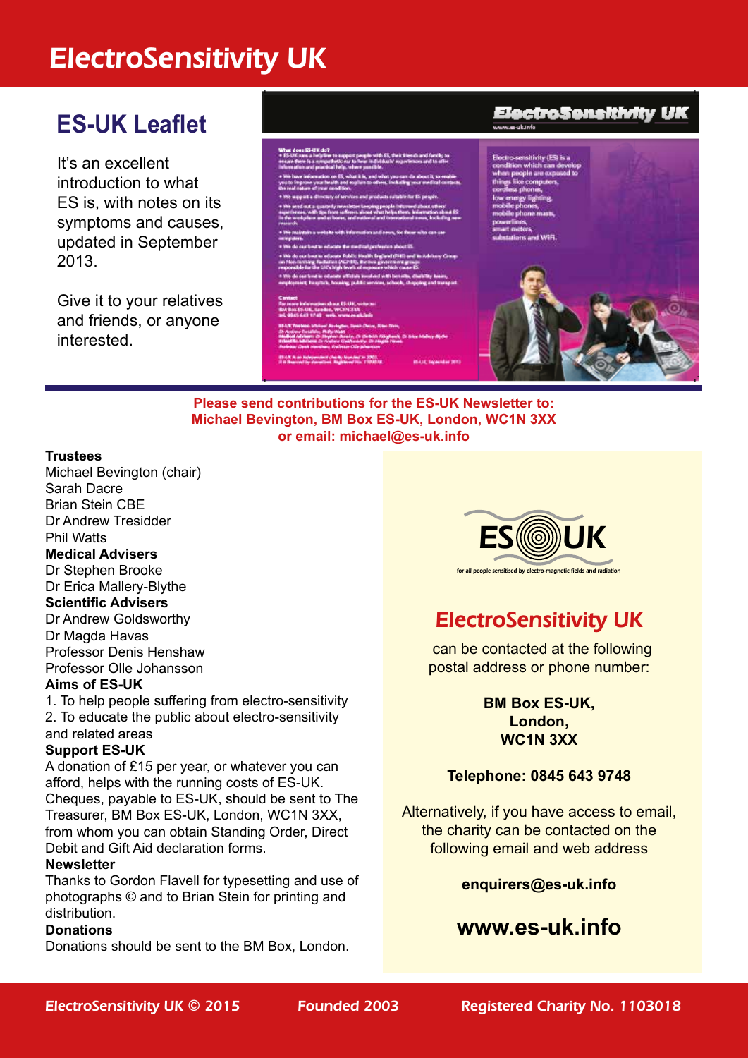# ElectroSensitivity UK

## ES-UK Leaflet

It's an excellent introduction to what ES is, with notes on its symptoms and causes, updated in September 2013.

Give it to your relatives and friends, or anyone interested.

**Please send contributions for the ES-UK Newsletter to:**
**Michael Bevington, BM Box ES-UK, London, WC1N 3XX**
**or email: michael@es-uk.info**

**Trustees**
Michael Bevington (chair)
Sarah Dacre
Brian Stein CBE
Dr Andrew Tresidder
Phil Watts

**Medical Advisers**
Dr Stephen Brooke
Dr Erica Mallery-Blythe

**Scientific Advisers**
Dr Andrew Goldsworthy
Dr Magda Havas
Professor Denis Henshaw
Professor Olle Johansson

**Aims of ES-UK**
1. To help people suffering from electro-sensitivity
2. To educate the public about electro-sensitivity and related areas

**Support ES-UK**
A donation of £15 per year, or whatever you can afford, helps with the running costs of ES-UK. Cheques, payable to ES-UK, should be sent to The Treasurer, BM Box ES-UK, London, WC1N 3XX, from whom you can obtain Standing Order, Direct Debit and Gift Aid declaration forms.

**Newsletter**
Thanks to Gordon Flavell for typesetting and use of photographs © and to Brian Stein for printing and distribution.

**Donations**
Donations should be sent to the BM Box, London.

ES UK
for all people sensitised by electro-magnetic fields and radiation

## ElectroSensitivity UK

can be contacted at the following postal address or phone number:

**BM Box ES-UK,**
**London,**
**WC1N 3XX**

**Telephone: 0845 643 9748**

Alternatively, if you have access to email, the charity can be contacted on the following email and web address

**enquirers@es-uk.info**

**www.es-uk.info**

*ElectroSensitivity UK © 2015* *Founded 2003* *Registered Charity No. 1103018*